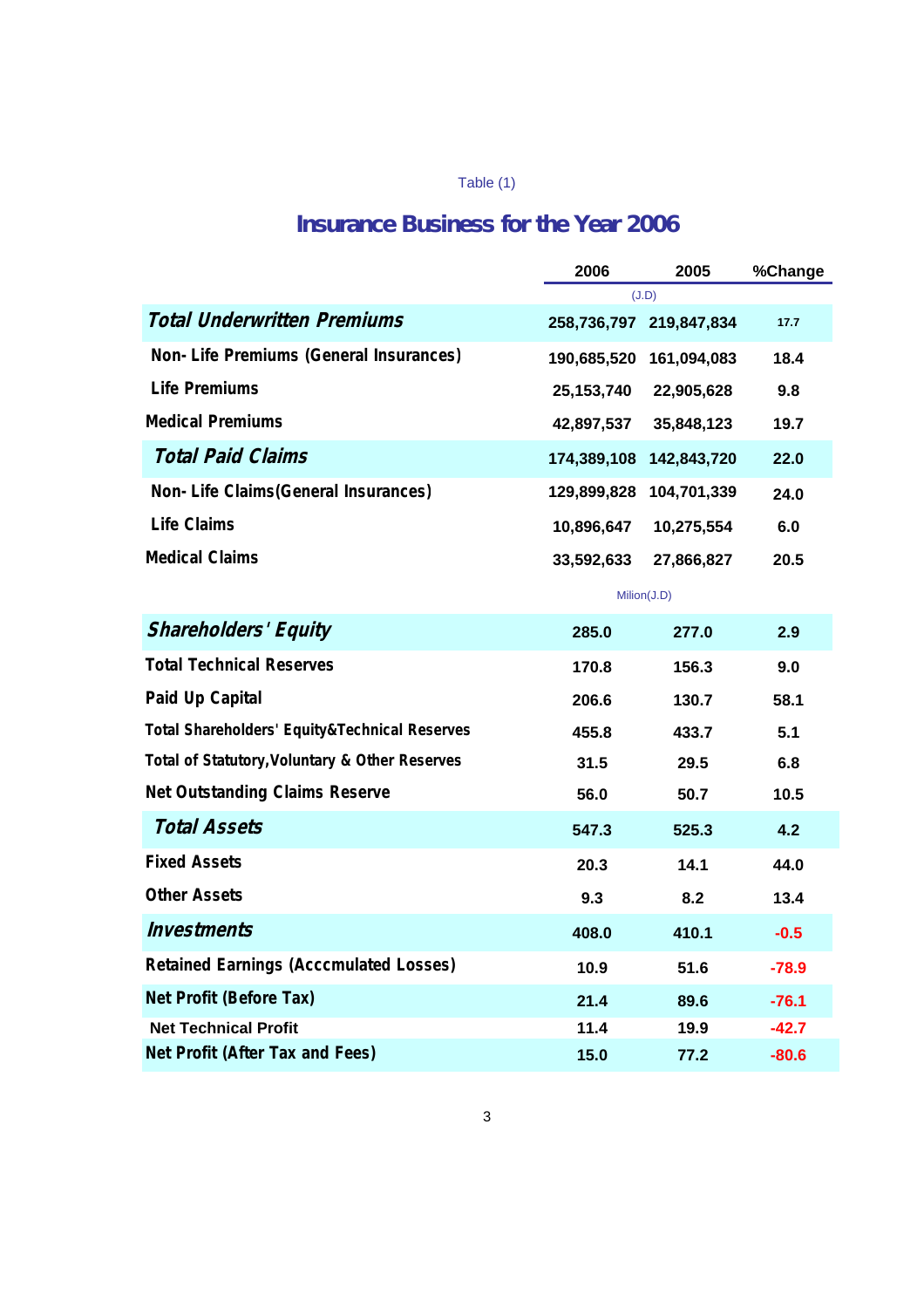Table (1)

# Insurance Business for the Year 2006

| | 2006 | 2005 | %Change |
|---|---|---|---|
| | (J.D) | | |
| ***Total Underwritten Premiums*** | 258,736,797 | 219,847,834 | 17.7 |
| **Non- Life Premiums (General Insurances)** | 190,685,520 | 161,094,083 | 18.4 |
| **Life Premiums** | 25,153,740 | 22,905,628 | 9.8 |
| **Medical Premiums** | 42,897,537 | 35,848,123 | 19.7 |
| ***Total Paid Claims*** | 174,389,108 | 142,843,720 | 22.0 |
| **Non- Life Claims(General Insurances)** | 129,899,828 | 104,701,339 | 24.0 |
| **Life Claims** | 10,896,647 | 10,275,554 | 6.0 |
| **Medical Claims** | 33,592,633 | 27,866,827 | 20.5 |
| | Milion(J.D) | | |
| ***Shareholders' Equity*** | 285.0 | 277.0 | 2.9 |
| **Total Technical Reserves** | 170.8 | 156.3 | 9.0 |
| **Paid Up Capital** | 206.6 | 130.7 | 58.1 |
| **Total Shareholders' Equity&Technical Reserves** | 455.8 | 433.7 | 5.1 |
| **Total of Statutory,Voluntary & Other Reserves** | 31.5 | 29.5 | 6.8 |
| **Net Outstanding Claims Reserve** | 56.0 | 50.7 | 10.5 |
| ***Total Assets*** | 547.3 | 525.3 | 4.2 |
| **Fixed Assets** | 20.3 | 14.1 | 44.0 |
| **Other Assets** | 9.3 | 8.2 | 13.4 |
| ***Investments*** | 408.0 | 410.1 | -0.5 |
| **Retained Earnings (Acccmulated Losses)** | 10.9 | 51.6 | -78.9 |
| **Net Profit (Before Tax)** | 21.4 | 89.6 | -76.1 |
| **Net Technical Profit** | 11.4 | 19.9 | -42.7 |
| **Net Profit (After Tax and Fees)** | 15.0 | 77.2 | -80.6 |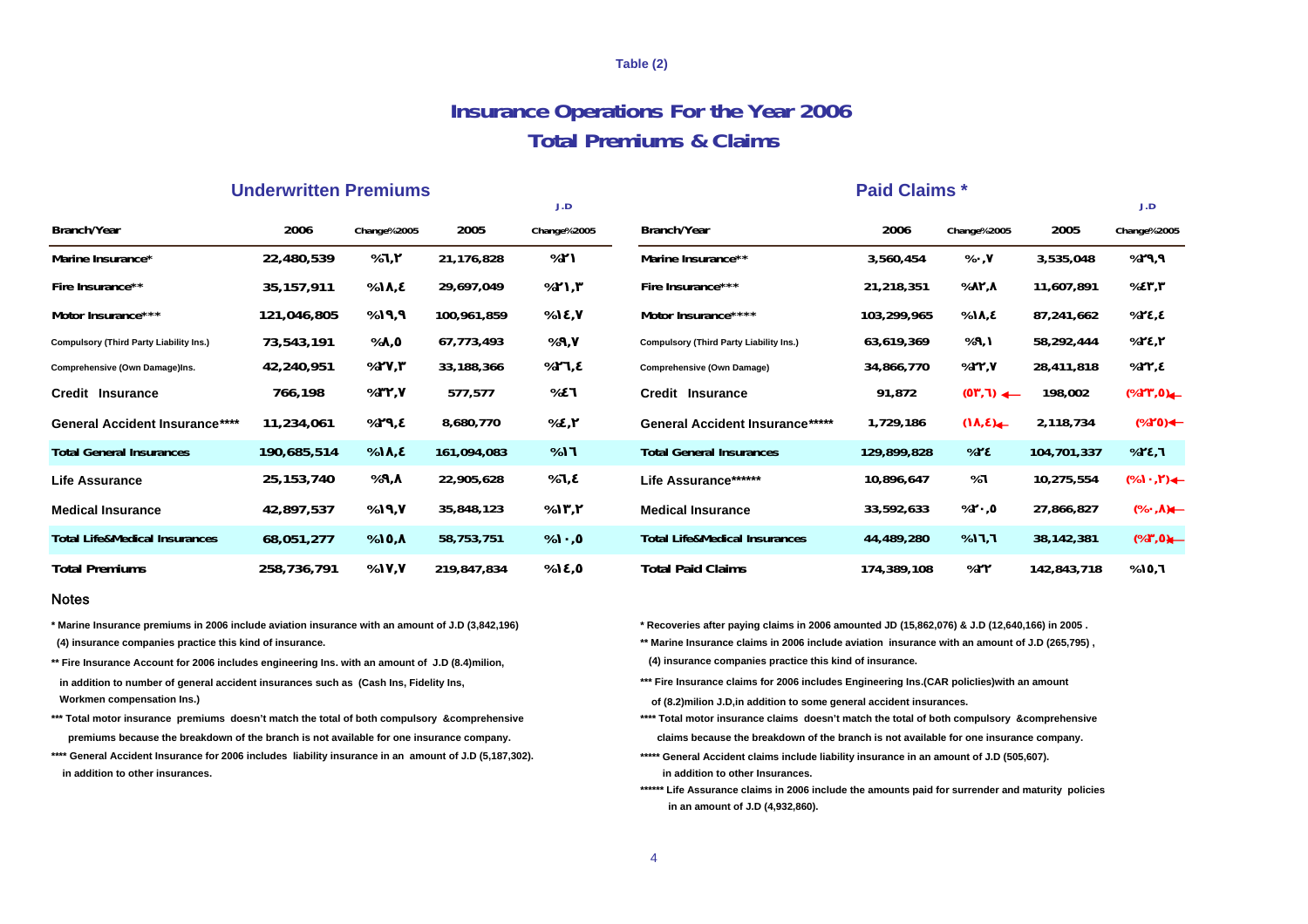Table (2)

# Insurance Operations For the Year 2006

## Total Premiums & Claims

### Underwritten Premiums

J.D

| Branch/Year | 2006 | Change%2005 | 2005 | Change%2005 |
|---|---|---|---|---|
| Marine Insurance* | 22,480,539 | %٦,٢ | 21,176,828 | %٢١ |
| Fire Insurance** | 35,157,911 | %١٨,٤ | 29,697,049 | %٢١,٣ |
| Motor Insurance*** | 121,046,805 | %١٩,٩ | 100,961,859 | %١٤,٧ |
| Compulsory (Third Party Liability Ins.) | 73,543,191 | %٨,٥ | 67,773,493 | %٩,٧ |
| Comprehensive (Own Damage)Ins. | 42,240,951 | %٢٧,٣ | 33,188,366 | %٢٦,٤ |
| Credit Insurance | 766,198 | %٣٢,٧ | 577,577 | %٤٦ |
| General Accident Insurance**** | 11,234,061 | %٢٩,٤ | 8,680,770 | %٤,٢ |
| Total General Insurances | 190,685,514 | %١٨,٤ | 161,094,083 | %١٦ |
| Life Assurance | 25,153,740 | %٩,٨ | 22,905,628 | %٦,٤ |
| Medical Insurance | 42,897,537 | %١٩,٧ | 35,848,123 | %١٣,٢ |
| Total Life&Medical Insurances | 68,051,277 | %١٥,٨ | 58,753,751 | %١٠,٥ |
| Total Premiums | 258,736,791 | %١٧,٧ | 219,847,834 | %١٤,٥ |

### Paid Claims *

J.D

| Branch/Year | 2006 | Change%2005 | 2005 | Change%2005 |
|---|---|---|---|---|
| Marine Insurance** | 3,560,454 | %٠,٧ | 3,535,048 | %٢٩,٩ |
| Fire Insurance*** | 21,218,351 | %٨٢,٨ | 11,607,891 | %٤٣,٣ |
| Motor Insurance**** | 103,299,965 | %١٨,٤ | 87,241,662 | %٢٤,٤ |
| Compulsory (Third Party Liability Ins.) | 63,619,369 | %٩,١ | 58,292,444 | %٢٤,٢ |
| Comprehensive (Own Damage) | 34,866,770 | %٢٢,٧ | 28,411,818 | %٢٢,٤ |
| Credit Insurance | 91,872 | (٥٣,٦) | 198,002 | (%٢٣,٥) |
| General Accident Insurance***** | 1,729,186 | (١٨,٤) | 2,118,734 | (%٢٥) |
| Total General Insurances | 129,899,828 | %٢٤ | 104,701,337 | %٢٤,٦ |
| Life Assurance****** | 10,896,647 | %٦ | 10,275,554 | (%١٠,٢) |
| Medical Insurance | 33,592,633 | %٢٠,٥ | 27,866,827 | (%٠,٨) |
| Total Life&Medical Insurances | 44,489,280 | %١٦,٦ | 38,142,381 | (%٣,٥) |
| Total Paid Claims | 174,389,108 | %٢٢ | 142,843,718 | %١٥,٦ |

### Notes

\* Marine Insurance premiums in 2006 include aviation insurance with an amount of J.D (3,842,196) (4) insurance companies practice this kind of insurance.

\*\* Fire Insurance Account for 2006 includes engineering Ins. with an amount of J.D (8.4)milion, in addition to number of general accident insurances such as (Cash Ins, Fidelity Ins, Workmen compensation Ins.)

\*\*\* Total motor insurance premiums doesn't match the total of both compulsory &comprehensive premiums because the breakdown of the branch is not available for one insurance company.

\*\*\*\* General Accident Insurance for 2006 includes liability insurance in an amount of J.D (5,187,302). in addition to other insurances.

\* Recoveries after paying claims in 2006 amounted JD (15,862,076) & J.D (12,640,166) in 2005 .

\*\* Marine Insurance claims in 2006 include aviation insurance with an amount of J.D (265,795) , (4) insurance companies practice this kind of insurance.

\*\*\* Fire Insurance claims for 2006 includes Engineering Ins.(CAR policlies)with an amount of (8.2)milion J.D,in addition to some general accident insurances.

\*\*\*\* Total motor insurance claims doesn't match the total of both compulsory &comprehensive claims because the breakdown of the branch is not available for one insurance company.

\*\*\*\*\* General Accident claims include liability insurance in an amount of J.D (505,607). in addition to other Insurances.

\*\*\*\*\*\* Life Assurance claims in 2006 include the amounts paid for surrender and maturity policies in an amount of J.D (4,932,860).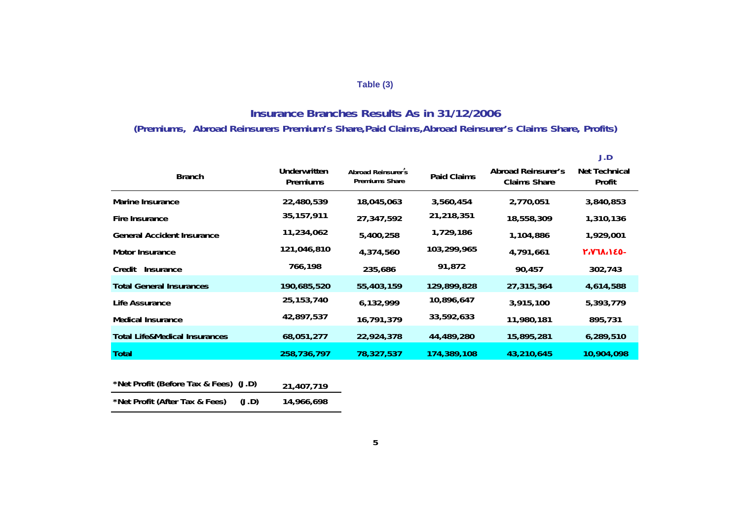Table (3)

## Insurance Branches Results As in 31/12/2006

### (Premiums, Abroad Reinsurers Premium's Share,Paid Claims,Abroad Reinsurer's Claims Share, Profits)

J.D

| Branch | Underwritten Premiums | Abroad Reinsurer's Premiums Share | Paid Claims | Abroad Reinsurer's Claims Share | Net Technical Profit |
|---|---|---|---|---|---|
| Marine Insurance | 22,480,539 | 18,045,063 | 3,560,454 | 2,770,051 | 3,840,853 |
| Fire Insurance | 35,157,911 | 27,347,592 | 21,218,351 | 18,558,309 | 1,310,136 |
| General Accident Insurance | 11,234,062 | 5,400,258 | 1,729,186 | 1,104,886 | 1,929,001 |
| Motor Insurance | 121,046,810 | 4,374,560 | 103,299,965 | 4,791,661 | ٢،٧٦٨،١٤٥- |
| Credit Insurance | 766,198 | 235,686 | 91,872 | 90,457 | 302,743 |
| **Total General Insurances** | **190,685,520** | **55,403,159** | **129,899,828** | **27,315,364** | **4,614,588** |
| Life Assurance | 25,153,740 | 6,132,999 | 10,896,647 | 3,915,100 | 5,393,779 |
| Medical Insurance | 42,897,537 | 16,791,379 | 33,592,633 | 11,980,181 | 895,731 |
| **Total Life&Medical Insurances** | **68,051,277** | **22,924,378** | **44,489,280** | **15,895,281** | **6,289,510** |
| **Total** | **258,736,797** | **78,327,537** | **174,389,108** | **43,210,645** | **10,904,098** |

| | |
|---|---|
| *Net Profit (Before Tax & Fees) (J.D) | 21,407,719 |
| *Net Profit (After Tax & Fees) (J.D) | 14,966,698 |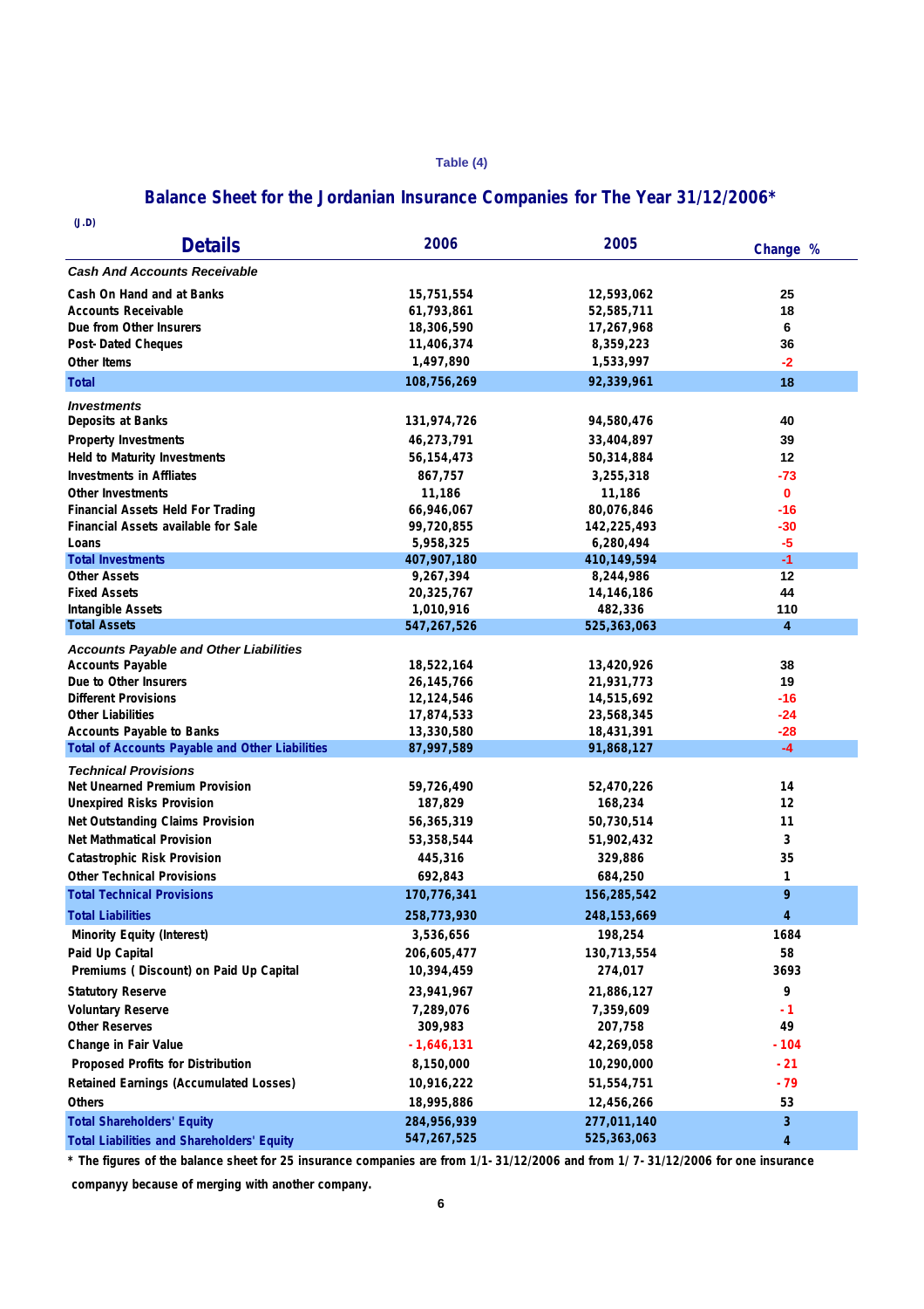Table (4)

## Balance Sheet for the Jordanian Insurance Companies for The Year 31/12/2006*

(J.D)

| Details | 2006 | 2005 | Change % |
|---|---|---|---|
| *Cash And Accounts Receivable* | | | |
| Cash On Hand and at Banks | 15,751,554 | 12,593,062 | 25 |
| Accounts Receivable | 61,793,861 | 52,585,711 | 18 |
| Due from Other Insurers | 18,306,590 | 17,267,968 | 6 |
| Post- Dated Cheques | 11,406,374 | 8,359,223 | 36 |
| Other Items | 1,497,890 | 1,533,997 | -2 |
| **Total** | **108,756,269** | **92,339,961** | **18** |
| *Investments* | | | |
| Deposits at Banks | 131,974,726 | 94,580,476 | 40 |
| Property Investments | 46,273,791 | 33,404,897 | 39 |
| Held to Maturity Investments | 56,154,473 | 50,314,884 | 12 |
| Investments in Affliates | 867,757 | 3,255,318 | -73 |
| Other Investments | 11,186 | 11,186 | 0 |
| Financial Assets Held For Trading | 66,946,067 | 80,076,846 | -16 |
| Financial Assets available for Sale | 99,720,855 | 142,225,493 | -30 |
| Loans | 5,958,325 | 6,280,494 | -5 |
| **Total Investments** | **407,907,180** | **410,149,594** | **-1** |
| Other Assets | 9,267,394 | 8,244,986 | 12 |
| Fixed Assets | 20,325,767 | 14,146,186 | 44 |
| Intangible Assets | 1,010,916 | 482,336 | 110 |
| **Total Assets** | **547,267,526** | **525,363,063** | **4** |
| *Accounts Payable and Other Liabilities* | | | |
| Accounts Payable | 18,522,164 | 13,420,926 | 38 |
| Due to Other Insurers | 26,145,766 | 21,931,773 | 19 |
| Different Provisions | 12,124,546 | 14,515,692 | -16 |
| Other Liabilities | 17,874,533 | 23,568,345 | -24 |
| Accounts Payable to Banks | 13,330,580 | 18,431,391 | -28 |
| **Total of Accounts Payable and Other Liabilities** | **87,997,589** | **91,868,127** | **-4** |
| *Technical Provisions* | | | |
| Net Unearned Premium Provision | 59,726,490 | 52,470,226 | 14 |
| Unexpired Risks Provision | 187,829 | 168,234 | 12 |
| Net Outstanding Claims Provision | 56,365,319 | 50,730,514 | 11 |
| Net Mathmatical Provision | 53,358,544 | 51,902,432 | 3 |
| Catastrophic Risk Provision | 445,316 | 329,886 | 35 |
| Other Technical Provisions | 692,843 | 684,250 | 1 |
| **Total Technical Provisions** | **170,776,341** | **156,285,542** | **9** |
| **Total Liabilities** | **258,773,930** | **248,153,669** | **4** |
| Minority Equity (Interest) | 3,536,656 | 198,254 | 1684 |
| Paid Up Capital | 206,605,477 | 130,713,554 | 58 |
| Premiums ( Discount) on Paid Up Capital | 10,394,459 | 274,017 | 3693 |
| Statutory Reserve | 23,941,967 | 21,886,127 | 9 |
| Voluntary Reserve | 7,289,076 | 7,359,609 | - 1 |
| Other Reserves | 309,983 | 207,758 | 49 |
| Change in Fair Value | - 1,646,131 | 42,269,058 | - 104 |
| Proposed Profits for Distribution | 8,150,000 | 10,290,000 | - 21 |
| Retained Earnings (Accumulated Losses) | 10,916,222 | 51,554,751 | - 79 |
| Others | 18,995,886 | 12,456,266 | 53 |
| **Total Shareholders' Equity** | **284,956,939** | **277,011,140** | **3** |
| **Total Liabilities and Shareholders' Equity** | **547,267,525** | **525,363,063** | **4** |

* The figures of the balance sheet for 25 insurance companies are from 1/1- 31/12/2006 and from 1/ 7- 31/12/2006 for one insurance companyy because of merging with another company.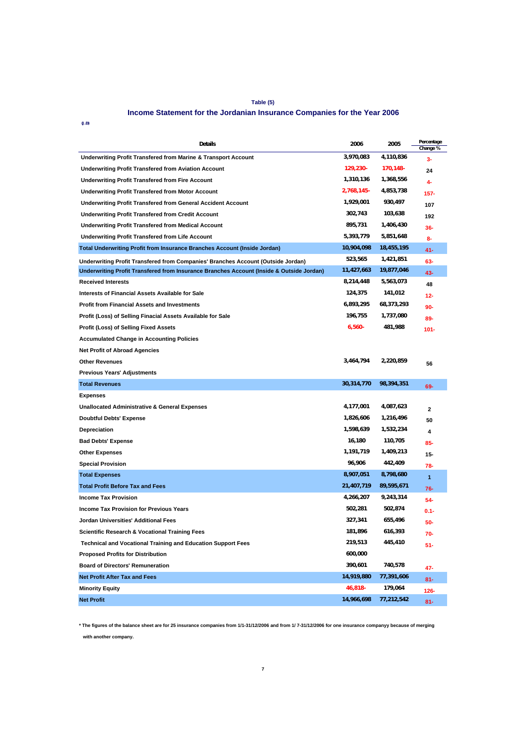**Table (5)**

## Income Statement for the Jordanian Insurance Companies for the Year 2006

(J.D)

| Details | 2006 | 2005 | Percentage Change % |
|---|---|---|---|
| Underwriting Profit Transfered from Marine & Transport Account | 3,970,083 | 4,110,836 | 3- |
| Underwriting Profit Transfered from Aviation Account | 129,230- | 170,148- | 24 |
| Underwriting Profit Transfered from Fire Account | 1,310,136 | 1,368,556 | 4- |
| Underwriting Profit Transfered from Motor Account | 2,768,145- | 4,853,738 | 157- |
| Underwriting Profit Transfered from General Accident Account | 1,929,001 | 930,497 | 107 |
| Underwriting Profit Transfered from Credit Account | 302,743 | 103,638 | 192 |
| Underwriting Profit Transfered from Medical Account | 895,731 | 1,406,430 | 36- |
| Underwriting Profit Transfered from Life Account | 5,393,779 | 5,851,648 | 8- |
| **Total Underwriting Profit from Insurance Branches Account (Inside Jordan)** | 10,904,098 | 18,455,195 | 41- |
| Underwriting Profit Transfered from Companies' Branches Account (Outside Jordan) | 523,565 | 1,421,851 | 63- |
| **Underwriting Profit Transfered from Insurance Branches Account (Inside & Outside Jordan)** | 11,427,663 | 19,877,046 | 43- |
| Received Interests | 8,214,448 | 5,563,073 | 48 |
| Interests of Financial Assets Available for Sale | 124,375 | 141,012 | 12- |
| Profit from Financial Assets and Investments | 6,893,295 | 68,373,293 | 90- |
| Profit (Loss) of Selling Finacial Assets Available for Sale | 196,755 | 1,737,080 | 89- |
| Profit (Loss) of Selling Fixed Assets | 6,560- | 481,988 | 101- |
| Accumulated Change in Accounting Policies | | | |
| Net Profit of Abroad Agencies | | | |
| Other Revenues | 3,464,794 | 2,220,859 | 56 |
| Previous Years' Adjustments | | | |
| **Total Revenues** | 30,314,770 | 98,394,351 | 69- |
| Expenses | | | |
| Unallocated Administrative & General Expenses | 4,177,001 | 4,087,623 | 2 |
| Doubtful Debts' Expense | 1,826,606 | 1,216,496 | 50 |
| Depreciation | 1,598,639 | 1,532,234 | 4 |
| Bad Debts' Expense | 16,180 | 110,705 | 85- |
| Other Expenses | 1,191,719 | 1,409,213 | 15- |
| Special Provision | 96,906 | 442,409 | 78- |
| **Total Expenses** | 8,907,051 | 8,798,680 | 1 |
| **Total Profit Before Tax and Fees** | 21,407,719 | 89,595,671 | 76- |
| Income Tax Provision | 4,266,207 | 9,243,314 | 54- |
| Income Tax Provision for Previous Years | 502,281 | 502,874 | 0.1- |
| Jordan Universities' Additional Fees | 327,341 | 655,496 | 50- |
| Scientific Research & Vocational Training Fees | 181,896 | 616,393 | 70- |
| Technical and Vocational Training and Education Support Fees | 219,513 | 445,410 | 51- |
| Proposed Profits for Distribution | 600,000 | | |
| Board of Directors' Remuneration | 390,601 | 740,578 | 47- |
| **Net Profit After Tax and Fees** | 14,919,880 | 77,391,606 | 81- |
| Minority Equity | 46,818- | 179,064 | 126- |
| **Net Profit** | 14,966,698 | 77,212,542 | 81- |

* The figures of the balance sheet are for 25 insurance companies from 1/1-31/12/2006 and from 1/ 7-31/12/2006 for one insurance companyy because of merging with another company.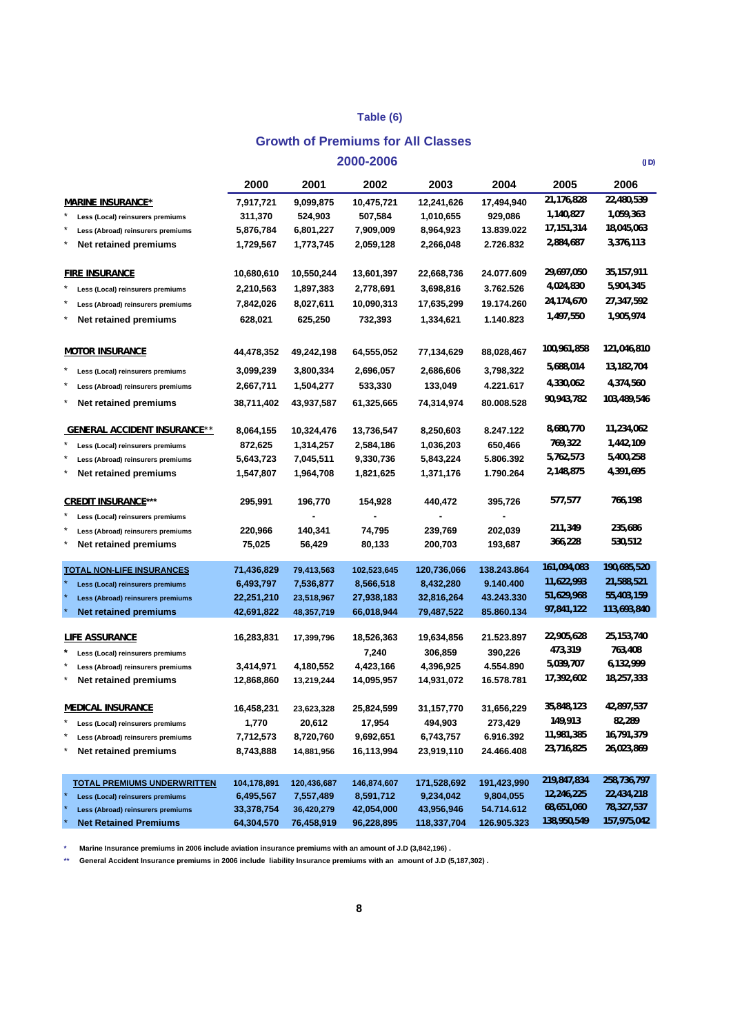## Table (6)

## Growth of Premiums for All Classes

### 2000-2006

(JD)

| | 2000 | 2001 | 2002 | 2003 | 2004 | 2005 | 2006 |
|---|---|---|---|---|---|---|---|
| **MARINE INSURANCE*** | 7,917,721 | 9,099,875 | 10,475,721 | 12,241,626 | 17,494,940 | 21,176,828 | 22,480,539 |
| * Less (Local) reinsurers premiums | 311,370 | 524,903 | 507,584 | 1,010,655 | 929,086 | 1,140,827 | 1,059,363 |
| * Less (Abroad) reinsurers premiums | 5,876,784 | 6,801,227 | 7,909,009 | 8,964,923 | 13.839.022 | 17,151,314 | 18,045,063 |
| * Net retained premiums | 1,729,567 | 1,773,745 | 2,059,128 | 2,266,048 | 2.726.832 | 2,884,687 | 3,376,113 |
| **FIRE INSURANCE** | 10,680,610 | 10,550,244 | 13,601,397 | 22,668,736 | 24.077.609 | 29,697,050 | 35,157,911 |
| * Less (Local) reinsurers premiums | 2,210,563 | 1,897,383 | 2,778,691 | 3,698,816 | 3.762.526 | 4,024,830 | 5,904,345 |
| * Less (Abroad) reinsurers premiums | 7,842,026 | 8,027,611 | 10,090,313 | 17,635,299 | 19.174.260 | 24,174,670 | 27,347,592 |
| * Net retained premiums | 628,021 | 625,250 | 732,393 | 1,334,621 | 1.140.823 | 1,497,550 | 1,905,974 |
| **MOTOR INSURANCE** | 44,478,352 | 49,242,198 | 64,555,052 | 77,134,629 | 88,028,467 | 100,961,858 | 121,046,810 |
| * Less (Local) reinsurers premiums | 3,099,239 | 3,800,334 | 2,696,057 | 2,686,606 | 3,798,322 | 5,688,014 | 13,182,704 |
| * Less (Abroad) reinsurers premiums | 2,667,711 | 1,504,277 | 533,330 | 133,049 | 4.221.617 | 4,330,062 | 4,374,560 |
| * Net retained premiums | 38,711,402 | 43,937,587 | 61,325,665 | 74,314,974 | 80.008.528 | 90,943,782 | 103,489,546 |
| **GENERAL ACCIDENT INSURANCE**** | 8,064,155 | 10,324,476 | 13,736,547 | 8,250,603 | 8.247.122 | 8,680,770 | 11,234,062 |
| * Less (Local) reinsurers premiums | 872,625 | 1,314,257 | 2,584,186 | 1,036,203 | 650,466 | 769,322 | 1,442,109 |
| * Less (Abroad) reinsurers premiums | 5,643,723 | 7,045,511 | 9,330,736 | 5,843,224 | 5.806.392 | 5,762,573 | 5,400,258 |
| * Net retained premiums | 1,547,807 | 1,964,708 | 1,821,625 | 1,371,176 | 1.790.264 | 2,148,875 | 4,391,695 |
| **CREDIT INSURANCE***** | 295,991 | 196,770 | 154,928 | 440,472 | 395,726 | 577,577 | 766,198 |
| * Less (Local) reinsurers premiums | | - | - | - | - | | |
| * Less (Abroad) reinsurers premiums | 220,966 | 140,341 | 74,795 | 239,769 | 202,039 | 211,349 | 235,686 |
| * Net retained premiums | 75,025 | 56,429 | 80,133 | 200,703 | 193,687 | 366,228 | 530,512 |
| **TOTAL NON-LIFE INSURANCES** | 71,436,829 | 79,413,563 | 102,523,645 | 120,736,066 | 138.243.864 | 161,094,083 | 190,685,520 |
| * Less (Local) reinsurers premiums | 6,493,797 | 7,536,877 | 8,566,518 | 8,432,280 | 9.140.400 | 11,622,993 | 21,588,521 |
| * Less (Abroad) reinsurers premiums | 22,251,210 | 23,518,967 | 27,938,183 | 32,816,264 | 43.243.330 | 51,629,968 | 55,403,159 |
| * Net retained premiums | 42,691,822 | 48,357,719 | 66,018,944 | 79,487,522 | 85.860.134 | 97,841,122 | 113,693,840 |
| **LIFE ASSURANCE** | 16,283,831 | 17,399,796 | 18,526,363 | 19,634,856 | 21.523.897 | 22,905,628 | 25,153,740 |
| * Less (Local) reinsurers premiums | | | 7,240 | 306,859 | 390,226 | 473,319 | 763,408 |
| * Less (Abroad) reinsurers premiums | 3,414,971 | 4,180,552 | 4,423,166 | 4,396,925 | 4.554.890 | 5,039,707 | 6,132,999 |
| * Net retained premiums | 12,868,860 | 13,219,244 | 14,095,957 | 14,931,072 | 16.578.781 | 17,392,602 | 18,257,333 |
| **MEDICAL INSURANCE** | 16,458,231 | 23,623,328 | 25,824,599 | 31,157,770 | 31,656,229 | 35,848,123 | 42,897,537 |
| * Less (Local) reinsurers premiums | 1,770 | 20,612 | 17,954 | 494,903 | 273,429 | 149,913 | 82,289 |
| * Less (Abroad) reinsurers premiums | 7,712,573 | 8,720,760 | 9,692,651 | 6,743,757 | 6.916.392 | 11,981,385 | 16,791,379 |
| * Net retained premiums | 8,743,888 | 14,881,956 | 16,113,994 | 23,919,110 | 24.466.408 | 23,716,825 | 26,023,869 |
| **TOTAL PREMIUMS UNDERWRITTEN** | 104,178,891 | 120,436,687 | 146,874,607 | 171,528,692 | 191,423,990 | 219,847,834 | 258,736,797 |
| * Less (Local) reinsurers premiums | 6,495,567 | 7,557,489 | 8,591,712 | 9,234,042 | 9,804,055 | 12,246,225 | 22,434,218 |
| * Less (Abroad) reinsurers premiums | 33,378,754 | 36,420,279 | 42,054,000 | 43,956,946 | 54.714.612 | 68,651,060 | 78,327,537 |
| * Net Retained Premiums | 64,304,570 | 76,458,919 | 96,228,895 | 118,337,704 | 126.905.323 | 138,950,549 | 157,975,042 |

\* Marine Insurance premiums in 2006 include aviation insurance premiums with an amount of J.D (3,842,196) .

** General Accident Insurance premiums in 2006 include liability Insurance premiums with an amount of J.D (5,187,302) .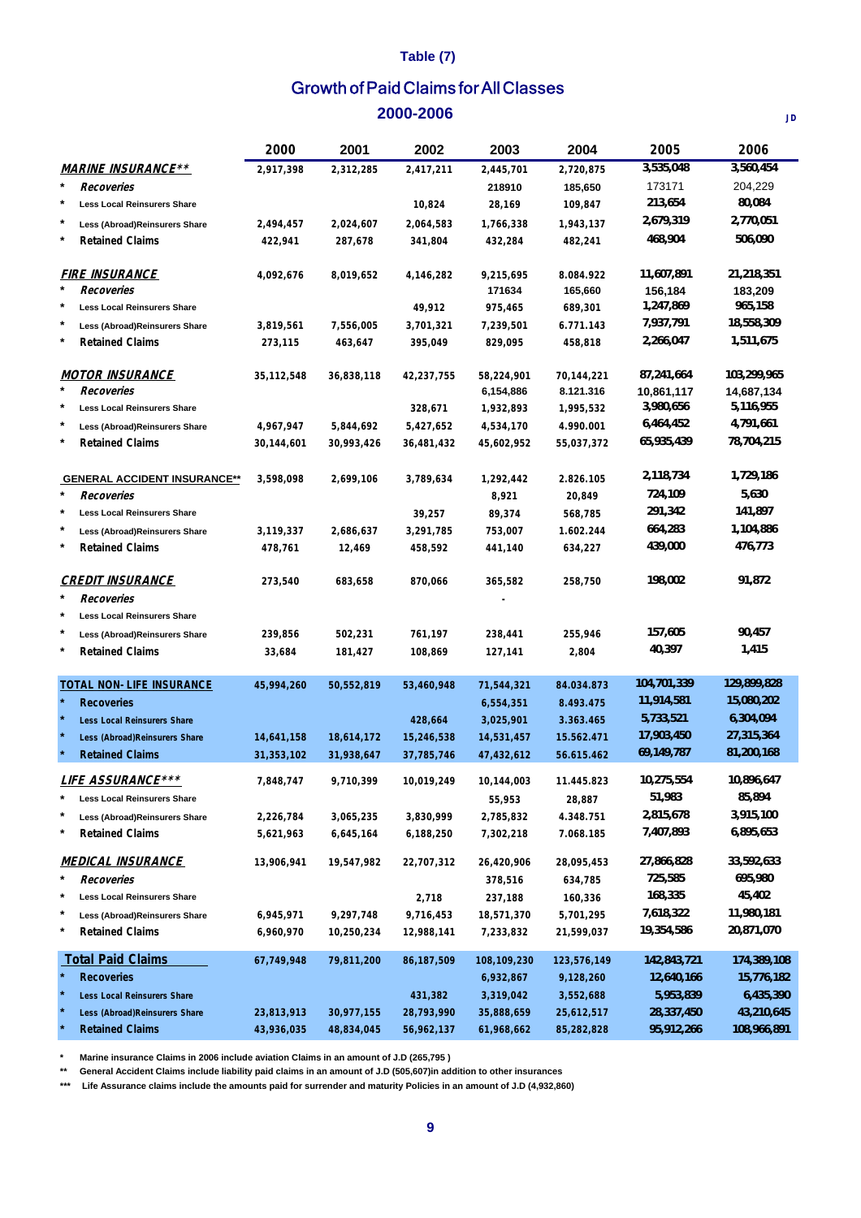**Table (7)**

## Growth of Paid Claims for All Classes

## 2000-2006

JD

| | 2000 | 2001 | 2002 | 2003 | 2004 | 2005 | 2006 |
|---|---|---|---|---|---|---|---|
| ***MARINE INSURANCE*\*** | 2,917,398 | 2,312,285 | 2,417,211 | 2,445,701 | 2,720,875 | 3,535,048 | 3,560,454 |
| * ***Recoveries*** | | | | 218910 | 185,650 | 173171 | 204,229 |
| * **Less Local Reinsurers Share** | | | 10,824 | 28,169 | 109,847 | 213,654 | 80,084 |
| * **Less (Abroad)Reinsurers Share** | 2,494,457 | 2,024,607 | 2,064,583 | 1,766,338 | 1,943,137 | 2,679,319 | 2,770,051 |
| * **Retained Claims** | 422,941 | 287,678 | 341,804 | 432,284 | 482,241 | 468,904 | 506,090 |
| ***FIRE INSURANCE*** | 4,092,676 | 8,019,652 | 4,146,282 | 9,215,695 | 8.084.922 | 11,607,891 | 21,218,351 |
| * ***Recoveries*** | | | | 171634 | 165,660 | 156,184 | 183,209 |
| * **Less Local Reinsurers Share** | | | 49,912 | 975,465 | 689,301 | 1,247,869 | 965,158 |
| * **Less (Abroad)Reinsurers Share** | 3,819,561 | 7,556,005 | 3,701,321 | 7,239,501 | 6.771.143 | 7,937,791 | 18,558,309 |
| * **Retained Claims** | 273,115 | 463,647 | 395,049 | 829,095 | 458,818 | 2,266,047 | 1,511,675 |
| ***MOTOR INSURANCE*** | 35,112,548 | 36,838,118 | 42,237,755 | 58,224,901 | 70,144,221 | 87,241,664 | 103,299,965 |
| * ***Recoveries*** | | | | 6,154,886 | 8.121.316 | 10,861,117 | 14,687,134 |
| * **Less Local Reinsurers Share** | | | 328,671 | 1,932,893 | 1,995,532 | 3,980,656 | 5,116,955 |
| * **Less (Abroad)Reinsurers Share** | 4,967,947 | 5,844,692 | 5,427,652 | 4,534,170 | 4.990.001 | 6,464,452 | 4,791,661 |
| * **Retained Claims** | 30,144,601 | 30,993,426 | 36,481,432 | 45,602,952 | 55,037,372 | 65,935,439 | 78,704,215 |
| **GENERAL ACCIDENT INSURANCE\*\*** | 3,598,098 | 2,699,106 | 3,789,634 | 1,292,442 | 2.826.105 | 2,118,734 | 1,729,186 |
| * ***Recoveries*** | | | | 8,921 | 20,849 | 724,109 | 5,630 |
| * **Less Local Reinsurers Share** | | | 39,257 | 89,374 | 568,785 | 291,342 | 141,897 |
| * **Less (Abroad)Reinsurers Share** | 3,119,337 | 2,686,637 | 3,291,785 | 753,007 | 1.602.244 | 664,283 | 1,104,886 |
| * **Retained Claims** | 478,761 | 12,469 | 458,592 | 441,140 | 634,227 | 439,000 | 476,773 |
| ***CREDIT INSURANCE*** | 273,540 | 683,658 | 870,066 | 365,582 | 258,750 | 198,002 | 91,872 |
| * ***Recoveries*** | | | | - | | | |
| * **Less Local Reinsurers Share** | | | | | | | |
| * **Less (Abroad)Reinsurers Share** | 239,856 | 502,231 | 761,197 | 238,441 | 255,946 | 157,605 | 90,457 |
| * **Retained Claims** | 33,684 | 181,427 | 108,869 | 127,141 | 2,804 | 40,397 | 1,415 |
| **TOTAL NON- LIFE INSURANCE** | 45,994,260 | 50,552,819 | 53,460,948 | 71,544,321 | 84.034.873 | 104,701,339 | 129,899,828 |
| * **Recoveries** | | | | 6,554,351 | 8.493.475 | 11,914,581 | 15,080,202 |
| * **Less Local Reinsurers Share** | | | 428,664 | 3,025,901 | 3.363.465 | 5,733,521 | 6,304,094 |
| * **Less (Abroad)Reinsurers Share** | 14,641,158 | 18,614,172 | 15,246,538 | 14,531,457 | 15.562.471 | 17,903,450 | 27,315,364 |
| * **Retained Claims** | 31,353,102 | 31,938,647 | 37,785,746 | 47,432,612 | 56.615.462 | 69,149,787 | 81,200,168 |
| ***LIFE ASSURANCE**\*** | 7,848,747 | 9,710,399 | 10,019,249 | 10,144,003 | 11.445.823 | 10,275,554 | 10,896,647 |
| * **Less Local Reinsurers Share** | | | | 55,953 | 28,887 | 51,983 | 85,894 |
| * **Less (Abroad)Reinsurers Share** | 2,226,784 | 3,065,235 | 3,830,999 | 2,785,832 | 4.348.751 | 2,815,678 | 3,915,100 |
| * **Retained Claims** | 5,621,963 | 6,645,164 | 6,188,250 | 7,302,218 | 7.068.185 | 7,407,893 | 6,895,653 |
| ***MEDICAL INSURANCE*** | 13,906,941 | 19,547,982 | 22,707,312 | 26,420,906 | 28,095,453 | 27,866,828 | 33,592,633 |
| * ***Recoveries*** | | | | 378,516 | 634,785 | 725,585 | 695,980 |
| * **Less Local Reinsurers Share** | | | 2,718 | 237,188 | 160,336 | 168,335 | 45,402 |
| * **Less (Abroad)Reinsurers Share** | 6,945,971 | 9,297,748 | 9,716,453 | 18,571,370 | 5,701,295 | 7,618,322 | 11,980,181 |
| * **Retained Claims** | 6,960,970 | 10,250,234 | 12,988,141 | 7,233,832 | 21,599,037 | 19,354,586 | 20,871,070 |
| **Total Paid Claims** | 67,749,948 | 79,811,200 | 86,187,509 | 108,109,230 | 123,576,149 | 142,843,721 | 174,389,108 |
| * **Recoveries** | | | | 6,932,867 | 9,128,260 | 12,640,166 | 15,776,182 |
| * **Less Local Reinsurers Share** | | | 431,382 | 3,319,042 | 3,552,688 | 5,953,839 | 6,435,390 |
| * **Less (Abroad)Reinsurers Share** | 23,813,913 | 30,977,155 | 28,793,990 | 35,888,659 | 25,612,517 | 28,337,450 | 43,210,645 |
| * **Retained Claims** | 43,936,035 | 48,834,045 | 56,962,137 | 61,968,662 | 85,282,828 | 95,912,266 | 108,966,891 |

\* Marine insurance Claims in 2006 include aviation Claims in an amount of J.D (265,795 )

\*\* General Accident Claims include liability paid claims in an amount of J.D (505,607)in addition to other insurances

\*\*\* Life Assurance claims include the amounts paid for surrender and maturity Policies in an amount of J.D (4,932,860)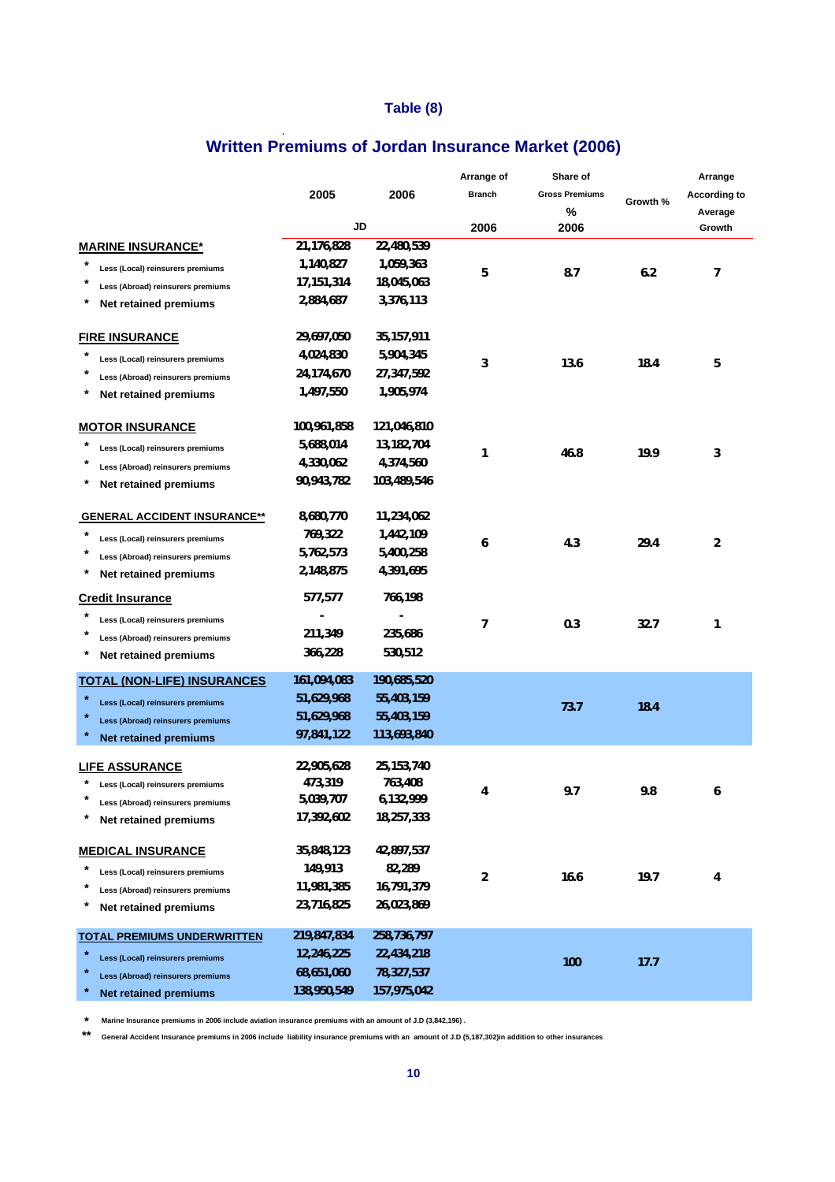## Table (8)

# Written Premiums of Jordan Insurance Market (2006)

| | 2005 | 2006 | Arrange of Branch | Share of Gross Premiums % | Growth % | Arrange According to Average Growth |
|---|---|---|---|---|---|---|
| | JD | | 2006 | 2006 | | |
| **MARINE INSURANCE*** | 21,176,828 | 22,480,539 | 5 | 8.7 | 6.2 | 7 |
| * Less (Local) reinsurers premiums | 1,140,827 | 1,059,363 | | | | |
| * Less (Abroad) reinsurers premiums | 17,151,314 | 18,045,063 | | | | |
| * Net retained premiums | 2,884,687 | 3,376,113 | | | | |
| **FIRE INSURANCE** | 29,697,050 | 35,157,911 | 3 | 13.6 | 18.4 | 5 |
| * Less (Local) reinsurers premiums | 4,024,830 | 5,904,345 | | | | |
| * Less (Abroad) reinsurers premiums | 24,174,670 | 27,347,592 | | | | |
| * Net retained premiums | 1,497,550 | 1,905,974 | | | | |
| **MOTOR INSURANCE** | 100,961,858 | 121,046,810 | 1 | 46.8 | 19.9 | 3 |
| * Less (Local) reinsurers premiums | 5,688,014 | 13,182,704 | | | | |
| * Less (Abroad) reinsurers premiums | 4,330,062 | 4,374,560 | | | | |
| * Net retained premiums | 90,943,782 | 103,489,546 | | | | |
| **GENERAL ACCIDENT INSURANCE**** | 8,680,770 | 11,234,062 | 6 | 4.3 | 29.4 | 2 |
| * Less (Local) reinsurers premiums | 769,322 | 1,442,109 | | | | |
| * Less (Abroad) reinsurers premiums | 5,762,573 | 5,400,258 | | | | |
| * Net retained premiums | 2,148,875 | 4,391,695 | | | | |
| **Credit Insurance** | 577,577 | 766,198 | 7 | 0.3 | 32.7 | 1 |
| * Less (Local) reinsurers premiums | - | - | | | | |
| * Less (Abroad) reinsurers premiums | 211,349 | 235,686 | | | | |
| * Net retained premiums | 366,228 | 530,512 | | | | |
| **TOTAL (NON-LIFE) INSURANCES** | 161,094,083 | 190,685,520 | | 73.7 | 18.4 | |
| * Less (Local) reinsurers premiums | 51,629,968 | 55,403,159 | | | | |
| * Less (Abroad) reinsurers premiums | 51,629,968 | 55,403,159 | | | | |
| * Net retained premiums | 97,841,122 | 113,693,840 | | | | |
| **LIFE ASSURANCE** | 22,905,628 | 25,153,740 | 4 | 9.7 | 9.8 | 6 |
| * Less (Local) reinsurers premiums | 473,319 | 763,408 | | | | |
| * Less (Abroad) reinsurers premiums | 5,039,707 | 6,132,999 | | | | |
| * Net retained premiums | 17,392,602 | 18,257,333 | | | | |
| **MEDICAL INSURANCE** | 35,848,123 | 42,897,537 | 2 | 16.6 | 19.7 | 4 |
| * Less (Local) reinsurers premiums | 149,913 | 82,289 | | | | |
| * Less (Abroad) reinsurers premiums | 11,981,385 | 16,791,379 | | | | |
| * Net retained premiums | 23,716,825 | 26,023,869 | | | | |
| **TOTAL PREMIUMS UNDERWRITTEN** | 219,847,834 | 258,736,797 | | 100 | 17.7 | |
| * Less (Local) reinsurers premiums | 12,246,225 | 22,434,218 | | | | |
| * Less (Abroad) reinsurers premiums | 68,651,060 | 78,327,537 | | | | |
| * Net retained premiums | 138,950,549 | 157,975,042 | | | | |

\* Marine Insurance premiums in 2006 include aviation insurance premiums with an amount of J.D (3,842,196) .

** General Accident Insurance premiums in 2006 include liability insurance premiums with an amount of J.D (5,187,302)in addition to other insurances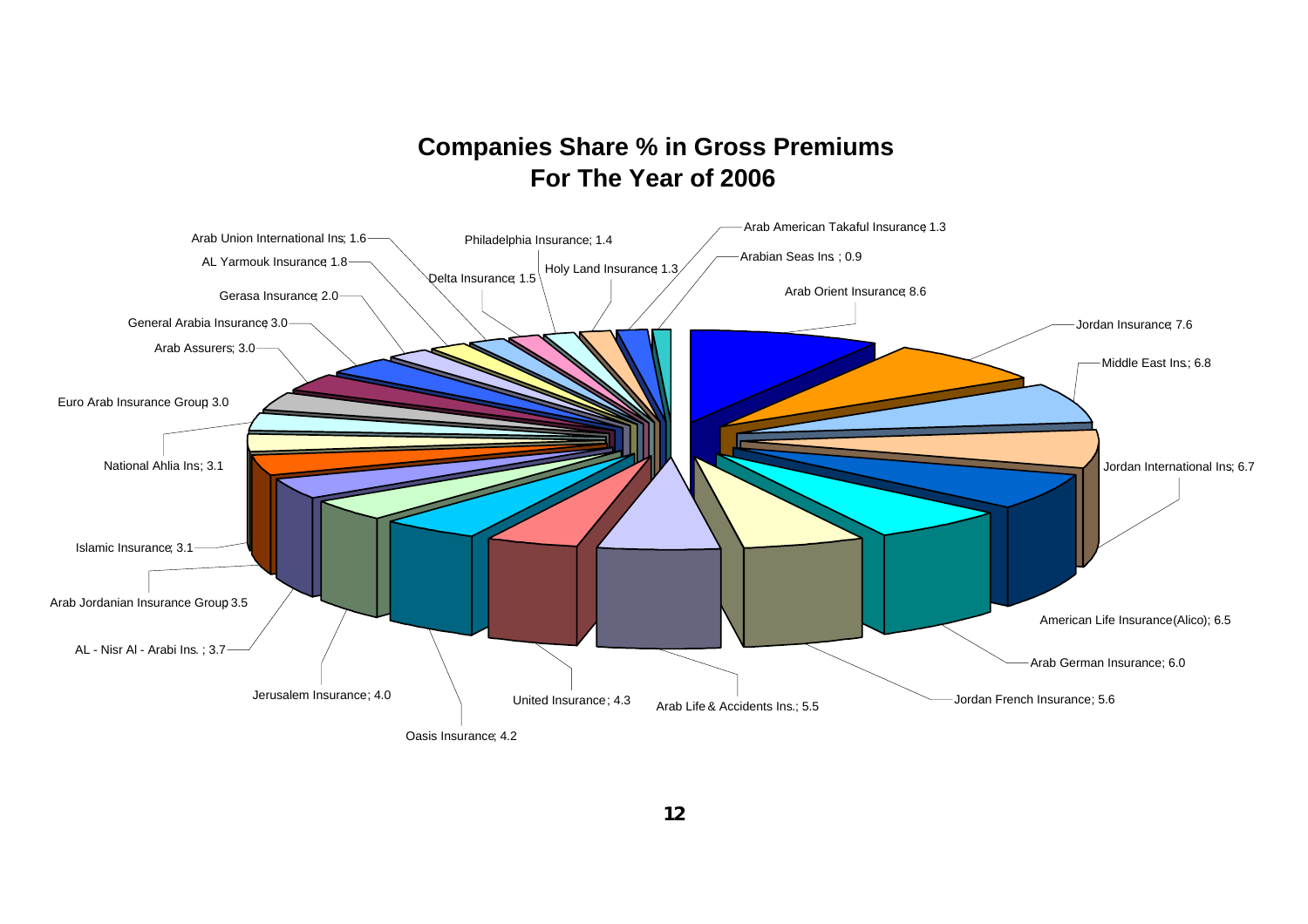## Companies Share % in Gross Premiums For The Year of 2006

| Company | Share % |
|---|---|
| Arab Orient Insurance | 8.6 |
| Jordan Insurance | 7.6 |
| Middle East Ins. | 6.8 |
| Jordan International Ins | 6.7 |
| American Life Insurance(Alico) | 6.5 |
| Arab German Insurance | 6.0 |
| Jordan French Insurance | 5.6 |
| Arab Life & Accidents Ins. | 5.5 |
| United Insurance | 4.3 |
| Oasis Insurance | 4.2 |
| Jerusalem Insurance | 4.0 |
| AL - Nisr Al - Arabi Ins. | 3.7 |
| Arab Jordanian Insurance Group | 3.5 |
| Islamic Insurance | 3.1 |
| National Ahlia Ins | 3.1 |
| Euro Arab Insurance Group | 3.0 |
| Arab Assurers | 3.0 |
| General Arabia Insurance | 3.0 |
| Gerasa Insurance | 2.0 |
| AL Yarmouk Insurance | 1.8 |
| Arab Union International Ins | 1.6 |
| Delta Insurance | 1.5 |
| Philadelphia Insurance | 1.4 |
| Holy Land Insurance | 1.3 |
| Arab American Takaful Insurance | 1.3 |
| Arabian Seas Ins | 0.9 |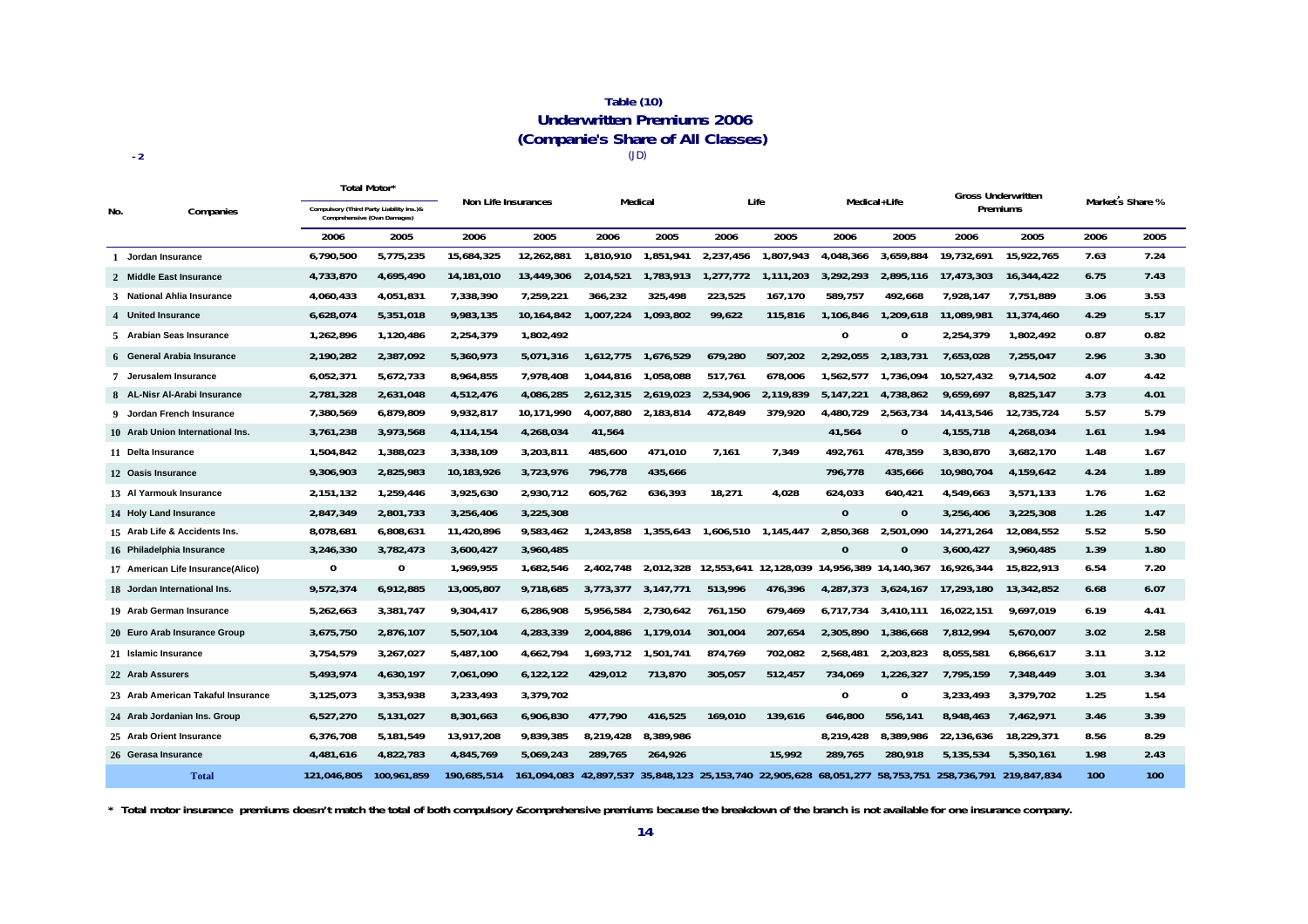## Table (10)

## Underwritten Premiums 2006

## (Companie's Share of All Classes)

(JD)

- 2

| No. | Companies | Total Motor* Compulsory (Third Party Liability Ins.)& Comprehensive (Own Damages) | | Non Life Insurances | | Medical | | Life | | Medical+Life | | Gross Underwritten Premiums | | Market's Share % | |
|---|---|---|---|---|---|---|---|---|---|---|---|---|---|---|---|
| | | 2006 | 2005 | 2006 | 2005 | 2006 | 2005 | 2006 | 2005 | 2006 | 2005 | 2006 | 2005 | 2006 | 2005 |
| 1 | Jordan Insurance | 6,790,500 | 5,775,235 | 15,684,325 | 12,262,881 | 1,810,910 | 1,851,941 | 2,237,456 | 1,807,943 | 4,048,366 | 3,659,884 | 19,732,691 | 15,922,765 | 7.63 | 7.24 |
| 2 | Middle East Insurance | 4,733,870 | 4,695,490 | 14,181,010 | 13,449,306 | 2,014,521 | 1,783,913 | 1,277,772 | 1,111,203 | 3,292,293 | 2,895,116 | 17,473,303 | 16,344,422 | 6.75 | 7.43 |
| 3 | National Ahlia Insurance | 4,060,433 | 4,051,831 | 7,338,390 | 7,259,221 | 366,232 | 325,498 | 223,525 | 167,170 | 589,757 | 492,668 | 7,928,147 | 7,751,889 | 3.06 | 3.53 |
| 4 | United Insurance | 6,628,074 | 5,351,018 | 9,983,135 | 10,164,842 | 1,007,224 | 1,093,802 | 99,622 | 115,816 | 1,106,846 | 1,209,618 | 11,089,981 | 11,374,460 | 4.29 | 5.17 |
| 5 | Arabian Seas Insurance | 1,262,896 | 1,120,486 | 2,254,379 | 1,802,492 | | | | | 0 | 0 | 2,254,379 | 1,802,492 | 0.87 | 0.82 |
| 6 | General Arabia Insurance | 2,190,282 | 2,387,092 | 5,360,973 | 5,071,316 | 1,612,775 | 1,676,529 | 679,280 | 507,202 | 2,292,055 | 2,183,731 | 7,653,028 | 7,255,047 | 2.96 | 3.30 |
| 7 | Jerusalem Insurance | 6,052,371 | 5,672,733 | 8,964,855 | 7,978,408 | 1,044,816 | 1,058,088 | 517,761 | 678,006 | 1,562,577 | 1,736,094 | 10,527,432 | 9,714,502 | 4.07 | 4.42 |
| 8 | AL-Nisr Al-Arabi Insurance | 2,781,328 | 2,631,048 | 4,512,476 | 4,086,285 | 2,612,315 | 2,619,023 | 2,534,906 | 2,119,839 | 5,147,221 | 4,738,862 | 9,659,697 | 8,825,147 | 3.73 | 4.01 |
| 9 | Jordan French Insurance | 7,380,569 | 6,879,809 | 9,932,817 | 10,171,990 | 4,007,880 | 2,183,814 | 472,849 | 379,920 | 4,480,729 | 2,563,734 | 14,413,546 | 12,735,724 | 5.57 | 5.79 |
| 10 | Arab Union International Ins. | 3,761,238 | 3,973,568 | 4,114,154 | 4,268,034 | 41,564 | | | | 41,564 | 0 | 4,155,718 | 4,268,034 | 1.61 | 1.94 |
| 11 | Delta Insurance | 1,504,842 | 1,388,023 | 3,338,109 | 3,203,811 | 485,600 | 471,010 | 7,161 | 7,349 | 492,761 | 478,359 | 3,830,870 | 3,682,170 | 1.48 | 1.67 |
| 12 | Oasis Insurance | 9,306,903 | 2,825,983 | 10,183,926 | 3,723,976 | 796,778 | 435,666 | | | 796,778 | 435,666 | 10,980,704 | 4,159,642 | 4.24 | 1.89 |
| 13 | Al Yarmouk Insurance | 2,151,132 | 1,259,446 | 3,925,630 | 2,930,712 | 605,762 | 636,393 | 18,271 | 4,028 | 624,033 | 640,421 | 4,549,663 | 3,571,133 | 1.76 | 1.62 |
| 14 | Holy Land Insurance | 2,847,349 | 2,801,733 | 3,256,406 | 3,225,308 | | | | | 0 | 0 | 3,256,406 | 3,225,308 | 1.26 | 1.47 |
| 15 | Arab Life & Accidents Ins. | 8,078,681 | 6,808,631 | 11,420,896 | 9,583,462 | 1,243,858 | 1,355,643 | 1,606,510 | 1,145,447 | 2,850,368 | 2,501,090 | 14,271,264 | 12,084,552 | 5.52 | 5.50 |
| 16 | Philadelphia Insurance | 3,246,330 | 3,782,473 | 3,600,427 | 3,960,485 | | | | | 0 | 0 | 3,600,427 | 3,960,485 | 1.39 | 1.80 |
| 17 | American Life Insurance(Alico) | 0 | 0 | 1,969,955 | 1,682,546 | 2,402,748 | 2,012,328 | 12,553,641 | 12,128,039 | 14,956,389 | 14,140,367 | 16,926,344 | 15,822,913 | 6.54 | 7.20 |
| 18 | Jordan International Ins. | 9,572,374 | 6,912,885 | 13,005,807 | 9,718,685 | 3,773,377 | 3,147,771 | 513,996 | 476,396 | 4,287,373 | 3,624,167 | 17,293,180 | 13,342,852 | 6.68 | 6.07 |
| 19 | Arab German Insurance | 5,262,663 | 3,381,747 | 9,304,417 | 6,286,908 | 5,956,584 | 2,730,642 | 761,150 | 679,469 | 6,717,734 | 3,410,111 | 16,022,151 | 9,697,019 | 6.19 | 4.41 |
| 20 | Euro Arab Insurance Group | 3,675,750 | 2,876,107 | 5,507,104 | 4,283,339 | 2,004,886 | 1,179,014 | 301,004 | 207,654 | 2,305,890 | 1,386,668 | 7,812,994 | 5,670,007 | 3.02 | 2.58 |
| 21 | Islamic Insurance | 3,754,579 | 3,267,027 | 5,487,100 | 4,662,794 | 1,693,712 | 1,501,741 | 874,769 | 702,082 | 2,568,481 | 2,203,823 | 8,055,581 | 6,866,617 | 3.11 | 3.12 |
| 22 | Arab Assurers | 5,493,974 | 4,630,197 | 7,061,090 | 6,122,122 | 429,012 | 713,870 | 305,057 | 512,457 | 734,069 | 1,226,327 | 7,795,159 | 7,348,449 | 3.01 | 3.34 |
| 23 | Arab American Takaful Insurance | 3,125,073 | 3,353,938 | 3,233,493 | 3,379,702 | | | | | 0 | 0 | 3,233,493 | 3,379,702 | 1.25 | 1.54 |
| 24 | Arab Jordanian Ins. Group | 6,527,270 | 5,131,027 | 8,301,663 | 6,906,830 | 477,790 | 416,525 | 169,010 | 139,616 | 646,800 | 556,141 | 8,948,463 | 7,462,971 | 3.46 | 3.39 |
| 25 | Arab Orient Insurance | 6,376,708 | 5,181,549 | 13,917,208 | 9,839,385 | 8,219,428 | 8,389,986 | | | 8,219,428 | 8,389,986 | 22,136,636 | 18,229,371 | 8.56 | 8.29 |
| 26 | Gerasa Insurance | 4,481,616 | 4,822,783 | 4,845,769 | 5,069,243 | 289,765 | 264,926 | | 15,992 | 289,765 | 280,918 | 5,135,534 | 5,350,161 | 1.98 | 2.43 |
| | **Total** | 121,046,805 | 100,961,859 | 190,685,514 | 161,094,083 | 42,897,537 | 35,848,123 | 25,153,740 | 22,905,628 | 68,051,277 | 58,753,751 | 258,736,791 | 219,847,834 | 100 | 100 |

**\* Total motor insurance premiums doesn't match the total of both compulsory &comprehensive premiums because the breakdown of the branch is not available for one insurance company.**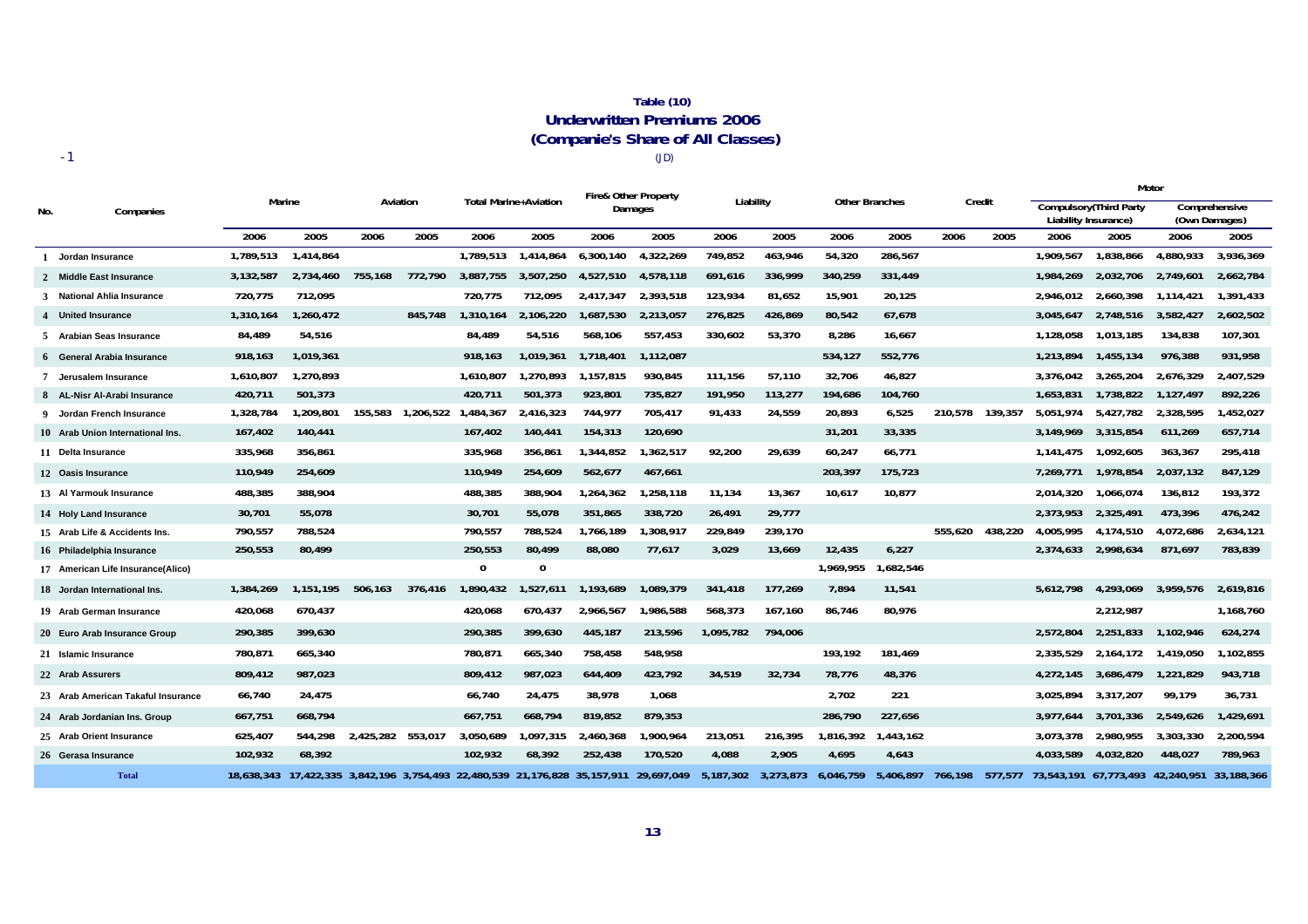# Table (10)

## Underwritten Premiums 2006

## (Companie's Share of All Classes)

-1

(JD)

| No. | Companies | Marine | | Aviation | | Total Marine+Aviation | | Fire& Other Property Damages | | Liability | | Other Branches | | Credit | | Motor | | | |
|---|---|---|---|---|---|---|---|---|---|---|---|---|---|---|---|---|---|---|---|
| | | | | | | | | | | | | | | | | Compulsory(Third Party Liability Insurance) | | Comprehensive (Own Damages) | |
| | | 2006 | 2005 | 2006 | 2005 | 2006 | 2005 | 2006 | 2005 | 2006 | 2005 | 2006 | 2005 | 2006 | 2005 | 2006 | 2005 | 2006 | 2005 |
| 1 | Jordan Insurance | 1,789,513 | 1,414,864 | | | 1,789,513 | 1,414,864 | 6,300,140 | 4,322,269 | 749,852 | 463,946 | 54,320 | 286,567 | | | 1,909,567 | 1,838,866 | 4,880,933 | 3,936,369 |
| 2 | Middle East Insurance | 3,132,587 | 2,734,460 | 755,168 | 772,790 | 3,887,755 | 3,507,250 | 4,527,510 | 4,578,118 | 691,616 | 336,999 | 340,259 | 331,449 | | | 1,984,269 | 2,032,706 | 2,749,601 | 2,662,784 |
| 3 | National Ahlia Insurance | 720,775 | 712,095 | | | 720,775 | 712,095 | 2,417,347 | 2,393,518 | 123,934 | 81,652 | 15,901 | 20,125 | | | 2,946,012 | 2,660,398 | 1,114,421 | 1,391,433 |
| 4 | United Insurance | 1,310,164 | 1,260,472 | | 845,748 | 1,310,164 | 2,106,220 | 1,687,530 | 2,213,057 | 276,825 | 426,869 | 80,542 | 67,678 | | | 3,045,647 | 2,748,516 | 3,582,427 | 2,602,502 |
| 5 | Arabian Seas Insurance | 84,489 | 54,516 | | | 84,489 | 54,516 | 568,106 | 557,453 | 330,602 | 53,370 | 8,286 | 16,667 | | | 1,128,058 | 1,013,185 | 134,838 | 107,301 |
| 6 | General Arabia Insurance | 918,163 | 1,019,361 | | | 918,163 | 1,019,361 | 1,718,401 | 1,112,087 | | | 534,127 | 552,776 | | | 1,213,894 | 1,455,134 | 976,388 | 931,958 |
| 7 | Jerusalem Insurance | 1,610,807 | 1,270,893 | | | 1,610,807 | 1,270,893 | 1,157,815 | 930,845 | 111,156 | 57,110 | 32,706 | 46,827 | | | 3,376,042 | 3,265,204 | 2,676,329 | 2,407,529 |
| 8 | AL-Nisr Al-Arabi Insurance | 420,711 | 501,373 | | | 420,711 | 501,373 | 923,801 | 735,827 | 191,950 | 113,277 | 194,686 | 104,760 | | | 1,653,831 | 1,738,822 | 1,127,497 | 892,226 |
| 9 | Jordan French Insurance | 1,328,784 | 1,209,801 | 155,583 | 1,206,522 | 1,484,367 | 2,416,323 | 744,977 | 705,417 | 91,433 | 24,559 | 20,893 | 6,525 | 210,578 | 139,357 | 5,051,974 | 5,427,782 | 2,328,595 | 1,452,027 |
| 10 | Arab Union International Ins. | 167,402 | 140,441 | | | 167,402 | 140,441 | 154,313 | 120,690 | | | 31,201 | 33,335 | | | 3,149,969 | 3,315,854 | 611,269 | 657,714 |
| 11 | Delta Insurance | 335,968 | 356,861 | | | 335,968 | 356,861 | 1,344,852 | 1,362,517 | 92,200 | 29,639 | 60,247 | 66,771 | | | 1,141,475 | 1,092,605 | 363,367 | 295,418 |
| 12 | Oasis Insurance | 110,949 | 254,609 | | | 110,949 | 254,609 | 562,677 | 467,661 | | | 203,397 | 175,723 | | | 7,269,771 | 1,978,854 | 2,037,132 | 847,129 |
| 13 | Al Yarmouk Insurance | 488,385 | 388,904 | | | 488,385 | 388,904 | 1,264,362 | 1,258,118 | 11,134 | 13,367 | 10,617 | 10,877 | | | 2,014,320 | 1,066,074 | 136,812 | 193,372 |
| 14 | Holy Land Insurance | 30,701 | 55,078 | | | 30,701 | 55,078 | 351,865 | 338,720 | 26,491 | 29,777 | | | | | 2,373,953 | 2,325,491 | 473,396 | 476,242 |
| 15 | Arab Life & Accidents Ins. | 790,557 | 788,524 | | | 790,557 | 788,524 | 1,766,189 | 1,308,917 | 229,849 | 239,170 | | | 555,620 | 438,220 | 4,005,995 | 4,174,510 | 4,072,686 | 2,634,121 |
| 16 | Philadelphia Insurance | 250,553 | 80,499 | | | 250,553 | 80,499 | 88,080 | 77,617 | 3,029 | 13,669 | 12,435 | 6,227 | | | 2,374,633 | 2,998,634 | 871,697 | 783,839 |
| 17 | American Life Insurance(Alico) | | | | | 0 | 0 | | | | | 1,969,955 | 1,682,546 | | | | | | |
| 18 | Jordan International Ins. | 1,384,269 | 1,151,195 | 506,163 | 376,416 | 1,890,432 | 1,527,611 | 1,193,689 | 1,089,379 | 341,418 | 177,269 | 7,894 | 11,541 | | | 5,612,798 | 4,293,069 | 3,959,576 | 2,619,816 |
| 19 | Arab German Insurance | 420,068 | 670,437 | | | 420,068 | 670,437 | 2,966,567 | 1,986,588 | 568,373 | 167,160 | 86,746 | 80,976 | | | | 2,212,987 | | 1,168,760 |
| 20 | Euro Arab Insurance Group | 290,385 | 399,630 | | | 290,385 | 399,630 | 445,187 | 213,596 | 1,095,782 | 794,006 | | | | | 2,572,804 | 2,251,833 | 1,102,946 | 624,274 |
| 21 | Islamic Insurance | 780,871 | 665,340 | | | 780,871 | 665,340 | 758,458 | 548,958 | | | 193,192 | 181,469 | | | 2,335,529 | 2,164,172 | 1,419,050 | 1,102,855 |
| 22 | Arab Assurers | 809,412 | 987,023 | | | 809,412 | 987,023 | 644,409 | 423,792 | 34,519 | 32,734 | 78,776 | 48,376 | | | 4,272,145 | 3,686,479 | 1,221,829 | 943,718 |
| 23 | Arab American Takaful Insurance | 66,740 | 24,475 | | | 66,740 | 24,475 | 38,978 | 1,068 | | | 2,702 | 221 | | | 3,025,894 | 3,317,207 | 99,179 | 36,731 |
| 24 | Arab Jordanian Ins. Group | 667,751 | 668,794 | | | 667,751 | 668,794 | 819,852 | 879,353 | | | 286,790 | 227,656 | | | 3,977,644 | 3,701,336 | 2,549,626 | 1,429,691 |
| 25 | Arab Orient Insurance | 625,407 | 544,298 | 2,425,282 | 553,017 | 3,050,689 | 1,097,315 | 2,460,368 | 1,900,964 | 213,051 | 216,395 | 1,816,392 | 1,443,162 | | | 3,073,378 | 2,980,955 | 3,303,330 | 2,200,594 |
| 26 | Gerasa Insurance | 102,932 | 68,392 | | | 102,932 | 68,392 | 252,438 | 170,520 | 4,088 | 2,905 | 4,695 | 4,643 | | | 4,033,589 | 4,032,820 | 448,027 | 789,963 |
| | **Total** | 18,638,343 | 17,422,335 | 3,842,196 | 3,754,493 | 22,480,539 | 21,176,828 | 35,157,911 | 29,697,049 | 5,187,302 | 3,273,873 | 6,046,759 | 5,406,897 | 766,198 | 577,577 | 73,543,191 | 67,773,493 | 42,240,951 | 33,188,366 |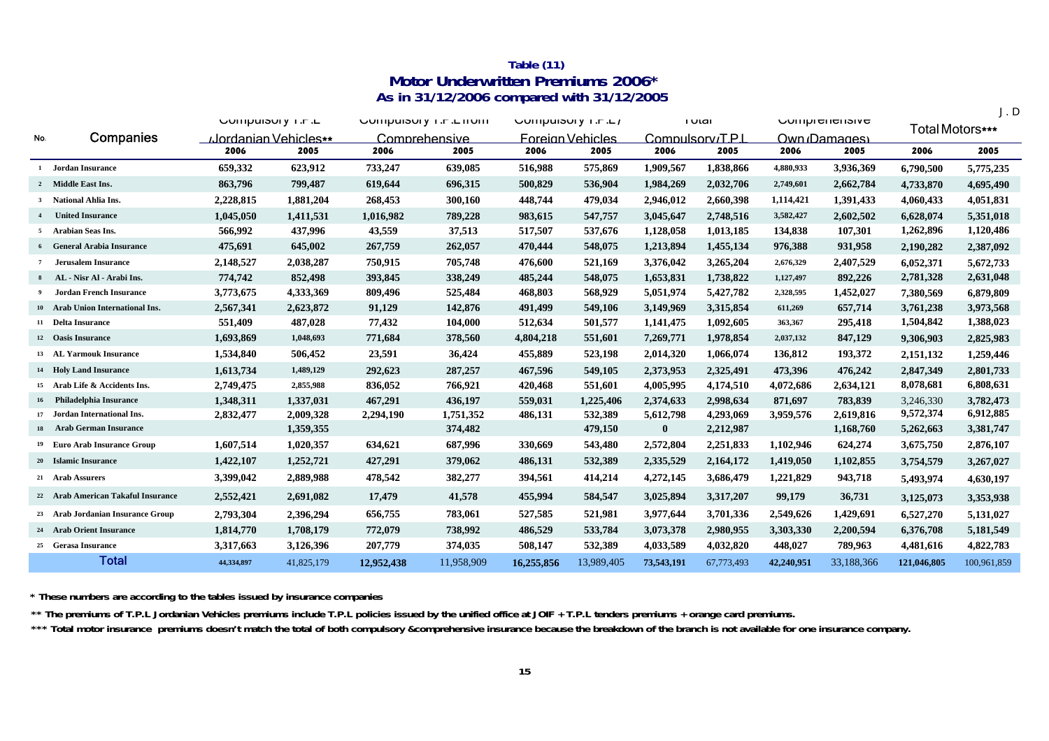**Table (11)**

**Motor Underwritten Premiums 2006***

**As in 31/12/2006 compared with 31/12/2005**

J . D

| No. | Companies | Compulsory T.P.L (Jordanian Vehicles** | | Compulsory T.P.L from Comprehensive | | Compulsory T.P.L / Foreign Vehicles | | Total Compulsory T.P.L | | Comprehensive Own (Damages) | | Total Motors*** | |
|---|---|---|---|---|---|---|---|---|---|---|---|---|---|
| | | 2006 | 2005 | 2006 | 2005 | 2006 | 2005 | 2006 | 2005 | 2006 | 2005 | 2006 | 2005 |
| 1 | Jordan Insurance | 659,332 | 623,912 | 733,247 | 639,085 | 516,988 | 575,869 | 1,909,567 | 1,838,866 | 4,880,933 | 3,936,369 | 6,790,500 | 5,775,235 |
| 2 | Middle East Ins. | 863,796 | 799,487 | 619,644 | 696,315 | 500,829 | 536,904 | 1,984,269 | 2,032,706 | 2,749,601 | 2,662,784 | 4,733,870 | 4,695,490 |
| 3 | National Ahlia Ins. | 2,228,815 | 1,881,204 | 268,453 | 300,160 | 448,744 | 479,034 | 2,946,012 | 2,660,398 | 1,114,421 | 1,391,433 | 4,060,433 | 4,051,831 |
| 4 | United Insurance | 1,045,050 | 1,411,531 | 1,016,982 | 789,228 | 983,615 | 547,757 | 3,045,647 | 2,748,516 | 3,582,427 | 2,602,502 | 6,628,074 | 5,351,018 |
| 5 | Arabian Seas Ins. | 566,992 | 437,996 | 43,559 | 37,513 | 517,507 | 537,676 | 1,128,058 | 1,013,185 | 134,838 | 107,301 | 1,262,896 | 1,120,486 |
| 6 | General Arabia Insurance | 475,691 | 645,002 | 267,759 | 262,057 | 470,444 | 548,075 | 1,213,894 | 1,455,134 | 976,388 | 931,958 | 2,190,282 | 2,387,092 |
| 7 | Jerusalem Insurance | 2,148,527 | 2,038,287 | 750,915 | 705,748 | 476,600 | 521,169 | 3,376,042 | 3,265,204 | 2,676,329 | 2,407,529 | 6,052,371 | 5,672,733 |
| 8 | AL - Nisr Al - Arabi Ins. | 774,742 | 852,498 | 393,845 | 338,249 | 485,244 | 548,075 | 1,653,831 | 1,738,822 | 1,127,497 | 892,226 | 2,781,328 | 2,631,048 |
| 9 | Jordan French Insurance | 3,773,675 | 4,333,369 | 809,496 | 525,484 | 468,803 | 568,929 | 5,051,974 | 5,427,782 | 2,328,595 | 1,452,027 | 7,380,569 | 6,879,809 |
| 10 | Arab Union International Ins. | 2,567,341 | 2,623,872 | 91,129 | 142,876 | 491,499 | 549,106 | 3,149,969 | 3,315,854 | 611,269 | 657,714 | 3,761,238 | 3,973,568 |
| 11 | Delta Insurance | 551,409 | 487,028 | 77,432 | 104,000 | 512,634 | 501,577 | 1,141,475 | 1,092,605 | 363,367 | 295,418 | 1,504,842 | 1,388,023 |
| 12 | Oasis Insurance | 1,693,869 | 1,048,693 | 771,684 | 378,560 | 4,804,218 | 551,601 | 7,269,771 | 1,978,854 | 2,037,132 | 847,129 | 9,306,903 | 2,825,983 |
| 13 | AL Yarmouk Insurance | 1,534,840 | 506,452 | 23,591 | 36,424 | 455,889 | 523,198 | 2,014,320 | 1,066,074 | 136,812 | 193,372 | 2,151,132 | 1,259,446 |
| 14 | Holy Land Insurance | 1,613,734 | 1,489,129 | 292,623 | 287,257 | 467,596 | 549,105 | 2,373,953 | 2,325,491 | 473,396 | 476,242 | 2,847,349 | 2,801,733 |
| 15 | Arab Life & Accidents Ins. | 2,749,475 | 2,855,988 | 836,052 | 766,921 | 420,468 | 551,601 | 4,005,995 | 4,174,510 | 4,072,686 | 2,634,121 | 8,078,681 | 6,808,631 |
| 16 | Philadelphia Insurance | 1,348,311 | 1,337,031 | 467,291 | 436,197 | 559,031 | 1,225,406 | 2,374,633 | 2,998,634 | 871,697 | 783,839 | 3,246,330 | 3,782,473 |
| 17 | Jordan International Ins. | 2,832,477 | 2,009,328 | 2,294,190 | 1,751,352 | 486,131 | 532,389 | 5,612,798 | 4,293,069 | 3,959,576 | 2,619,816 | 9,572,374 | 6,912,885 |
| 18 | Arab German Insurance | | 1,359,355 | | 374,482 | | 479,150 | 0 | 2,212,987 | | 1,168,760 | 5,262,663 | 3,381,747 |
| 19 | Euro Arab Insurance Group | 1,607,514 | 1,020,357 | 634,621 | 687,996 | 330,669 | 543,480 | 2,572,804 | 2,251,833 | 1,102,946 | 624,274 | 3,675,750 | 2,876,107 |
| 20 | Islamic Insurance | 1,422,107 | 1,252,721 | 427,291 | 379,062 | 486,131 | 532,389 | 2,335,529 | 2,164,172 | 1,419,050 | 1,102,855 | 3,754,579 | 3,267,027 |
| 21 | Arab Assurers | 3,399,042 | 2,889,988 | 478,542 | 382,277 | 394,561 | 414,214 | 4,272,145 | 3,686,479 | 1,221,829 | 943,718 | 5,493,974 | 4,630,197 |
| 22 | Arab American Takaful Insurance | 2,552,421 | 2,691,082 | 17,479 | 41,578 | 455,994 | 584,547 | 3,025,894 | 3,317,207 | 99,179 | 36,731 | 3,125,073 | 3,353,938 |
| 23 | Arab Jordanian Insurance Group | 2,793,304 | 2,396,294 | 656,755 | 783,061 | 527,585 | 521,981 | 3,977,644 | 3,701,336 | 2,549,626 | 1,429,691 | 6,527,270 | 5,131,027 |
| 24 | Arab Orient Insurance | 1,814,770 | 1,708,179 | 772,079 | 738,992 | 486,529 | 533,784 | 3,073,378 | 2,980,955 | 3,303,330 | 2,200,594 | 6,376,708 | 5,181,549 |
| 25 | Gerasa Insurance | 3,317,663 | 3,126,396 | 207,779 | 374,035 | 508,147 | 532,389 | 4,033,589 | 4,032,820 | 448,027 | 789,963 | 4,481,616 | 4,822,783 |
| | **Total** | 44,334,897 | 41,825,179 | 12,952,438 | 11,958,909 | 16,255,856 | 13,989,405 | 73,543,191 | 67,773,493 | 42,240,951 | 33,188,366 | 121,046,805 | 100,961,859 |

* These numbers are according to the tables issued by insurance companies

** The premiums of T.P.L Jordanian Vehicles premiums include T.P.L policies issued by the unified office at JOIF + T.P.L tenders premiums + orange card premiums.

*** Total motor insurance premiums doesn't match the total of both compulsory &comprehensive insurance because the breakdown of the branch is not available for one insurance company.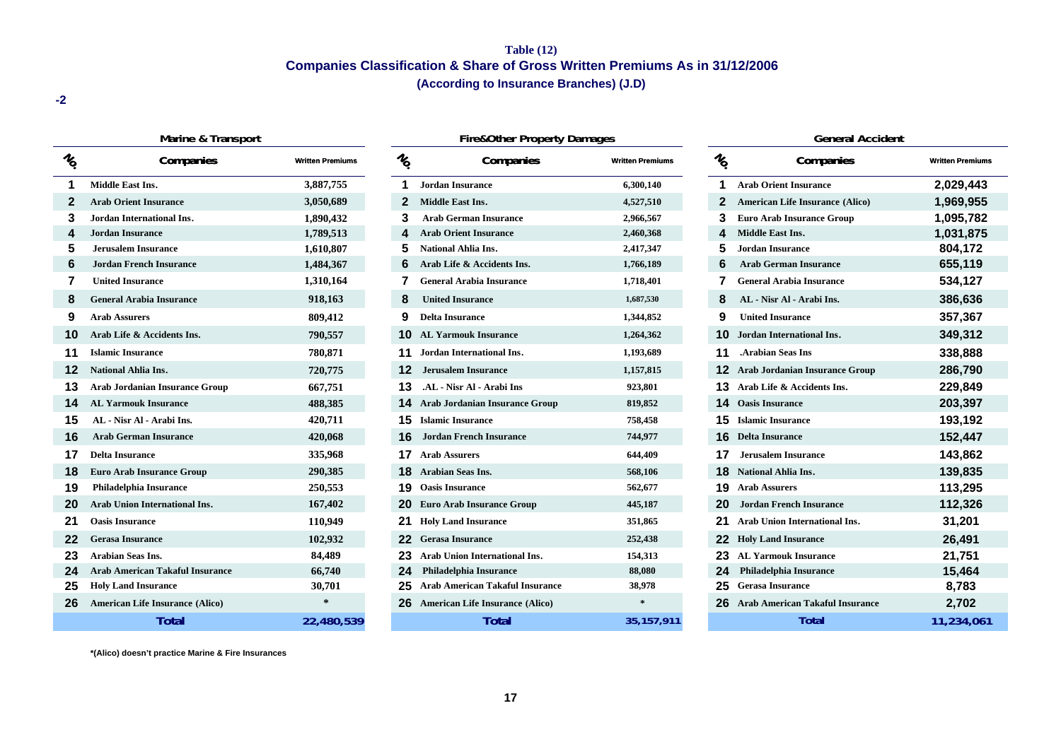**Table (12)**

**Companies Classification & Share of Gross Written Premiums As in 31/12/2006**

**(According to Insurance Branches) (J.D)**

-2

| Marine & Transport | | | Fire&Other Property Damages | | | General Accident | | |
|---|---|---|---|---|---|---|---|---|
| No. | Companies | Written Premiums | No. | Companies | Written Premiums | No. | Companies | Written Premiums |
| 1 | Middle East Ins. | 3,887,755 | 1 | Jordan Insurance | 6,300,140 | 1 | Arab Orient Insurance | 2,029,443 |
| 2 | Arab Orient Insurance | 3,050,689 | 2 | Middle East Ins. | 4,527,510 | 2 | American Life Insurance (Alico) | 1,969,955 |
| 3 | Jordan International Ins. | 1,890,432 | 3 | Arab German Insurance | 2,966,567 | 3 | Euro Arab Insurance Group | 1,095,782 |
| 4 | Jordan Insurance | 1,789,513 | 4 | Arab Orient Insurance | 2,460,368 | 4 | Middle East Ins. | 1,031,875 |
| 5 | Jerusalem Insurance | 1,610,807 | 5 | National Ahlia Ins. | 2,417,347 | 5 | Jordan Insurance | 804,172 |
| 6 | Jordan French Insurance | 1,484,367 | 6 | Arab Life & Accidents Ins. | 1,766,189 | 6 | Arab German Insurance | 655,119 |
| 7 | United Insurance | 1,310,164 | 7 | General Arabia Insurance | 1,718,401 | 7 | General Arabia Insurance | 534,127 |
| 8 | General Arabia Insurance | 918,163 | 8 | United Insurance | 1,687,530 | 8 | AL - Nisr Al - Arabi Ins. | 386,636 |
| 9 | Arab Assurers | 809,412 | 9 | Delta Insurance | 1,344,852 | 9 | United Insurance | 357,367 |
| 10 | Arab Life & Accidents Ins. | 790,557 | 10 | AL Yarmouk Insurance | 1,264,362 | 10 | Jordan International Ins. | 349,312 |
| 11 | Islamic Insurance | 780,871 | 11 | Jordan International Ins. | 1,193,689 | 11 | .Arabian Seas Ins | 338,888 |
| 12 | National Ahlia Ins. | 720,775 | 12 | Jerusalem Insurance | 1,157,815 | 12 | Arab Jordanian Insurance Group | 286,790 |
| 13 | Arab Jordanian Insurance Group | 667,751 | 13 | .AL - Nisr Al - Arabi Ins | 923,801 | 13 | Arab Life & Accidents Ins. | 229,849 |
| 14 | AL Yarmouk Insurance | 488,385 | 14 | Arab Jordanian Insurance Group | 819,852 | 14 | Oasis Insurance | 203,397 |
| 15 | AL - Nisr Al - Arabi Ins. | 420,711 | 15 | Islamic Insurance | 758,458 | 15 | Islamic Insurance | 193,192 |
| 16 | Arab German Insurance | 420,068 | 16 | Jordan French Insurance | 744,977 | 16 | Delta Insurance | 152,447 |
| 17 | Delta Insurance | 335,968 | 17 | Arab Assurers | 644,409 | 17 | Jerusalem Insurance | 143,862 |
| 18 | Euro Arab Insurance Group | 290,385 | 18 | Arabian Seas Ins. | 568,106 | 18 | National Ahlia Ins. | 139,835 |
| 19 | Philadelphia Insurance | 250,553 | 19 | Oasis Insurance | 562,677 | 19 | Arab Assurers | 113,295 |
| 20 | Arab Union International Ins. | 167,402 | 20 | Euro Arab Insurance Group | 445,187 | 20 | Jordan French Insurance | 112,326 |
| 21 | Oasis Insurance | 110,949 | 21 | Holy Land Insurance | 351,865 | 21 | Arab Union International Ins. | 31,201 |
| 22 | Gerasa Insurance | 102,932 | 22 | Gerasa Insurance | 252,438 | 22 | Holy Land Insurance | 26,491 |
| 23 | Arabian Seas Ins. | 84,489 | 23 | Arab Union International Ins. | 154,313 | 23 | AL Yarmouk Insurance | 21,751 |
| 24 | Arab American Takaful Insurance | 66,740 | 24 | Philadelphia Insurance | 88,080 | 24 | Philadelphia Insurance | 15,464 |
| 25 | Holy Land Insurance | 30,701 | 25 | Arab American Takaful Insurance | 38,978 | 25 | Gerasa Insurance | 8,783 |
| 26 | American Life Insurance (Alico) | * | 26 | American Life Insurance (Alico) | * | 26 | Arab American Takaful Insurance | 2,702 |
| | **Total** | **22,480,539** | | **Total** | **35,157,911** | | **Total** | **11,234,061** |

*(Alico) doesn't practice Marine & Fire Insurances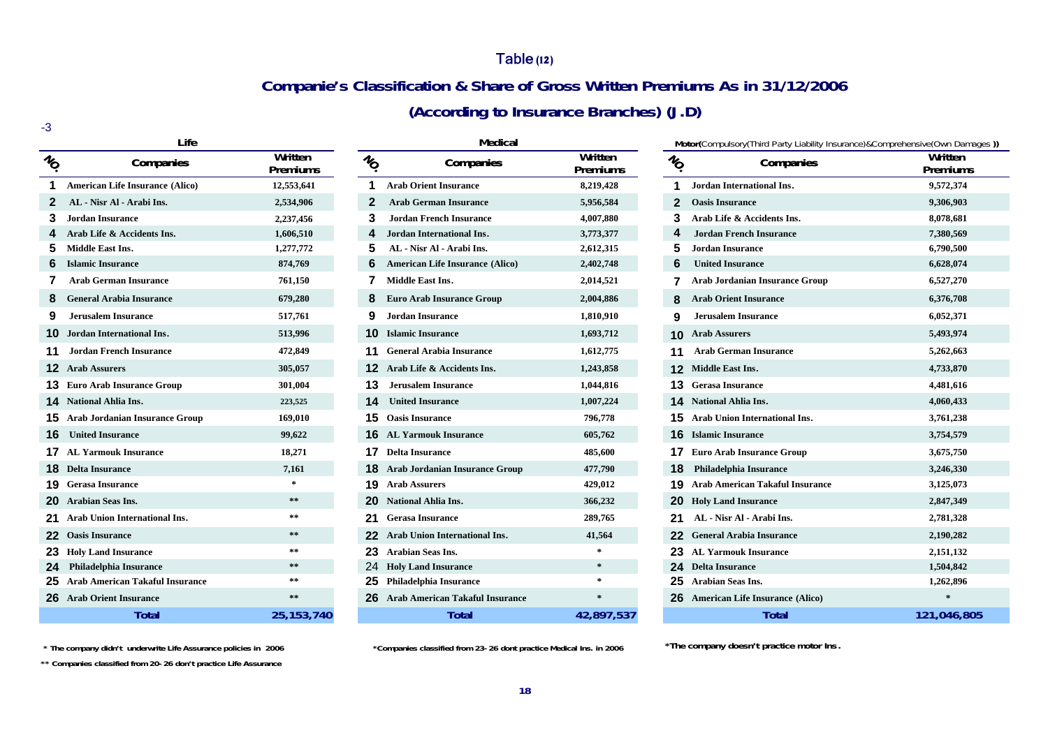# Table (12)

## Companie's Classification & Share of Gross Written Premiums As in 31/12/2006

## (According to Insurance Branches) (J.D)

-3

**Life**

| NO. | Companies | Written Premiums |
|---|---|---|
| 1 | American Life Insurance (Alico) | 12,553,641 |
| 2 | AL - Nisr Al - Arabi Ins. | 2,534,906 |
| 3 | Jordan Insurance | 2,237,456 |
| 4 | Arab Life & Accidents Ins. | 1,606,510 |
| 5 | Middle East Ins. | 1,277,772 |
| 6 | Islamic Insurance | 874,769 |
| 7 | Arab German Insurance | 761,150 |
| 8 | General Arabia Insurance | 679,280 |
| 9 | Jerusalem Insurance | 517,761 |
| 10 | Jordan International Ins. | 513,996 |
| 11 | Jordan French Insurance | 472,849 |
| 12 | Arab Assurers | 305,057 |
| 13 | Euro Arab Insurance Group | 301,004 |
| 14 | National Ahlia Ins. | 223,525 |
| 15 | Arab Jordanian Insurance Group | 169,010 |
| 16 | United Insurance | 99,622 |
| 17 | AL Yarmouk Insurance | 18,271 |
| 18 | Delta Insurance | 7,161 |
| 19 | Gerasa Insurance | * |
| 20 | Arabian Seas Ins. | ** |
| 21 | Arab Union International Ins. | ** |
| 22 | Oasis Insurance | ** |
| 23 | Holy Land Insurance | ** |
| 24 | Philadelphia Insurance | ** |
| 25 | Arab American Takaful Insurance | ** |
| 26 | Arab Orient Insurance | ** |
| | **Total** | **25,153,740** |

\* The company didn't underwrite Life Assurance policies in 2006

** Companies classified from 20- 26 don't practice Life Assurance

**Medical**

| NO. | Companies | Written Premiums |
|---|---|---|
| 1 | Arab Orient Insurance | 8,219,428 |
| 2 | Arab German Insurance | 5,956,584 |
| 3 | Jordan French Insurance | 4,007,880 |
| 4 | Jordan International Ins. | 3,773,377 |
| 5 | AL - Nisr Al - Arabi Ins. | 2,612,315 |
| 6 | American Life Insurance (Alico) | 2,402,748 |
| 7 | Middle East Ins. | 2,014,521 |
| 8 | Euro Arab Insurance Group | 2,004,886 |
| 9 | Jordan Insurance | 1,810,910 |
| 10 | Islamic Insurance | 1,693,712 |
| 11 | General Arabia Insurance | 1,612,775 |
| 12 | Arab Life & Accidents Ins. | 1,243,858 |
| 13 | Jerusalem Insurance | 1,044,816 |
| 14 | United Insurance | 1,007,224 |
| 15 | Oasis Insurance | 796,778 |
| 16 | AL Yarmouk Insurance | 605,762 |
| 17 | Delta Insurance | 485,600 |
| 18 | Arab Jordanian Insurance Group | 477,790 |
| 19 | Arab Assurers | 429,012 |
| 20 | National Ahlia Ins. | 366,232 |
| 21 | Gerasa Insurance | 289,765 |
| 22 | Arab Union International Ins. | 41,564 |
| 23 | Arabian Seas Ins. | * |
| 24 | Holy Land Insurance | * |
| 25 | Philadelphia Insurance | * |
| 26 | Arab American Takaful Insurance | * |
| | **Total** | **42,897,537** |

\*Companies classified from 23- 26 dont practice Medical Ins. in 2006

**Motor(Compulsory(Third Party Liability Insurance)&Comprehensive(Own Damages ))**

| NO. | Companies | Written Premiums |
|---|---|---|
| 1 | Jordan International Ins. | 9,572,374 |
| 2 | Oasis Insurance | 9,306,903 |
| 3 | Arab Life & Accidents Ins. | 8,078,681 |
| 4 | Jordan French Insurance | 7,380,569 |
| 5 | Jordan Insurance | 6,790,500 |
| 6 | United Insurance | 6,628,074 |
| 7 | Arab Jordanian Insurance Group | 6,527,270 |
| 8 | Arab Orient Insurance | 6,376,708 |
| 9 | Jerusalem Insurance | 6,052,371 |
| 10 | Arab Assurers | 5,493,974 |
| 11 | Arab German Insurance | 5,262,663 |
| 12 | Middle East Ins. | 4,733,870 |
| 13 | Gerasa Insurance | 4,481,616 |
| 14 | National Ahlia Ins. | 4,060,433 |
| 15 | Arab Union International Ins. | 3,761,238 |
| 16 | Islamic Insurance | 3,754,579 |
| 17 | Euro Arab Insurance Group | 3,675,750 |
| 18 | Philadelphia Insurance | 3,246,330 |
| 19 | Arab American Takaful Insurance | 3,125,073 |
| 20 | Holy Land Insurance | 2,847,349 |
| 21 | AL - Nisr Al - Arabi Ins. | 2,781,328 |
| 22 | General Arabia Insurance | 2,190,282 |
| 23 | AL Yarmouk Insurance | 2,151,132 |
| 24 | Delta Insurance | 1,504,842 |
| 25 | Arabian Seas Ins. | 1,262,896 |
| 26 | American Life Insurance (Alico) | * |
| | **Total** | **121,046,805** |

\*The company doesn't practice motor Ins .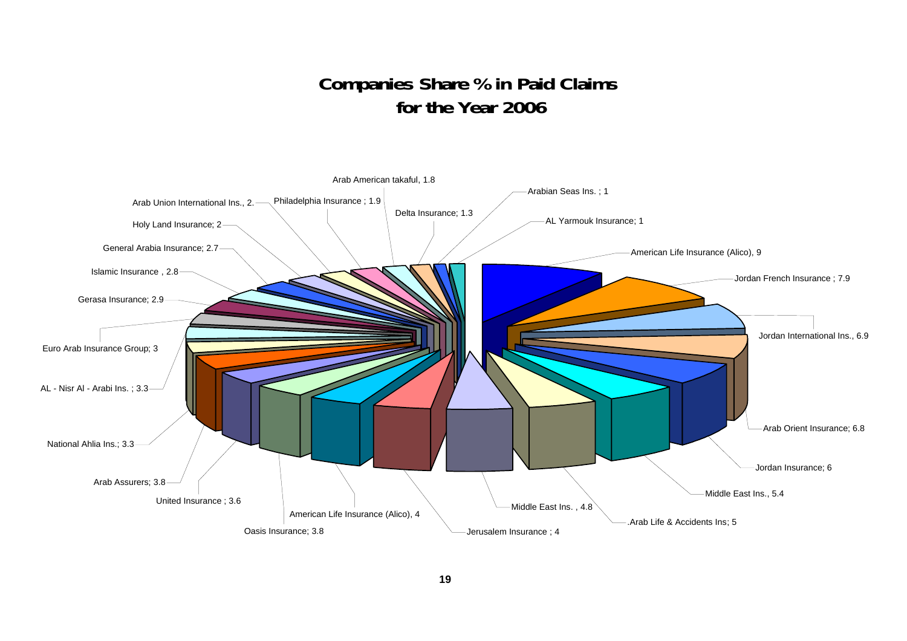# Companies Share % in Paid Claims for the Year 2006

| Company | Share % |
|---|---|
| American Life Insurance (Alico) | 9 |
| Jordan French Insurance | 7.9 |
| Jordan International Ins. | 6.9 |
| Arab Orient Insurance | 6.8 |
| Jordan Insurance | 6 |
| Middle East Ins. | 5.4 |
| .Arab Life & Accidents Ins | 5 |
| Middle East Ins. | 4.8 |
| Jerusalem Insurance | 4 |
| American Life Insurance (Alico) | 4 |
| Oasis Insurance | 3.8 |
| United Insurance | 3.6 |
| Arab Assurers | 3.8 |
| National Ahlia Ins. | 3.3 |
| AL - Nisr Al - Arabi Ins. | 3.3 |
| Euro Arab Insurance Group | 3 |
| Gerasa Insurance | 2.9 |
| Islamic Insurance | 2.8 |
| General Arabia Insurance | 2.7 |
| Holy Land Insurance | 2 |
| Arab Union International Ins. | 2. |
| Philadelphia Insurance | 1.9 |
| Arab American takaful | 1.8 |
| Delta Insurance | 1.3 |
| Arabian Seas Ins. | 1 |
| AL Yarmouk Insurance | 1 |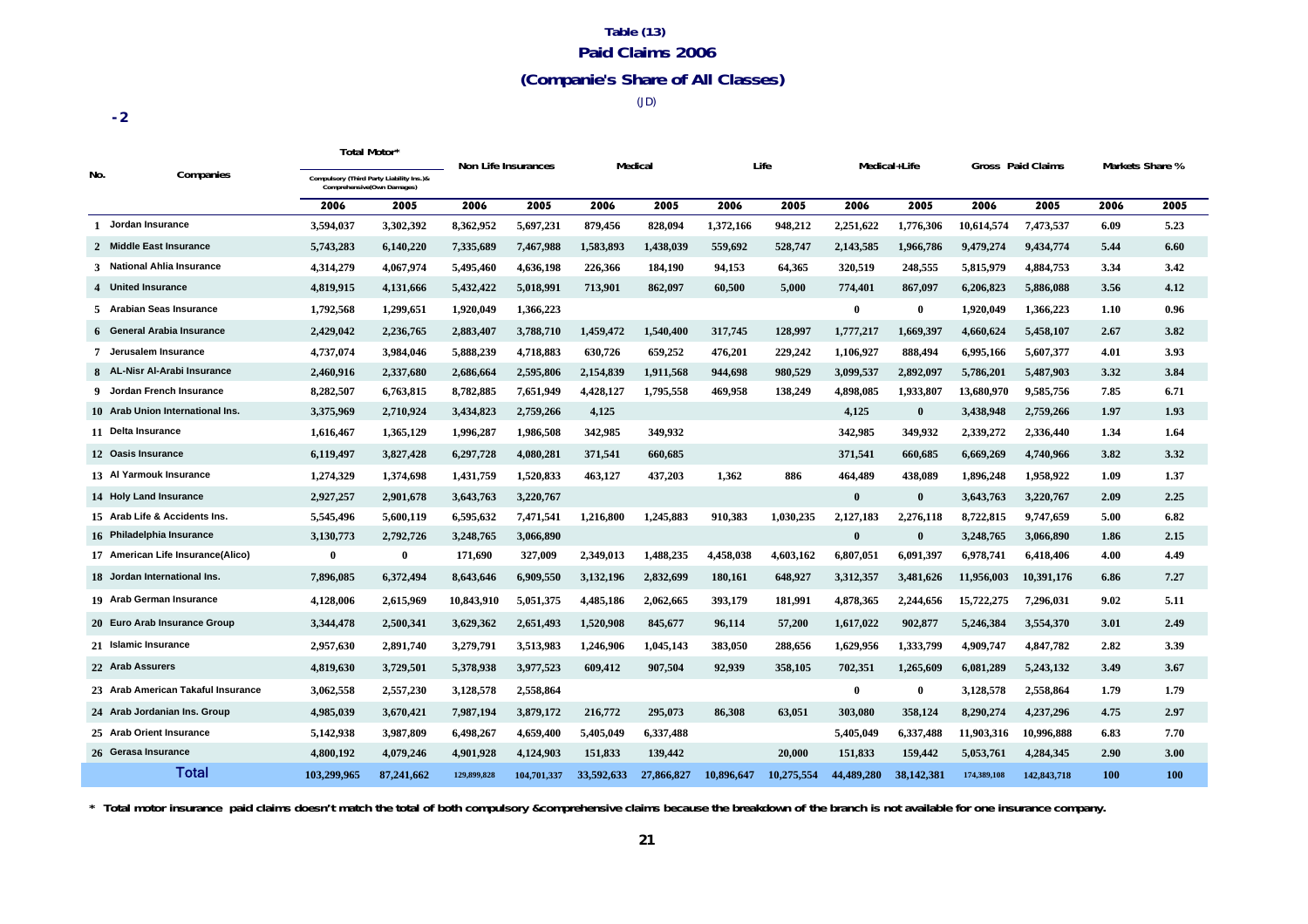**Table (13)**

**Paid Claims 2006**

**(Companie's Share of All Classes)**

(JD)

**-2**

| No. | Companies | Total Motor* Compulsory (Third Party Liability Ins.)& Comprehensive(Own Damages) | | Non Life Insurances | | Medical | | Life | | Medical+Life | | Gross Paid Claims | | Markets Share % | |
|---|---|---|---|---|---|---|---|---|---|---|---|---|---|---|---|
| | | 2006 | 2005 | 2006 | 2005 | 2006 | 2005 | 2006 | 2005 | 2006 | 2005 | 2006 | 2005 | 2006 | 2005 |
| 1 | Jordan Insurance | 3,594,037 | 3,302,392 | 8,362,952 | 5,697,231 | 879,456 | 828,094 | 1,372,166 | 948,212 | 2,251,622 | 1,776,306 | 10,614,574 | 7,473,537 | 6.09 | 5.23 |
| 2 | Middle East Insurance | 5,743,283 | 6,140,220 | 7,335,689 | 7,467,988 | 1,583,893 | 1,438,039 | 559,692 | 528,747 | 2,143,585 | 1,966,786 | 9,479,274 | 9,434,774 | 5.44 | 6.60 |
| 3 | National Ahlia Insurance | 4,314,279 | 4,067,974 | 5,495,460 | 4,636,198 | 226,366 | 184,190 | 94,153 | 64,365 | 320,519 | 248,555 | 5,815,979 | 4,884,753 | 3.34 | 3.42 |
| 4 | United Insurance | 4,819,915 | 4,131,666 | 5,432,422 | 5,018,991 | 713,901 | 862,097 | 60,500 | 5,000 | 774,401 | 867,097 | 6,206,823 | 5,886,088 | 3.56 | 4.12 |
| 5 | Arabian Seas Insurance | 1,792,568 | 1,299,651 | 1,920,049 | 1,366,223 | | | | | 0 | 0 | 1,920,049 | 1,366,223 | 1.10 | 0.96 |
| 6 | General Arabia Insurance | 2,429,042 | 2,236,765 | 2,883,407 | 3,788,710 | 1,459,472 | 1,540,400 | 317,745 | 128,997 | 1,777,217 | 1,669,397 | 4,660,624 | 5,458,107 | 2.67 | 3.82 |
| 7 | Jerusalem Insurance | 4,737,074 | 3,984,046 | 5,888,239 | 4,718,883 | 630,726 | 659,252 | 476,201 | 229,242 | 1,106,927 | 888,494 | 6,995,166 | 5,607,377 | 4.01 | 3.93 |
| 8 | AL-Nisr Al-Arabi Insurance | 2,460,916 | 2,337,680 | 2,686,664 | 2,595,806 | 2,154,839 | 1,911,568 | 944,698 | 980,529 | 3,099,537 | 2,892,097 | 5,786,201 | 5,487,903 | 3.32 | 3.84 |
| 9 | Jordan French Insurance | 8,282,507 | 6,763,815 | 8,782,885 | 7,651,949 | 4,428,127 | 1,795,558 | 469,958 | 138,249 | 4,898,085 | 1,933,807 | 13,680,970 | 9,585,756 | 7.85 | 6.71 |
| 10 | Arab Union International Ins. | 3,375,969 | 2,710,924 | 3,434,823 | 2,759,266 | 4,125 | | | | 4,125 | 0 | 3,438,948 | 2,759,266 | 1.97 | 1.93 |
| 11 | Delta Insurance | 1,616,467 | 1,365,129 | 1,996,287 | 1,986,508 | 342,985 | 349,932 | | | 342,985 | 349,932 | 2,339,272 | 2,336,440 | 1.34 | 1.64 |
| 12 | Oasis Insurance | 6,119,497 | 3,827,428 | 6,297,728 | 4,080,281 | 371,541 | 660,685 | | | 371,541 | 660,685 | 6,669,269 | 4,740,966 | 3.82 | 3.32 |
| 13 | Al Yarmouk Insurance | 1,274,329 | 1,374,698 | 1,431,759 | 1,520,833 | 463,127 | 437,203 | 1,362 | 886 | 464,489 | 438,089 | 1,896,248 | 1,958,922 | 1.09 | 1.37 |
| 14 | Holy Land Insurance | 2,927,257 | 2,901,678 | 3,643,763 | 3,220,767 | | | | | 0 | 0 | 3,643,763 | 3,220,767 | 2.09 | 2.25 |
| 15 | Arab Life & Accidents Ins. | 5,545,496 | 5,600,119 | 6,595,632 | 7,471,541 | 1,216,800 | 1,245,883 | 910,383 | 1,030,235 | 2,127,183 | 2,276,118 | 8,722,815 | 9,747,659 | 5.00 | 6.82 |
| 16 | Philadelphia Insurance | 3,130,773 | 2,792,726 | 3,248,765 | 3,066,890 | | | | | 0 | 0 | 3,248,765 | 3,066,890 | 1.86 | 2.15 |
| 17 | American Life Insurance(Alico) | 0 | 0 | 171,690 | 327,009 | 2,349,013 | 1,488,235 | 4,458,038 | 4,603,162 | 6,807,051 | 6,091,397 | 6,978,741 | 6,418,406 | 4.00 | 4.49 |
| 18 | Jordan International Ins. | 7,896,085 | 6,372,494 | 8,643,646 | 6,909,550 | 3,132,196 | 2,832,699 | 180,161 | 648,927 | 3,312,357 | 3,481,626 | 11,956,003 | 10,391,176 | 6.86 | 7.27 |
| 19 | Arab German Insurance | 4,128,006 | 2,615,969 | 10,843,910 | 5,051,375 | 4,485,186 | 2,062,665 | 393,179 | 181,991 | 4,878,365 | 2,244,656 | 15,722,275 | 7,296,031 | 9.02 | 5.11 |
| 20 | Euro Arab Insurance Group | 3,344,478 | 2,500,341 | 3,629,362 | 2,651,493 | 1,520,908 | 845,677 | 96,114 | 57,200 | 1,617,022 | 902,877 | 5,246,384 | 3,554,370 | 3.01 | 2.49 |
| 21 | Islamic Insurance | 2,957,630 | 2,891,740 | 3,279,791 | 3,513,983 | 1,246,906 | 1,045,143 | 383,050 | 288,656 | 1,629,956 | 1,333,799 | 4,909,747 | 4,847,782 | 2.82 | 3.39 |
| 22 | Arab Assurers | 4,819,630 | 3,729,501 | 5,378,938 | 3,977,523 | 609,412 | 907,504 | 92,939 | 358,105 | 702,351 | 1,265,609 | 6,081,289 | 5,243,132 | 3.49 | 3.67 |
| 23 | Arab American Takaful Insurance | 3,062,558 | 2,557,230 | 3,128,578 | 2,558,864 | | | | | 0 | 0 | 3,128,578 | 2,558,864 | 1.79 | 1.79 |
| 24 | Arab Jordanian Ins. Group | 4,985,039 | 3,670,421 | 7,987,194 | 3,879,172 | 216,772 | 295,073 | 86,308 | 63,051 | 303,080 | 358,124 | 8,290,274 | 4,237,296 | 4.75 | 2.97 |
| 25 | Arab Orient Insurance | 5,142,938 | 3,987,809 | 6,498,267 | 4,659,400 | 5,405,049 | 6,337,488 | | | 5,405,049 | 6,337,488 | 11,903,316 | 10,996,888 | 6.83 | 7.70 |
| 26 | Gerasa Insurance | 4,800,192 | 4,079,246 | 4,901,928 | 4,124,903 | 151,833 | 139,442 | | 20,000 | 151,833 | 159,442 | 5,053,761 | 4,284,345 | 2.90 | 3.00 |
| | **Total** | 103,299,965 | 87,241,662 | 129,899,828 | 104,701,337 | 33,592,633 | 27,866,827 | 10,896,647 | 10,275,554 | 44,489,280 | 38,142,381 | 174,389,108 | 142,843,718 | 100 | 100 |

\* Total motor insurance paid claims doesn't match the total of both compulsory &comprehensive claims because the breakdown of the branch is not available for one insurance company.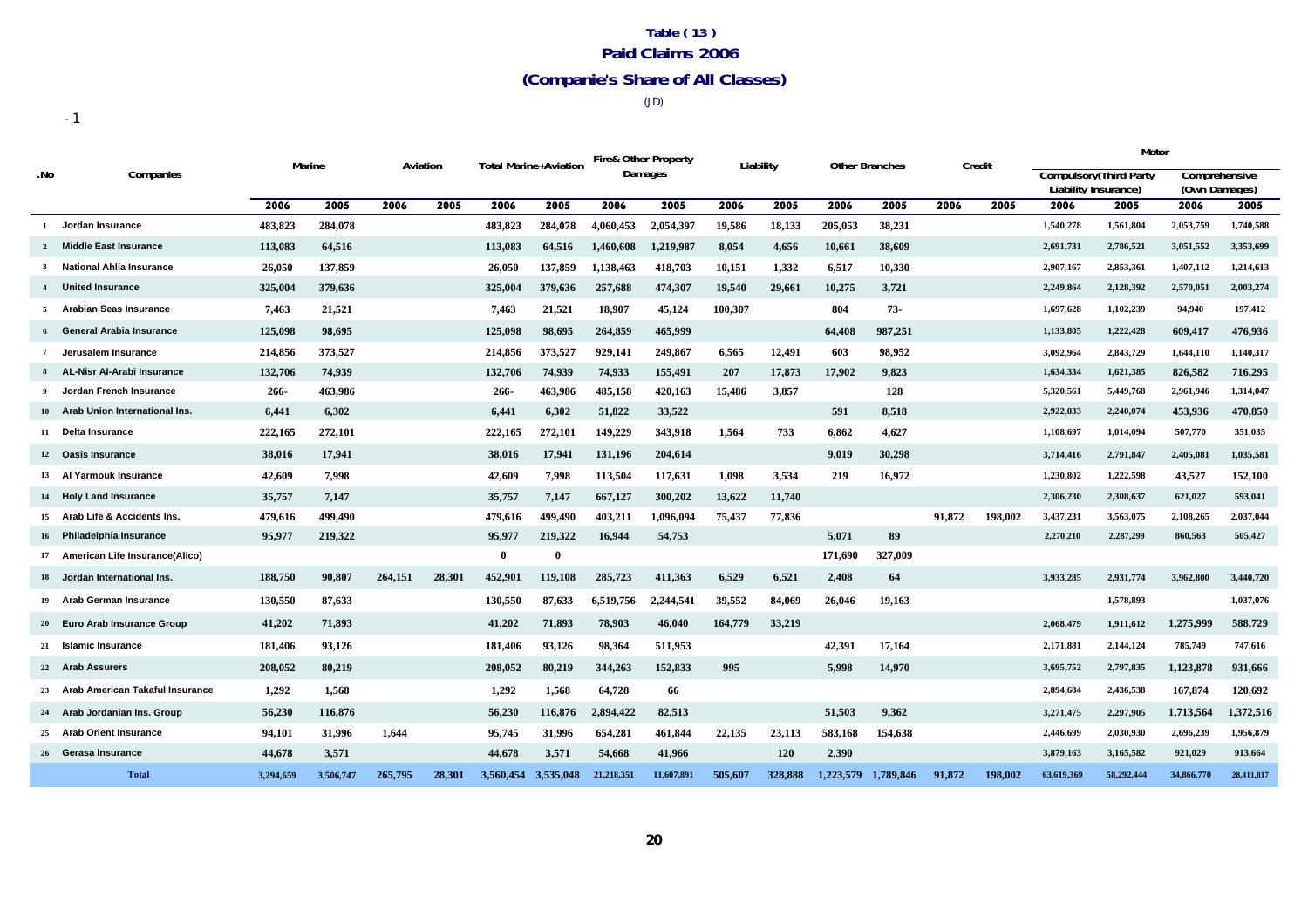### Table ( 13 )

## Paid Claims 2006

## (Companie's Share of All Classes)

(JD)

- 1

| .No | Companies | Marine | | Aviation | | Total Marine+Aviation | | Fire& Other Property Damages | | Liability | | Other Branches | | Credit | | Motor | | | |
|---|---|---|---|---|---|---|---|---|---|---|---|---|---|---|---|---|---|---|---|
| | | | | | | | | | | | | | | | | Compulsory(Third Party Liability Insurance) | | Comprehensive (Own Damages) | |
| | | 2006 | 2005 | 2006 | 2005 | 2006 | 2005 | 2006 | 2005 | 2006 | 2005 | 2006 | 2005 | 2006 | 2005 | 2006 | 2005 | 2006 | 2005 |
| 1 | Jordan Insurance | 483,823 | 284,078 | | | 483,823 | 284,078 | 4,060,453 | 2,054,397 | 19,586 | 18,133 | 205,053 | 38,231 | | | 1,540,278 | 1,561,804 | 2,053,759 | 1,740,588 |
| 2 | Middle East Insurance | 113,083 | 64,516 | | | 113,083 | 64,516 | 1,460,608 | 1,219,987 | 8,054 | 4,656 | 10,661 | 38,609 | | | 2,691,731 | 2,786,521 | 3,051,552 | 3,353,699 |
| 3 | National Ahlia Insurance | 26,050 | 137,859 | | | 26,050 | 137,859 | 1,138,463 | 418,703 | 10,151 | 1,332 | 6,517 | 10,330 | | | 2,907,167 | 2,853,361 | 1,407,112 | 1,214,613 |
| 4 | United Insurance | 325,004 | 379,636 | | | 325,004 | 379,636 | 257,688 | 474,307 | 19,540 | 29,661 | 10,275 | 3,721 | | | 2,249,864 | 2,128,392 | 2,570,051 | 2,003,274 |
| 5 | Arabian Seas Insurance | 7,463 | 21,521 | | | 7,463 | 21,521 | 18,907 | 45,124 | 100,307 | | 804 | 73- | | | 1,697,628 | 1,102,239 | 94,940 | 197,412 |
| 6 | General Arabia Insurance | 125,098 | 98,695 | | | 125,098 | 98,695 | 264,859 | 465,999 | | | 64,408 | 987,251 | | | 1,133,805 | 1,222,428 | 609,417 | 476,936 |
| 7 | Jerusalem Insurance | 214,856 | 373,527 | | | 214,856 | 373,527 | 929,141 | 249,867 | 6,565 | 12,491 | 603 | 98,952 | | | 3,092,964 | 2,843,729 | 1,644,110 | 1,140,317 |
| 8 | AL-Nisr Al-Arabi Insurance | 132,706 | 74,939 | | | 132,706 | 74,939 | 74,933 | 155,491 | 207 | 17,873 | 17,902 | 9,823 | | | 1,634,334 | 1,621,385 | 826,582 | 716,295 |
| 9 | Jordan French Insurance | 266- | 463,986 | | | 266- | 463,986 | 485,158 | 420,163 | 15,486 | 3,857 | | 128 | | | 5,320,561 | 5,449,768 | 2,961,946 | 1,314,047 |
| 10 | Arab Union International Ins. | 6,441 | 6,302 | | | 6,441 | 6,302 | 51,822 | 33,522 | | | 591 | 8,518 | | | 2,922,033 | 2,240,074 | 453,936 | 470,850 |
| 11 | Delta Insurance | 222,165 | 272,101 | | | 222,165 | 272,101 | 149,229 | 343,918 | 1,564 | 733 | 6,862 | 4,627 | | | 1,108,697 | 1,014,094 | 507,770 | 351,035 |
| 12 | Oasis Insurance | 38,016 | 17,941 | | | 38,016 | 17,941 | 131,196 | 204,614 | | | 9,019 | 30,298 | | | 3,714,416 | 2,791,847 | 2,405,081 | 1,035,581 |
| 13 | Al Yarmouk Insurance | 42,609 | 7,998 | | | 42,609 | 7,998 | 113,504 | 117,631 | 1,098 | 3,534 | 219 | 16,972 | | | 1,230,802 | 1,222,598 | 43,527 | 152,100 |
| 14 | Holy Land Insurance | 35,757 | 7,147 | | | 35,757 | 7,147 | 667,127 | 300,202 | 13,622 | 11,740 | | | | | 2,306,230 | 2,308,637 | 621,027 | 593,041 |
| 15 | Arab Life & Accidents Ins. | 479,616 | 499,490 | | | 479,616 | 499,490 | 403,211 | 1,096,094 | 75,437 | 77,836 | | | 91,872 | 198,002 | 3,437,231 | 3,563,075 | 2,108,265 | 2,037,044 |
| 16 | Philadelphia Insurance | 95,977 | 219,322 | | | 95,977 | 219,322 | 16,944 | 54,753 | | | 5,071 | 89 | | | 2,270,210 | 2,287,299 | 860,563 | 505,427 |
| 17 | American Life Insurance(Alico) | | | | | 0 | 0 | | | | | 171,690 | 327,009 | | | | | | |
| 18 | Jordan International Ins. | 188,750 | 90,807 | 264,151 | 28,301 | 452,901 | 119,108 | 285,723 | 411,363 | 6,529 | 6,521 | 2,408 | 64 | | | 3,933,285 | 2,931,774 | 3,962,800 | 3,440,720 |
| 19 | Arab German Insurance | 130,550 | 87,633 | | | 130,550 | 87,633 | 6,519,756 | 2,244,541 | 39,552 | 84,069 | 26,046 | 19,163 | | | | 1,578,893 | | 1,037,076 |
| 20 | Euro Arab Insurance Group | 41,202 | 71,893 | | | 41,202 | 71,893 | 78,903 | 46,040 | 164,779 | 33,219 | | | | | 2,068,479 | 1,911,612 | 1,275,999 | 588,729 |
| 21 | Islamic Insurance | 181,406 | 93,126 | | | 181,406 | 93,126 | 98,364 | 511,953 | | | 42,391 | 17,164 | | | 2,171,881 | 2,144,124 | 785,749 | 747,616 |
| 22 | Arab Assurers | 208,052 | 80,219 | | | 208,052 | 80,219 | 344,263 | 152,833 | 995 | | 5,998 | 14,970 | | | 3,695,752 | 2,797,835 | 1,123,878 | 931,666 |
| 23 | Arab American Takaful Insurance | 1,292 | 1,568 | | | 1,292 | 1,568 | 64,728 | 66 | | | | | | | 2,894,684 | 2,436,538 | 167,874 | 120,692 |
| 24 | Arab Jordanian Ins. Group | 56,230 | 116,876 | | | 56,230 | 116,876 | 2,894,422 | 82,513 | | | 51,503 | 9,362 | | | 3,271,475 | 2,297,905 | 1,713,564 | 1,372,516 |
| 25 | Arab Orient Insurance | 94,101 | 31,996 | 1,644 | | 95,745 | 31,996 | 654,281 | 461,844 | 22,135 | 23,113 | 583,168 | 154,638 | | | 2,446,699 | 2,030,930 | 2,696,239 | 1,956,879 |
| 26 | Gerasa Insurance | 44,678 | 3,571 | | | 44,678 | 3,571 | 54,668 | 41,966 | | 120 | 2,390 | | | | 3,879,163 | 3,165,582 | 921,029 | 913,664 |
| | **Total** | 3,294,659 | 3,506,747 | 265,795 | 28,301 | 3,560,454 | 3,535,048 | 21,218,351 | 11,607,891 | 505,607 | 328,888 | 1,223,579 | 1,789,846 | 91,872 | 198,002 | 63,619,369 | 58,292,444 | 34,866,770 | 28,411,817 |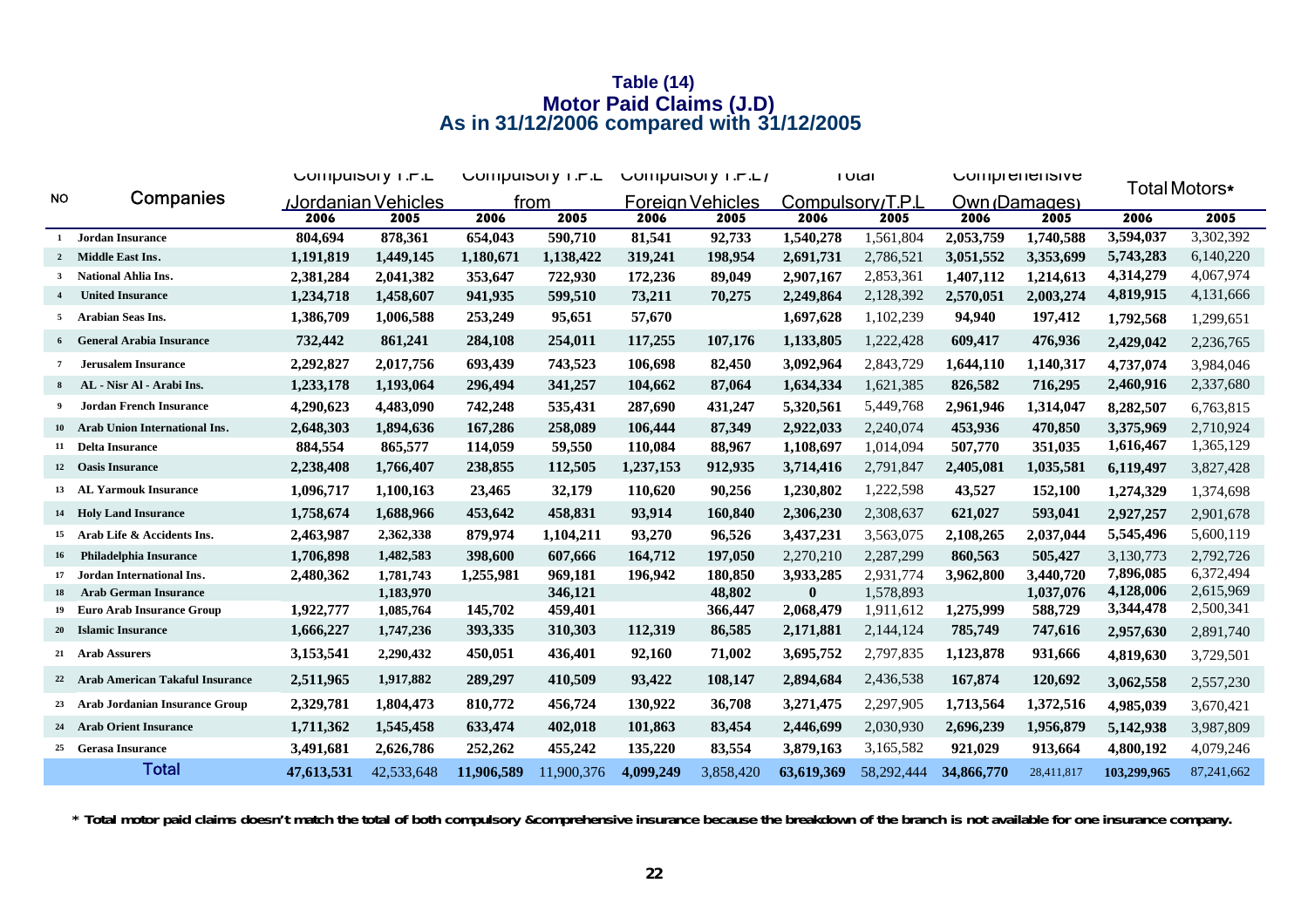# Table (14)
## Motor Paid Claims (J.D)
### As in 31/12/2006 compared with 31/12/2005

| NO | Companies | Compulsory T.P.L /Jordanian Vehicles | | Compulsory T.P.L from | | Compulsory T.P.L / Foreign Vehicles | | Total Compulsory/T.P.L | | Comprehensive Own (Damages) | | Total Motors* | |
|---|---|---|---|---|---|---|---|---|---|---|---|---|---|
| | | 2006 | 2005 | 2006 | 2005 | 2006 | 2005 | 2006 | 2005 | 2006 | 2005 | 2006 | 2005 |
| 1 | Jordan Insurance | 804,694 | 878,361 | 654,043 | 590,710 | 81,541 | 92,733 | 1,540,278 | 1,561,804 | 2,053,759 | 1,740,588 | 3,594,037 | 3,302,392 |
| 2 | Middle East Ins. | 1,191,819 | 1,449,145 | 1,180,671 | 1,138,422 | 319,241 | 198,954 | 2,691,731 | 2,786,521 | 3,051,552 | 3,353,699 | 5,743,283 | 6,140,220 |
| 3 | National Ahlia Ins. | 2,381,284 | 2,041,382 | 353,647 | 722,930 | 172,236 | 89,049 | 2,907,167 | 2,853,361 | 1,407,112 | 1,214,613 | 4,314,279 | 4,067,974 |
| 4 | United Insurance | 1,234,718 | 1,458,607 | 941,935 | 599,510 | 73,211 | 70,275 | 2,249,864 | 2,128,392 | 2,570,051 | 2,003,274 | 4,819,915 | 4,131,666 |
| 5 | Arabian Seas Ins. | 1,386,709 | 1,006,588 | 253,249 | 95,651 | 57,670 | | 1,697,628 | 1,102,239 | 94,940 | 197,412 | 1,792,568 | 1,299,651 |
| 6 | General Arabia Insurance | 732,442 | 861,241 | 284,108 | 254,011 | 117,255 | 107,176 | 1,133,805 | 1,222,428 | 609,417 | 476,936 | 2,429,042 | 2,236,765 |
| 7 | Jerusalem Insurance | 2,292,827 | 2,017,756 | 693,439 | 743,523 | 106,698 | 82,450 | 3,092,964 | 2,843,729 | 1,644,110 | 1,140,317 | 4,737,074 | 3,984,046 |
| 8 | AL - Nisr Al - Arabi Ins. | 1,233,178 | 1,193,064 | 296,494 | 341,257 | 104,662 | 87,064 | 1,634,334 | 1,621,385 | 826,582 | 716,295 | 2,460,916 | 2,337,680 |
| 9 | Jordan French Insurance | 4,290,623 | 4,483,090 | 742,248 | 535,431 | 287,690 | 431,247 | 5,320,561 | 5,449,768 | 2,961,946 | 1,314,047 | 8,282,507 | 6,763,815 |
| 10 | Arab Union International Ins. | 2,648,303 | 1,894,636 | 167,286 | 258,089 | 106,444 | 87,349 | 2,922,033 | 2,240,074 | 453,936 | 470,850 | 3,375,969 | 2,710,924 |
| 11 | Delta Insurance | 884,554 | 865,577 | 114,059 | 59,550 | 110,084 | 88,967 | 1,108,697 | 1,014,094 | 507,770 | 351,035 | 1,616,467 | 1,365,129 |
| 12 | Oasis Insurance | 2,238,408 | 1,766,407 | 238,855 | 112,505 | 1,237,153 | 912,935 | 3,714,416 | 2,791,847 | 2,405,081 | 1,035,581 | 6,119,497 | 3,827,428 |
| 13 | AL Yarmouk Insurance | 1,096,717 | 1,100,163 | 23,465 | 32,179 | 110,620 | 90,256 | 1,230,802 | 1,222,598 | 43,527 | 152,100 | 1,274,329 | 1,374,698 |
| 14 | Holy Land Insurance | 1,758,674 | 1,688,966 | 453,642 | 458,831 | 93,914 | 160,840 | 2,306,230 | 2,308,637 | 621,027 | 593,041 | 2,927,257 | 2,901,678 |
| 15 | Arab Life & Accidents Ins. | 2,463,987 | 2,362,338 | 879,974 | 1,104,211 | 93,270 | 96,526 | 3,437,231 | 3,563,075 | 2,108,265 | 2,037,044 | 5,545,496 | 5,600,119 |
| 16 | Philadelphia Insurance | 1,706,898 | 1,482,583 | 398,600 | 607,666 | 164,712 | 197,050 | 2,270,210 | 2,287,299 | 860,563 | 505,427 | 3,130,773 | 2,792,726 |
| 17 | Jordan International Ins. | 2,480,362 | 1,781,743 | 1,255,981 | 969,181 | 196,942 | 180,850 | 3,933,285 | 2,931,774 | 3,962,800 | 3,440,720 | 7,896,085 | 6,372,494 |
| 18 | Arab German Insurance | | 1,183,970 | | 346,121 | | 48,802 | 0 | 1,578,893 | | 1,037,076 | 4,128,006 | 2,615,969 |
| 19 | Euro Arab Insurance Group | 1,922,777 | 1,085,764 | 145,702 | 459,401 | | 366,447 | 2,068,479 | 1,911,612 | 1,275,999 | 588,729 | 3,344,478 | 2,500,341 |
| 20 | Islamic Insurance | 1,666,227 | 1,747,236 | 393,335 | 310,303 | 112,319 | 86,585 | 2,171,881 | 2,144,124 | 785,749 | 747,616 | 2,957,630 | 2,891,740 |
| 21 | Arab Assurers | 3,153,541 | 2,290,432 | 450,051 | 436,401 | 92,160 | 71,002 | 3,695,752 | 2,797,835 | 1,123,878 | 931,666 | 4,819,630 | 3,729,501 |
| 22 | Arab American Takaful Insurance | 2,511,965 | 1,917,882 | 289,297 | 410,509 | 93,422 | 108,147 | 2,894,684 | 2,436,538 | 167,874 | 120,692 | 3,062,558 | 2,557,230 |
| 23 | Arab Jordanian Insurance Group | 2,329,781 | 1,804,473 | 810,772 | 456,724 | 130,922 | 36,708 | 3,271,475 | 2,297,905 | 1,713,564 | 1,372,516 | 4,985,039 | 3,670,421 |
| 24 | Arab Orient Insurance | 1,711,362 | 1,545,458 | 633,474 | 402,018 | 101,863 | 83,454 | 2,446,699 | 2,030,930 | 2,696,239 | 1,956,879 | 5,142,938 | 3,987,809 |
| 25 | Gerasa Insurance | 3,491,681 | 2,626,786 | 252,262 | 455,242 | 135,220 | 83,554 | 3,879,163 | 3,165,582 | 921,029 | 913,664 | 4,800,192 | 4,079,246 |
| | **Total** | 47,613,531 | 42,533,648 | 11,906,589 | 11,900,376 | 4,099,249 | 3,858,420 | 63,619,369 | 58,292,444 | 34,866,770 | 28,411,817 | 103,299,965 | 87,241,662 |

\* Total motor paid claims doesn't match the total of both compulsory &comprehensive insurance because the breakdown of the branch is not available for one insurance company.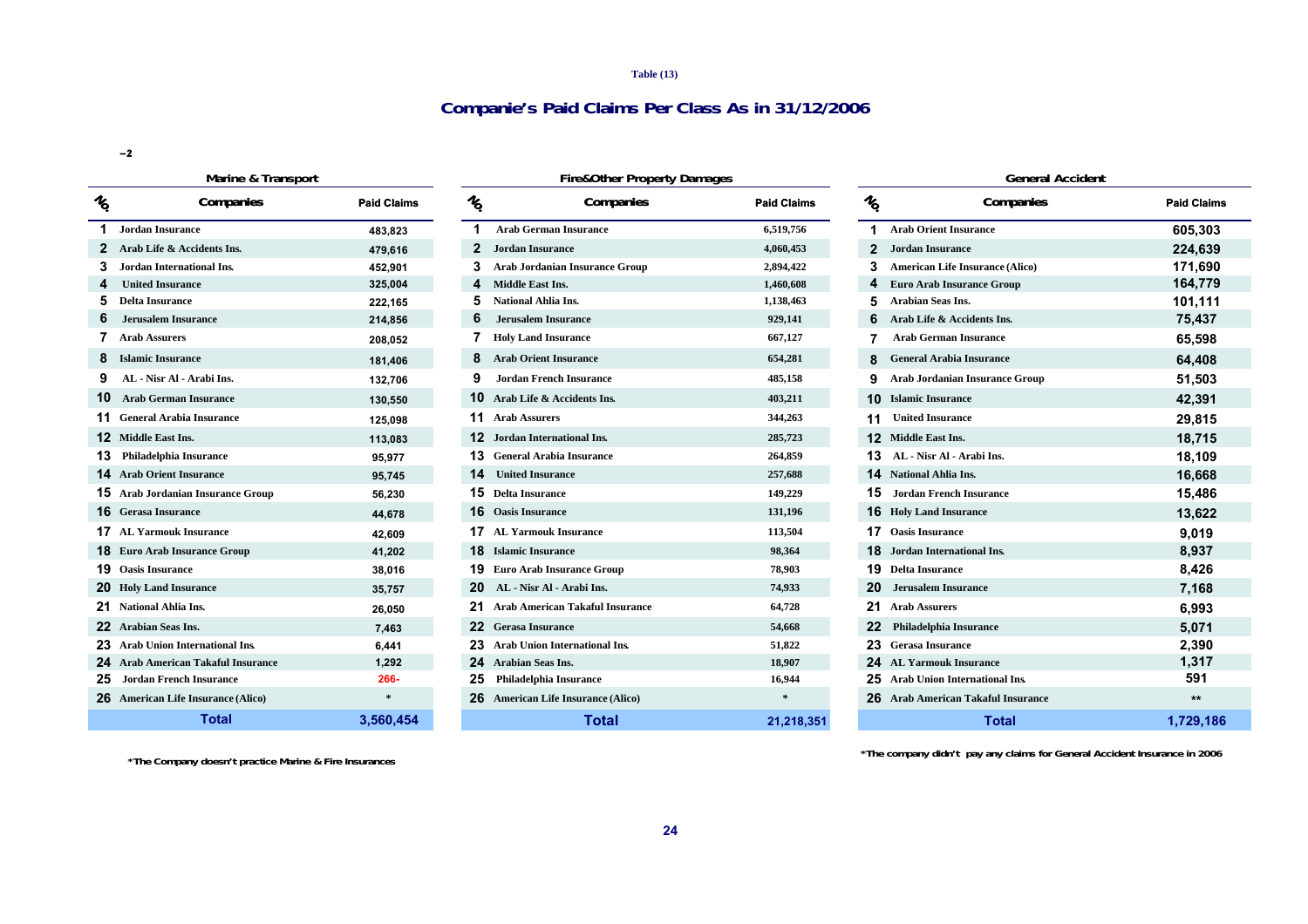Table (13)

## Companie's Paid Claims Per Class As in 31/12/2006

–2

### Marine & Transport

| No. | Companies | Paid Claims |
|---|---|---|
| 1 | Jordan Insurance | 483,823 |
| 2 | Arab Life & Accidents Ins. | 479,616 |
| 3 | Jordan International Ins. | 452,901 |
| 4 | United Insurance | 325,004 |
| 5 | Delta Insurance | 222,165 |
| 6 | Jerusalem Insurance | 214,856 |
| 7 | Arab Assurers | 208,052 |
| 8 | Islamic Insurance | 181,406 |
| 9 | AL - Nisr Al - Arabi Ins. | 132,706 |
| 10 | Arab German Insurance | 130,550 |
| 11 | General Arabia Insurance | 125,098 |
| 12 | Middle East Ins. | 113,083 |
| 13 | Philadelphia Insurance | 95,977 |
| 14 | Arab Orient Insurance | 95,745 |
| 15 | Arab Jordanian Insurance Group | 56,230 |
| 16 | Gerasa Insurance | 44,678 |
| 17 | AL Yarmouk Insurance | 42,609 |
| 18 | Euro Arab Insurance Group | 41,202 |
| 19 | Oasis Insurance | 38,016 |
| 20 | Holy Land Insurance | 35,757 |
| 21 | National Ahlia Ins. | 26,050 |
| 22 | Arabian Seas Ins. | 7,463 |
| 23 | Arab Union International Ins. | 6,441 |
| 24 | Arab American Takaful Insurance | 1,292 |
| 25 | Jordan French Insurance | 266- |
| 26 | American Life Insurance (Alico) | * |
| | **Total** | **3,560,454** |

*The Company doesn't practice Marine & Fire Insurances

### Fire&Other Property Damages

| No. | Companies | Paid Claims |
|---|---|---|
| 1 | Arab German Insurance | 6,519,756 |
| 2 | Jordan Insurance | 4,060,453 |
| 3 | Arab Jordanian Insurance Group | 2,894,422 |
| 4 | Middle East Ins. | 1,460,608 |
| 5 | National Ahlia Ins. | 1,138,463 |
| 6 | Jerusalem Insurance | 929,141 |
| 7 | Holy Land Insurance | 667,127 |
| 8 | Arab Orient Insurance | 654,281 |
| 9 | Jordan French Insurance | 485,158 |
| 10 | Arab Life & Accidents Ins. | 403,211 |
| 11 | Arab Assurers | 344,263 |
| 12 | Jordan International Ins. | 285,723 |
| 13 | General Arabia Insurance | 264,859 |
| 14 | United Insurance | 257,688 |
| 15 | Delta Insurance | 149,229 |
| 16 | Oasis Insurance | 131,196 |
| 17 | AL Yarmouk Insurance | 113,504 |
| 18 | Islamic Insurance | 98,364 |
| 19 | Euro Arab Insurance Group | 78,903 |
| 20 | AL - Nisr Al - Arabi Ins. | 74,933 |
| 21 | Arab American Takaful Insurance | 64,728 |
| 22 | Gerasa Insurance | 54,668 |
| 23 | Arab Union International Ins. | 51,822 |
| 24 | Arabian Seas Ins. | 18,907 |
| 25 | Philadelphia Insurance | 16,944 |
| 26 | American Life Insurance (Alico) | * |
| | **Total** | **21,218,351** |

### General Accident

| No. | Companies | Paid Claims |
|---|---|---|
| 1 | Arab Orient Insurance | 605,303 |
| 2 | Jordan Insurance | 224,639 |
| 3 | American Life Insurance (Alico) | 171,690 |
| 4 | Euro Arab Insurance Group | 164,779 |
| 5 | Arabian Seas Ins. | 101,111 |
| 6 | Arab Life & Accidents Ins. | 75,437 |
| 7 | Arab German Insurance | 65,598 |
| 8 | General Arabia Insurance | 64,408 |
| 9 | Arab Jordanian Insurance Group | 51,503 |
| 10 | Islamic Insurance | 42,391 |
| 11 | United Insurance | 29,815 |
| 12 | Middle East Ins. | 18,715 |
| 13 | AL - Nisr Al - Arabi Ins. | 18,109 |
| 14 | National Ahlia Ins. | 16,668 |
| 15 | Jordan French Insurance | 15,486 |
| 16 | Holy Land Insurance | 13,622 |
| 17 | Oasis Insurance | 9,019 |
| 18 | Jordan International Ins. | 8,937 |
| 19 | Delta Insurance | 8,426 |
| 20 | Jerusalem Insurance | 7,168 |
| 21 | Arab Assurers | 6,993 |
| 22 | Philadelphia Insurance | 5,071 |
| 23 | Gerasa Insurance | 2,390 |
| 24 | AL Yarmouk Insurance | 1,317 |
| 25 | Arab Union International Ins. | 591 |
| 26 | Arab American Takaful Insurance | ** |
| | **Total** | **1,729,186** |

*The company didn't pay any claims for General Accident Insurance in 2006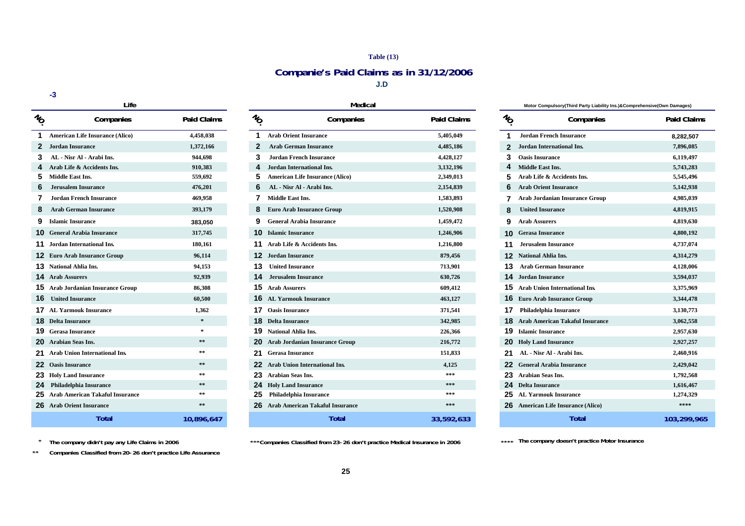Table (13)

## Companie's Paid Claims as in 31/12/2006

J.D

-3

### Life

| NO. | Companies | Paid Claims |
|---|---|---|
| 1 | American Life Insurance (Alico) | 4,458,038 |
| 2 | Jordan Insurance | 1,372,166 |
| 3 | AL - Nisr Al - Arabi Ins. | 944,698 |
| 4 | Arab Life & Accidents Ins. | 910,383 |
| 5 | Middle East Ins. | 559,692 |
| 6 | Jerusalem Insurance | 476,201 |
| 7 | Jordan French Insurance | 469,958 |
| 8 | Arab German Insurance | 393,179 |
| 9 | Islamic Insurance | 383,050 |
| 10 | General Arabia Insurance | 317,745 |
| 11 | Jordan International Ins. | 180,161 |
| 12 | Euro Arab Insurance Group | 96,114 |
| 13 | National Ahlia Ins. | 94,153 |
| 14 | Arab Assurers | 92,939 |
| 15 | Arab Jordanian Insurance Group | 86,308 |
| 16 | United Insurance | 60,500 |
| 17 | AL Yarmouk Insurance | 1,362 |
| 18 | Delta Insurance | * |
| 19 | Gerasa Insurance | * |
| 20 | Arabian Seas Ins. | ** |
| 21 | Arab Union International Ins. | ** |
| 22 | Oasis Insurance | ** |
| 23 | Holy Land Insurance | ** |
| 24 | Philadelphia Insurance | ** |
| 25 | Arab American Takaful Insurance | ** |
| 26 | Arab Orient Insurance | ** |
| | **Total** | **10,896,647** |

\* The company didn't pay any Life Claims in 2006

\*\* Companies Classified from 20- 26 don't practice Life Assurance

### Medical

| NO. | Companies | Paid Claims |
|---|---|---|
| 1 | Arab Orient Insurance | 5,405,049 |
| 2 | Arab German Insurance | 4,485,186 |
| 3 | Jordan French Insurance | 4,428,127 |
| 4 | Jordan International Ins. | 3,132,196 |
| 5 | American Life Insurance (Alico) | 2,349,013 |
| 6 | AL - Nisr Al - Arabi Ins. | 2,154,839 |
| 7 | Middle East Ins. | 1,583,893 |
| 8 | Euro Arab Insurance Group | 1,520,908 |
| 9 | General Arabia Insurance | 1,459,472 |
| 10 | Islamic Insurance | 1,246,906 |
| 11 | Arab Life & Accidents Ins. | 1,216,800 |
| 12 | Jordan Insurance | 879,456 |
| 13 | United Insurance | 713,901 |
| 14 | Jerusalem Insurance | 630,726 |
| 15 | Arab Assurers | 609,412 |
| 16 | AL Yarmouk Insurance | 463,127 |
| 17 | Oasis Insurance | 371,541 |
| 18 | Delta Insurance | 342,985 |
| 19 | National Ahlia Ins. | 226,366 |
| 20 | Arab Jordanian Insurance Group | 216,772 |
| 21 | Gerasa Insurance | 151,833 |
| 22 | Arab Union International Ins. | 4,125 |
| 23 | Arabian Seas Ins. | *** |
| 24 | Holy Land Insurance | *** |
| 25 | Philadelphia Insurance | *** |
| 26 | Arab American Takaful Insurance | *** |
| | **Total** | **33,592,633** |

\*\*\*Companies Classified from 23- 26 don't practice Medical Insurance in 2006

### Motor Compulsory(Third Party Liability Ins.)&Comprehensive(Own Damages)

| NO. | Companies | Paid Claims |
|---|---|---|
| 1 | Jordan French Insurance | 8,282,507 |
| 2 | Jordan International Ins. | 7,896,085 |
| 3 | Oasis Insurance | 6,119,497 |
| 4 | Middle East Ins. | 5,743,283 |
| 5 | Arab Life & Accidents Ins. | 5,545,496 |
| 6 | Arab Orient Insurance | 5,142,938 |
| 7 | Arab Jordanian Insurance Group | 4,985,039 |
| 8 | United Insurance | 4,819,915 |
| 9 | Arab Assurers | 4,819,630 |
| 10 | Gerasa Insurance | 4,800,192 |
| 11 | Jerusalem Insurance | 4,737,074 |
| 12 | National Ahlia Ins. | 4,314,279 |
| 13 | Arab German Insurance | 4,128,006 |
| 14 | Jordan Insurance | 3,594,037 |
| 15 | Arab Union International Ins. | 3,375,969 |
| 16 | Euro Arab Insurance Group | 3,344,478 |
| 17 | Philadelphia Insurance | 3,130,773 |
| 18 | Arab American Takaful Insurance | 3,062,558 |
| 19 | Islamic Insurance | 2,957,630 |
| 20 | Holy Land Insurance | 2,927,257 |
| 21 | AL - Nisr Al - Arabi Ins. | 2,460,916 |
| 22 | General Arabia Insurance | 2,429,042 |
| 23 | Arabian Seas Ins. | 1,792,568 |
| 24 | Delta Insurance | 1,616,467 |
| 25 | AL Yarmouk Insurance | 1,274,329 |
| 26 | American Life Insurance (Alico) | **** |
| | **Total** | **103,299,965** |

\*\*\*\* The company doesn't practice Motor Insurance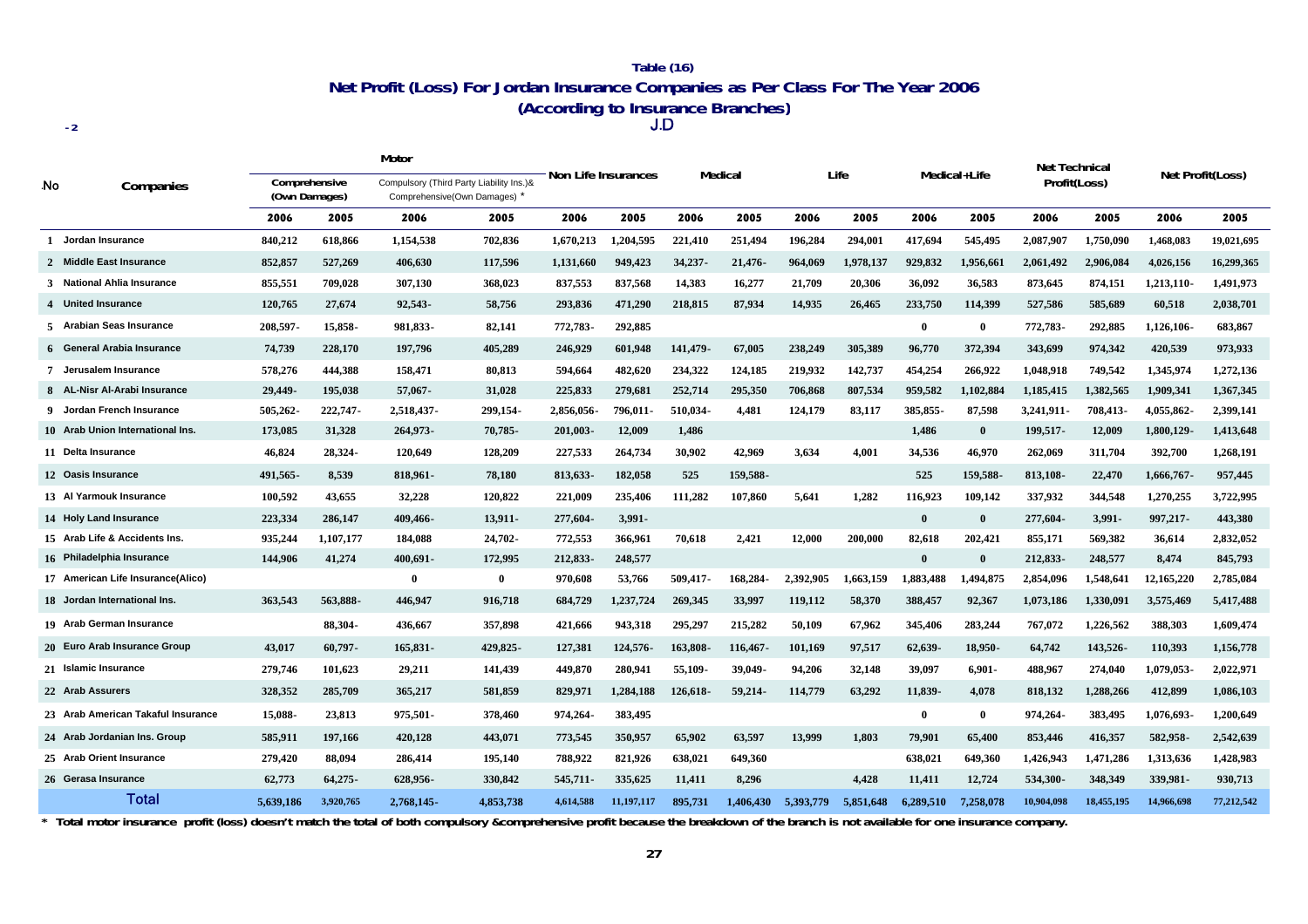**Table (16)**

## Net Profit (Loss) For Jordan Insurance Companies as Per Class For The Year 2006

### (According to Insurance Branches)

-2

J.D

| .No | Companies | Motor | | | | Non Life Insurances | | Medical | | Life | | Medical+Life | | Net Technical Profit(Loss) | | Net Profit(Loss) | |
|---|---|---|---|---|---|---|---|---|---|---|---|---|---|---|---|---|---|
| | | Comprehensive (Own Damages) | | Compulsory (Third Party Liability Ins.)& Comprehensive(Own Damages) * | | | | | | | | | | | | | |
| | | 2006 | 2005 | 2006 | 2005 | 2006 | 2005 | 2006 | 2005 | 2006 | 2005 | 2006 | 2005 | 2006 | 2005 | 2006 | 2005 |
| 1 | Jordan Insurance | 840,212 | 618,866 | 1,154,538 | 702,836 | 1,670,213 | 1,204,595 | 221,410 | 251,494 | 196,284 | 294,001 | 417,694 | 545,495 | 2,087,907 | 1,750,090 | 1,468,083 | 19,021,695 |
| 2 | Middle East Insurance | 852,857 | 527,269 | 406,630 | 117,596 | 1,131,660 | 949,423 | 34,237- | 21,476- | 964,069 | 1,978,137 | 929,832 | 1,956,661 | 2,061,492 | 2,906,084 | 4,026,156 | 16,299,365 |
| 3 | National Ahlia Insurance | 855,551 | 709,028 | 307,130 | 368,023 | 837,553 | 837,568 | 14,383 | 16,277 | 21,709 | 20,306 | 36,092 | 36,583 | 873,645 | 874,151 | 1,213,110- | 1,491,973 |
| 4 | United Insurance | 120,765 | 27,674 | 92,543- | 58,756 | 293,836 | 471,290 | 218,815 | 87,934 | 14,935 | 26,465 | 233,750 | 114,399 | 527,586 | 585,689 | 60,518 | 2,038,701 |
| 5 | Arabian Seas Insurance | 208,597- | 15,858- | 981,833- | 82,141 | 772,783- | 292,885 | | | | | 0 | 0 | 772,783- | 292,885 | 1,126,106- | 683,867 |
| 6 | General Arabia Insurance | 74,739 | 228,170 | 197,796 | 405,289 | 246,929 | 601,948 | 141,479- | 67,005 | 238,249 | 305,389 | 96,770 | 372,394 | 343,699 | 974,342 | 420,539 | 973,933 |
| 7 | Jerusalem Insurance | 578,276 | 444,388 | 158,471 | 80,813 | 594,664 | 482,620 | 234,322 | 124,185 | 219,932 | 142,737 | 454,254 | 266,922 | 1,048,918 | 749,542 | 1,345,974 | 1,272,136 |
| 8 | AL-Nisr Al-Arabi Insurance | 29,449- | 195,038 | 57,067- | 31,028 | 225,833 | 279,681 | 252,714 | 295,350 | 706,868 | 807,534 | 959,582 | 1,102,884 | 1,185,415 | 1,382,565 | 1,909,341 | 1,367,345 |
| 9 | Jordan French Insurance | 505,262- | 222,747- | 2,518,437- | 299,154- | 2,856,056- | 796,011- | 510,034- | 4,481 | 124,179 | 83,117 | 385,855- | 87,598 | 3,241,911- | 708,413- | 4,055,862- | 2,399,141 |
| 10 | Arab Union International Ins. | 173,085 | 31,328 | 264,973- | 70,785- | 201,003- | 12,009 | 1,486 | | | | 1,486 | 0 | 199,517- | 12,009 | 1,800,129- | 1,413,648 |
| 11 | Delta Insurance | 46,824 | 28,324- | 120,649 | 128,209 | 227,533 | 264,734 | 30,902 | 42,969 | 3,634 | 4,001 | 34,536 | 46,970 | 262,069 | 311,704 | 392,700 | 1,268,191 |
| 12 | Oasis Insurance | 491,565- | 8,539 | 818,961- | 78,180 | 813,633- | 182,058 | 525 | 159,588- | | | 525 | 159,588- | 813,108- | 22,470 | 1,666,767- | 957,445 |
| 13 | Al Yarmouk Insurance | 100,592 | 43,655 | 32,228 | 120,822 | 221,009 | 235,406 | 111,282 | 107,860 | 5,641 | 1,282 | 116,923 | 109,142 | 337,932 | 344,548 | 1,270,255 | 3,722,995 |
| 14 | Holy Land Insurance | 223,334 | 286,147 | 409,466- | 13,911- | 277,604- | 3,991- | | | | | 0 | 0 | 277,604- | 3,991- | 997,217- | 443,380 |
| 15 | Arab Life & Accidents Ins. | 935,244 | 1,107,177 | 184,088 | 24,702- | 772,553 | 366,961 | 70,618 | 2,421 | 12,000 | 200,000 | 82,618 | 202,421 | 855,171 | 569,382 | 36,614 | 2,832,052 |
| 16 | Philadelphia Insurance | 144,906 | 41,274 | 400,691- | 172,995 | 212,833- | 248,577 | | | | | 0 | 0 | 212,833- | 248,577 | 8,474 | 845,793 |
| 17 | American Life Insurance(Alico) | | | 0 | 0 | 970,608 | 53,766 | 509,417- | 168,284- | 2,392,905 | 1,663,159 | 1,883,488 | 1,494,875 | 2,854,096 | 1,548,641 | 12,165,220 | 2,785,084 |
| 18 | Jordan International Ins. | 363,543 | 563,888- | 446,947 | 916,718 | 684,729 | 1,237,724 | 269,345 | 33,997 | 119,112 | 58,370 | 388,457 | 92,367 | 1,073,186 | 1,330,091 | 3,575,469 | 5,417,488 |
| 19 | Arab German Insurance | | 88,304- | 436,667 | 357,898 | 421,666 | 943,318 | 295,297 | 215,282 | 50,109 | 67,962 | 345,406 | 283,244 | 767,072 | 1,226,562 | 388,303 | 1,609,474 |
| 20 | Euro Arab Insurance Group | 43,017 | 60,797- | 165,831- | 429,825- | 127,381 | 124,576- | 163,808- | 116,467- | 101,169 | 97,517 | 62,639- | 18,950- | 64,742 | 143,526- | 110,393 | 1,156,778 |
| 21 | Islamic Insurance | 279,746 | 101,623 | 29,211 | 141,439 | 449,870 | 280,941 | 55,109- | 39,049- | 94,206 | 32,148 | 39,097 | 6,901- | 488,967 | 274,040 | 1,079,053- | 2,022,971 |
| 22 | Arab Assurers | 328,352 | 285,709 | 365,217 | 581,859 | 829,971 | 1,284,188 | 126,618- | 59,214- | 114,779 | 63,292 | 11,839- | 4,078 | 818,132 | 1,288,266 | 412,899 | 1,086,103 |
| 23 | Arab American Takaful Insurance | 15,088- | 23,813 | 975,501- | 378,460 | 974,264- | 383,495 | | | | | 0 | 0 | 974,264- | 383,495 | 1,076,693- | 1,200,649 |
| 24 | Arab Jordanian Ins. Group | 585,911 | 197,166 | 420,128 | 443,071 | 773,545 | 350,957 | 65,902 | 63,597 | 13,999 | 1,803 | 79,901 | 65,400 | 853,446 | 416,357 | 582,958- | 2,542,639 |
| 25 | Arab Orient Insurance | 279,420 | 88,094 | 286,414 | 195,140 | 788,922 | 821,926 | 638,021 | 649,360 | | | 638,021 | 649,360 | 1,426,943 | 1,471,286 | 1,313,636 | 1,428,983 |
| 26 | Gerasa Insurance | 62,773 | 64,275- | 628,956- | 330,842 | 545,711- | 335,625 | 11,411 | 8,296 | | 4,428 | 11,411 | 12,724 | 534,300- | 348,349 | 339,981- | 930,713 |
| | **Total** | 5,639,186 | 3,920,765 | 2,768,145- | 4,853,738 | 4,614,588 | 11,197,117 | 895,731 | 1,406,430 | 5,393,779 | 5,851,648 | 6,289,510 | 7,258,078 | 10,904,098 | 18,455,195 | 14,966,698 | 77,212,542 |

* Total motor insurance profit (loss) doesn't match the total of both compulsory &comprehensive profit because the breakdown of the branch is not available for one insurance company.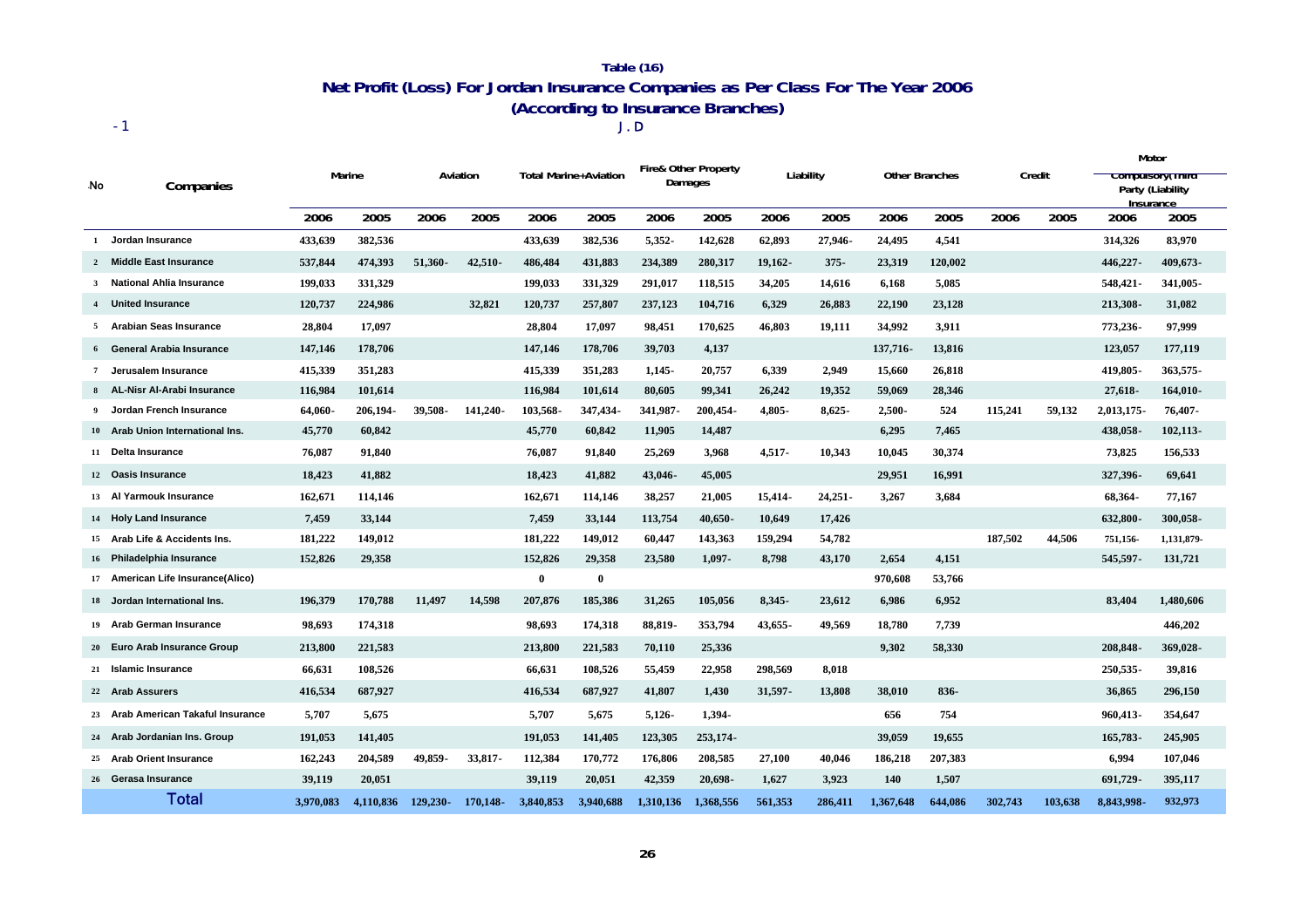**Table (16)**

## Net Profit (Loss) For Jordan Insurance Companies as Per Class For The Year 2006

## (According to Insurance Branches)

-1 J.D

| No | Companies | Marine | | Aviation | | Total Marine+Aviation | | Fire& Other Property Damages | | Liability | | Other Branches | | Credit | | Motor Compulsory(Third Party (Liability Insurance | |
|---|---|---|---|---|---|---|---|---|---|---|---|---|---|---|---|---|---|
| | | 2006 | 2005 | 2006 | 2005 | 2006 | 2005 | 2006 | 2005 | 2006 | 2005 | 2006 | 2005 | 2006 | 2005 | 2006 | 2005 |
| 1 | Jordan Insurance | 433,639 | 382,536 | | | 433,639 | 382,536 | 5,352- | 142,628 | 62,893 | 27,946- | 24,495 | 4,541 | | | 314,326 | 83,970 |
| 2 | Middle East Insurance | 537,844 | 474,393 | 51,360- | 42,510- | 486,484 | 431,883 | 234,389 | 280,317 | 19,162- | 375- | 23,319 | 120,002 | | | 446,227- | 409,673- |
| 3 | National Ahlia Insurance | 199,033 | 331,329 | | | 199,033 | 331,329 | 291,017 | 118,515 | 34,205 | 14,616 | 6,168 | 5,085 | | | 548,421- | 341,005- |
| 4 | United Insurance | 120,737 | 224,986 | | 32,821 | 120,737 | 257,807 | 237,123 | 104,716 | 6,329 | 26,883 | 22,190 | 23,128 | | | 213,308- | 31,082 |
| 5 | Arabian Seas Insurance | 28,804 | 17,097 | | | 28,804 | 17,097 | 98,451 | 170,625 | 46,803 | 19,111 | 34,992 | 3,911 | | | 773,236- | 97,999 |
| 6 | General Arabia Insurance | 147,146 | 178,706 | | | 147,146 | 178,706 | 39,703 | 4,137 | | | 137,716- | 13,816 | | | 123,057 | 177,119 |
| 7 | Jerusalem Insurance | 415,339 | 351,283 | | | 415,339 | 351,283 | 1,145- | 20,757 | 6,339 | 2,949 | 15,660 | 26,818 | | | 419,805- | 363,575- |
| 8 | AL-Nisr Al-Arabi Insurance | 116,984 | 101,614 | | | 116,984 | 101,614 | 80,605 | 99,341 | 26,242 | 19,352 | 59,069 | 28,346 | | | 27,618- | 164,010- |
| 9 | Jordan French Insurance | 64,060- | 206,194- | 39,508- | 141,240- | 103,568- | 347,434- | 341,987- | 200,454- | 4,805- | 8,625- | 2,500- | 524 | 115,241 | 59,132 | 2,013,175- | 76,407- |
| 10 | Arab Union International Ins. | 45,770 | 60,842 | | | 45,770 | 60,842 | 11,905 | 14,487 | | | 6,295 | 7,465 | | | 438,058- | 102,113- |
| 11 | Delta Insurance | 76,087 | 91,840 | | | 76,087 | 91,840 | 25,269 | 3,968 | 4,517- | 10,343 | 10,045 | 30,374 | | | 73,825 | 156,533 |
| 12 | Oasis Insurance | 18,423 | 41,882 | | | 18,423 | 41,882 | 43,046- | 45,005 | | | 29,951 | 16,991 | | | 327,396- | 69,641 |
| 13 | Al Yarmouk Insurance | 162,671 | 114,146 | | | 162,671 | 114,146 | 38,257 | 21,005 | 15,414- | 24,251- | 3,267 | 3,684 | | | 68,364- | 77,167 |
| 14 | Holy Land Insurance | 7,459 | 33,144 | | | 7,459 | 33,144 | 113,754 | 40,650- | 10,649 | 17,426 | | | | | 632,800- | 300,058- |
| 15 | Arab Life & Accidents Ins. | 181,222 | 149,012 | | | 181,222 | 149,012 | 60,447 | 143,363 | 159,294 | 54,782 | | | 187,502 | 44,506 | 751,156- | 1,131,879- |
| 16 | Philadelphia Insurance | 152,826 | 29,358 | | | 152,826 | 29,358 | 23,580 | 1,097- | 8,798 | 43,170 | 2,654 | 4,151 | | | 545,597- | 131,721 |
| 17 | American Life Insurance(Alico) | | | | | 0 | 0 | | | | | 970,608 | 53,766 | | | | |
| 18 | Jordan International Ins. | 196,379 | 170,788 | 11,497 | 14,598 | 207,876 | 185,386 | 31,265 | 105,056 | 8,345- | 23,612 | 6,986 | 6,952 | | | 83,404 | 1,480,606 |
| 19 | Arab German Insurance | 98,693 | 174,318 | | | 98,693 | 174,318 | 88,819- | 353,794 | 43,655- | 49,569 | 18,780 | 7,739 | | | | 446,202 |
| 20 | Euro Arab Insurance Group | 213,800 | 221,583 | | | 213,800 | 221,583 | 70,110 | 25,336 | | | 9,302 | 58,330 | | | 208,848- | 369,028- |
| 21 | Islamic Insurance | 66,631 | 108,526 | | | 66,631 | 108,526 | 55,459 | 22,958 | 298,569 | 8,018 | | | | | 250,535- | 39,816 |
| 22 | Arab Assurers | 416,534 | 687,927 | | | 416,534 | 687,927 | 41,807 | 1,430 | 31,597- | 13,808 | 38,010 | 836- | | | 36,865 | 296,150 |
| 23 | Arab American Takaful Insurance | 5,707 | 5,675 | | | 5,707 | 5,675 | 5,126- | 1,394- | | | 656 | 754 | | | 960,413- | 354,647 |
| 24 | Arab Jordanian Ins. Group | 191,053 | 141,405 | | | 191,053 | 141,405 | 123,305 | 253,174- | | | 39,059 | 19,655 | | | 165,783- | 245,905 |
| 25 | Arab Orient Insurance | 162,243 | 204,589 | 49,859- | 33,817- | 112,384 | 170,772 | 176,806 | 208,585 | 27,100 | 40,046 | 186,218 | 207,383 | | | 6,994 | 107,046 |
| 26 | Gerasa Insurance | 39,119 | 20,051 | | | 39,119 | 20,051 | 42,359 | 20,698- | 1,627 | 3,923 | 140 | 1,507 | | | 691,729- | 395,117 |
| | **Total** | 3,970,083 | 4,110,836 | 129,230- | 170,148- | 3,840,853 | 3,940,688 | 1,310,136 | 1,368,556 | 561,353 | 286,411 | 1,367,648 | 644,086 | 302,743 | 103,638 | 8,843,998- | 932,973 |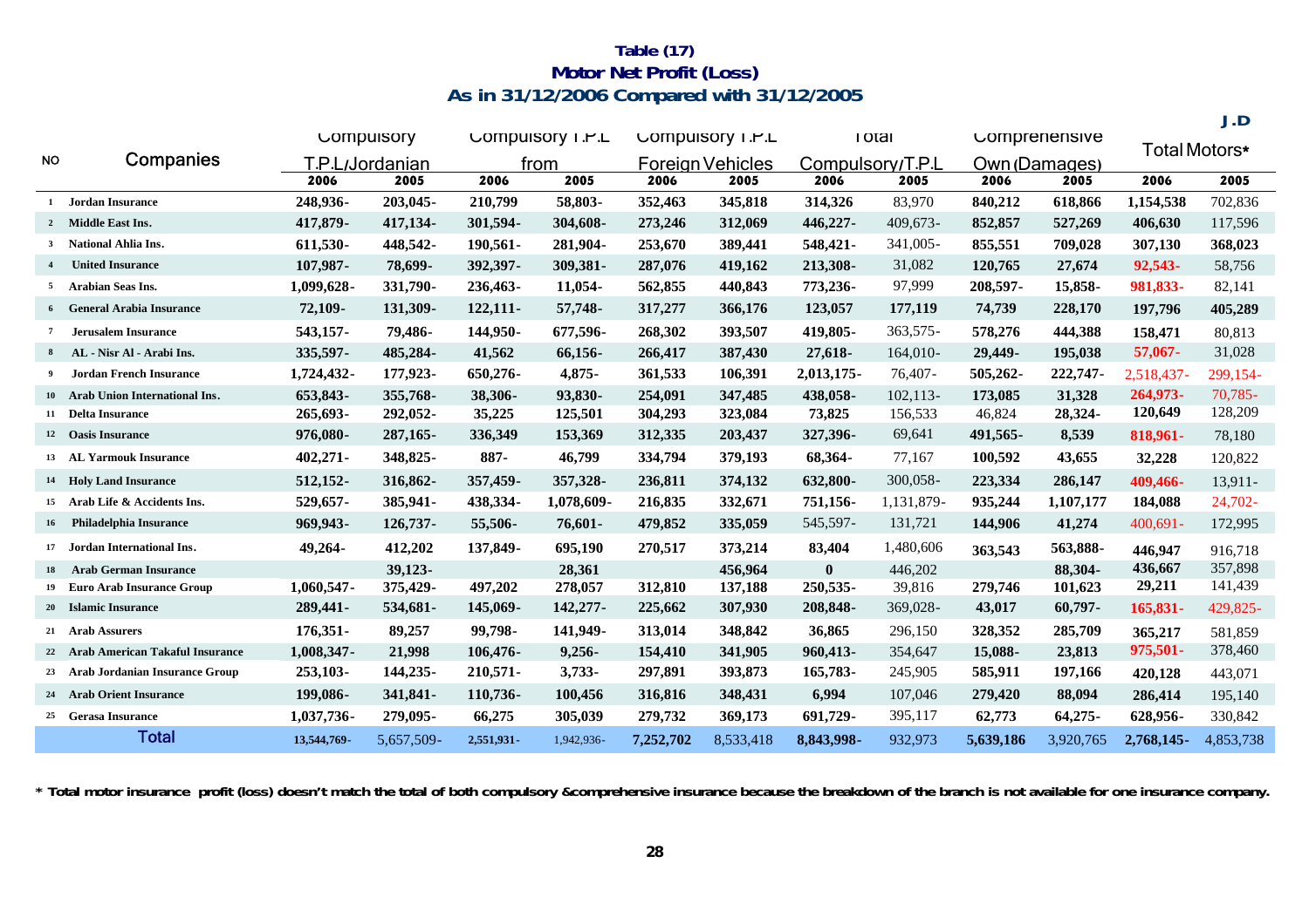### Table (17)
### Motor Net Profit (Loss)
### As in 31/12/2006 Compared with 31/12/2005

J.D

| NO | Companies | Compulsory T.P.L/Jordanian | | Compulsory T.P.L from | | Compulsory T.P.L Foreign Vehicles | | Total Compulsory/T.P.L | | Comprehensive Own (Damages) | | Total Motors* | |
|---|---|---|---|---|---|---|---|---|---|---|---|---|---|
| | | 2006 | 2005 | 2006 | 2005 | 2006 | 2005 | 2006 | 2005 | 2006 | 2005 | 2006 | 2005 |
| 1 | Jordan Insurance | 248,936- | 203,045- | 210,799 | 58,803- | 352,463 | 345,818 | 314,326 | 83,970 | 840,212 | 618,866 | 1,154,538 | 702,836 |
| 2 | Middle East Ins. | 417,879- | 417,134- | 301,594- | 304,608- | 273,246 | 312,069 | 446,227- | 409,673- | 852,857 | 527,269 | 406,630 | 117,596 |
| 3 | National Ahlia Ins. | 611,530- | 448,542- | 190,561- | 281,904- | 253,670 | 389,441 | 548,421- | 341,005- | 855,551 | 709,028 | 307,130 | 368,023 |
| 4 | United Insurance | 107,987- | 78,699- | 392,397- | 309,381- | 287,076 | 419,162 | 213,308- | 31,082 | 120,765 | 27,674 | 92,543- | 58,756 |
| 5 | Arabian Seas Ins. | 1,099,628- | 331,790- | 236,463- | 11,054- | 562,855 | 440,843 | 773,236- | 97,999 | 208,597- | 15,858- | 981,833- | 82,141 |
| 6 | General Arabia Insurance | 72,109- | 131,309- | 122,111- | 57,748- | 317,277 | 366,176 | 123,057 | 177,119 | 74,739 | 228,170 | 197,796 | 405,289 |
| 7 | Jerusalem Insurance | 543,157- | 79,486- | 144,950- | 677,596- | 268,302 | 393,507 | 419,805- | 363,575- | 578,276 | 444,388 | 158,471 | 80,813 |
| 8 | AL - Nisr Al - Arabi Ins. | 335,597- | 485,284- | 41,562 | 66,156- | 266,417 | 387,430 | 27,618- | 164,010- | 29,449- | 195,038 | 57,067- | 31,028 |
| 9 | Jordan French Insurance | 1,724,432- | 177,923- | 650,276- | 4,875- | 361,533 | 106,391 | 2,013,175- | 76,407- | 505,262- | 222,747- | 2,518,437- | 299,154- |
| 10 | Arab Union International Ins. | 653,843- | 355,768- | 38,306- | 93,830- | 254,091 | 347,485 | 438,058- | 102,113- | 173,085 | 31,328 | 264,973- | 70,785- |
| 11 | Delta Insurance | 265,693- | 292,052- | 35,225 | 125,501 | 304,293 | 323,084 | 73,825 | 156,533 | 46,824 | 28,324- | 120,649 | 128,209 |
| 12 | Oasis Insurance | 976,080- | 287,165- | 336,349 | 153,369 | 312,335 | 203,437 | 327,396- | 69,641 | 491,565- | 8,539 | 818,961- | 78,180 |
| 13 | AL Yarmouk Insurance | 402,271- | 348,825- | 887- | 46,799 | 334,794 | 379,193 | 68,364- | 77,167 | 100,592 | 43,655 | 32,228 | 120,822 |
| 14 | Holy Land Insurance | 512,152- | 316,862- | 357,459- | 357,328- | 236,811 | 374,132 | 632,800- | 300,058- | 223,334 | 286,147 | 409,466- | 13,911- |
| 15 | Arab Life & Accidents Ins. | 529,657- | 385,941- | 438,334- | 1,078,609- | 216,835 | 332,671 | 751,156- | 1,131,879- | 935,244 | 1,107,177 | 184,088 | 24,702- |
| 16 | Philadelphia Insurance | 969,943- | 126,737- | 55,506- | 76,601- | 479,852 | 335,059 | 545,597- | 131,721 | 144,906 | 41,274 | 400,691- | 172,995 |
| 17 | Jordan International Ins. | 49,264- | 412,202 | 137,849- | 695,190 | 270,517 | 373,214 | 83,404 | 1,480,606 | 363,543 | 563,888- | 446,947 | 916,718 |
| 18 | Arab German Insurance | | 39,123- | | 28,361 | | 456,964 | 0 | 446,202 | | 88,304- | 436,667 | 357,898 |
| 19 | Euro Arab Insurance Group | 1,060,547- | 375,429- | 497,202 | 278,057 | 312,810 | 137,188 | 250,535- | 39,816 | 279,746 | 101,623 | 29,211 | 141,439 |
| 20 | Islamic Insurance | 289,441- | 534,681- | 145,069- | 142,277- | 225,662 | 307,930 | 208,848- | 369,028- | 43,017 | 60,797- | 165,831- | 429,825- |
| 21 | Arab Assurers | 176,351- | 89,257 | 99,798- | 141,949- | 313,014 | 348,842 | 36,865 | 296,150 | 328,352 | 285,709 | 365,217 | 581,859 |
| 22 | Arab American Takaful Insurance | 1,008,347- | 21,998 | 106,476- | 9,256- | 154,410 | 341,905 | 960,413- | 354,647 | 15,088- | 23,813 | 975,501- | 378,460 |
| 23 | Arab Jordanian Insurance Group | 253,103- | 144,235- | 210,571- | 3,733- | 297,891 | 393,873 | 165,783- | 245,905 | 585,911 | 197,166 | 420,128 | 443,071 |
| 24 | Arab Orient Insurance | 199,086- | 341,841- | 110,736- | 100,456 | 316,816 | 348,431 | 6,994 | 107,046 | 279,420 | 88,094 | 286,414 | 195,140 |
| 25 | Gerasa Insurance | 1,037,736- | 279,095- | 66,275 | 305,039 | 279,732 | 369,173 | 691,729- | 395,117 | 62,773 | 64,275- | 628,956- | 330,842 |
| | **Total** | 13,544,769- | 5,657,509- | 2,551,931- | 1,942,936- | 7,252,702 | 8,533,418 | 8,843,998- | 932,973 | 5,639,186 | 3,920,765 | 2,768,145- | 4,853,738 |

\* Total motor insurance profit (loss) doesn't match the total of both compulsory &comprehensive insurance because the breakdown of the branch is not available for one insurance company.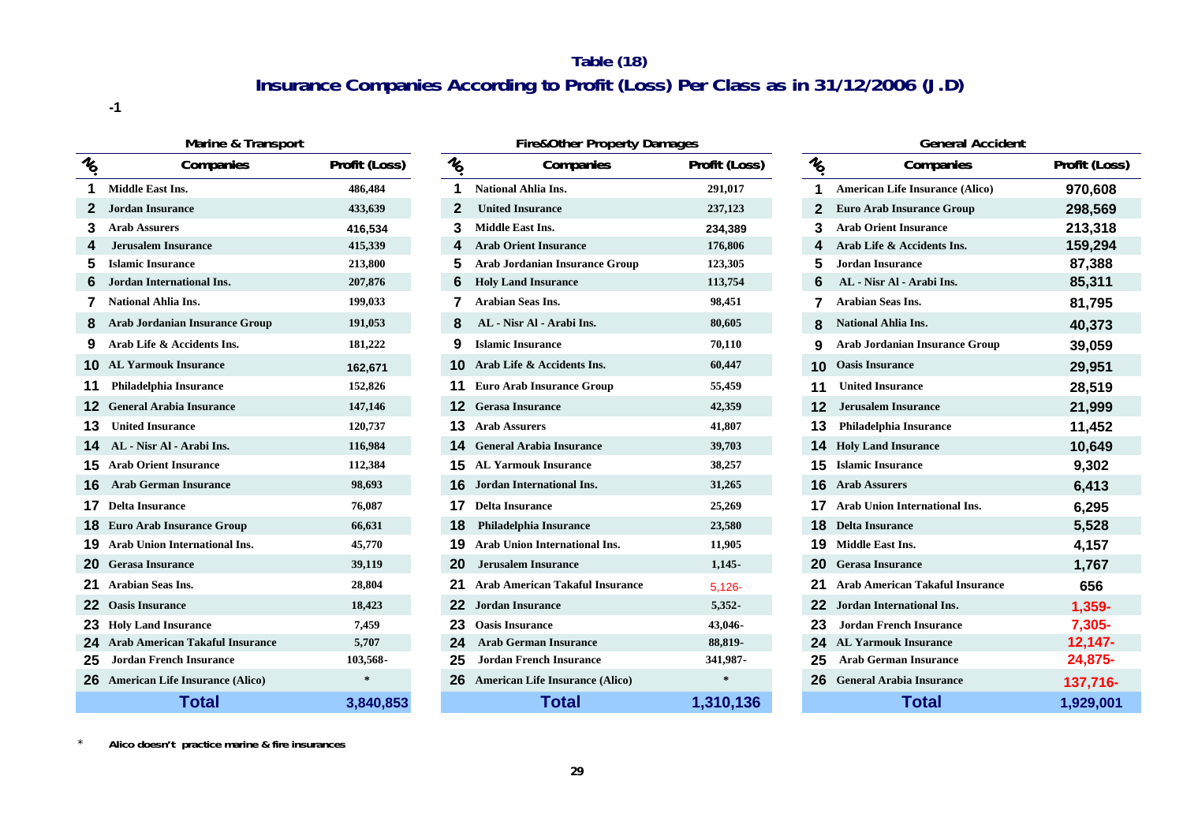**Table (18)**

## Insurance Companies According to Profit (Loss) Per Class as in 31/12/2006 (J.D)

-1

| Marine & Transport | | | Fire&Other Property Damages | | | General Accident | | |
|---|---|---|---|---|---|---|---|---|
| No. | Companies | Profit (Loss) | No. | Companies | Profit (Loss) | No. | Companies | Profit (Loss) |
| 1 | Middle East Ins. | 486,484 | 1 | National Ahlia Ins. | 291,017 | 1 | American Life Insurance (Alico) | 970,608 |
| 2 | Jordan Insurance | 433,639 | 2 | United Insurance | 237,123 | 2 | Euro Arab Insurance Group | 298,569 |
| 3 | Arab Assurers | 416,534 | 3 | Middle East Ins. | 234,389 | 3 | Arab Orient Insurance | 213,318 |
| 4 | Jerusalem Insurance | 415,339 | 4 | Arab Orient Insurance | 176,806 | 4 | Arab Life & Accidents Ins. | 159,294 |
| 5 | Islamic Insurance | 213,800 | 5 | Arab Jordanian Insurance Group | 123,305 | 5 | Jordan Insurance | 87,388 |
| 6 | Jordan International Ins. | 207,876 | 6 | Holy Land Insurance | 113,754 | 6 | AL - Nisr Al - Arabi Ins. | 85,311 |
| 7 | National Ahlia Ins. | 199,033 | 7 | Arabian Seas Ins. | 98,451 | 7 | Arabian Seas Ins. | 81,795 |
| 8 | Arab Jordanian Insurance Group | 191,053 | 8 | AL - Nisr Al - Arabi Ins. | 80,605 | 8 | National Ahlia Ins. | 40,373 |
| 9 | Arab Life & Accidents Ins. | 181,222 | 9 | Islamic Insurance | 70,110 | 9 | Arab Jordanian Insurance Group | 39,059 |
| 10 | AL Yarmouk Insurance | 162,671 | 10 | Arab Life & Accidents Ins. | 60,447 | 10 | Oasis Insurance | 29,951 |
| 11 | Philadelphia Insurance | 152,826 | 11 | Euro Arab Insurance Group | 55,459 | 11 | United Insurance | 28,519 |
| 12 | General Arabia Insurance | 147,146 | 12 | Gerasa Insurance | 42,359 | 12 | Jerusalem Insurance | 21,999 |
| 13 | United Insurance | 120,737 | 13 | Arab Assurers | 41,807 | 13 | Philadelphia Insurance | 11,452 |
| 14 | AL - Nisr Al - Arabi Ins. | 116,984 | 14 | General Arabia Insurance | 39,703 | 14 | Holy Land Insurance | 10,649 |
| 15 | Arab Orient Insurance | 112,384 | 15 | AL Yarmouk Insurance | 38,257 | 15 | Islamic Insurance | 9,302 |
| 16 | Arab German Insurance | 98,693 | 16 | Jordan International Ins. | 31,265 | 16 | Arab Assurers | 6,413 |
| 17 | Delta Insurance | 76,087 | 17 | Delta Insurance | 25,269 | 17 | Arab Union International Ins. | 6,295 |
| 18 | Euro Arab Insurance Group | 66,631 | 18 | Philadelphia Insurance | 23,580 | 18 | Delta Insurance | 5,528 |
| 19 | Arab Union International Ins. | 45,770 | 19 | Arab Union International Ins. | 11,905 | 19 | Middle East Ins. | 4,157 |
| 20 | Gerasa Insurance | 39,119 | 20 | Jerusalem Insurance | 1,145- | 20 | Gerasa Insurance | 1,767 |
| 21 | Arabian Seas Ins. | 28,804 | 21 | Arab American Takaful Insurance | 5,126- | 21 | Arab American Takaful Insurance | 656 |
| 22 | Oasis Insurance | 18,423 | 22 | Jordan Insurance | 5,352- | 22 | Jordan International Ins. | 1,359- |
| 23 | Holy Land Insurance | 7,459 | 23 | Oasis Insurance | 43,046- | 23 | Jordan French Insurance | 7,305- |
| 24 | Arab American Takaful Insurance | 5,707 | 24 | Arab German Insurance | 88,819- | 24 | AL Yarmouk Insurance | 12,147- |
| 25 | Jordan French Insurance | 103,568- | 25 | Jordan French Insurance | 341,987- | 25 | Arab German Insurance | 24,875- |
| 26 | American Life Insurance (Alico) | * | 26 | American Life Insurance (Alico) | * | 26 | General Arabia Insurance | 137,716- |
| | **Total** | **3,840,853** | | **Total** | **1,310,136** | | **Total** | **1,929,001** |

* Alico doesn't practice marine & fire insurances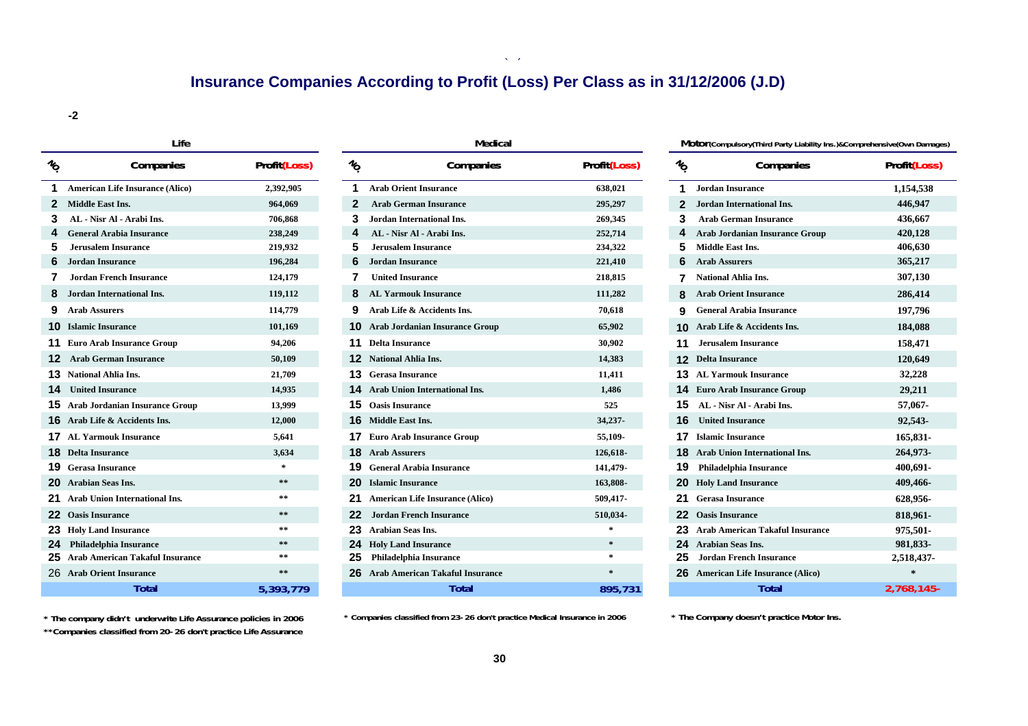# Insurance Companies According to Profit (Loss) Per Class as in 31/12/2006 (J.D)

-2

### Life

| No. | Companies | Profit(Loss) |
|---|---|---|
| 1 | American Life Insurance (Alico) | 2,392,905 |
| 2 | Middle East Ins. | 964,069 |
| 3 | AL - Nisr Al - Arabi Ins. | 706,868 |
| 4 | General Arabia Insurance | 238,249 |
| 5 | Jerusalem Insurance | 219,932 |
| 6 | Jordan Insurance | 196,284 |
| 7 | Jordan French Insurance | 124,179 |
| 8 | Jordan International Ins. | 119,112 |
| 9 | Arab Assurers | 114,779 |
| 10 | Islamic Insurance | 101,169 |
| 11 | Euro Arab Insurance Group | 94,206 |
| 12 | Arab German Insurance | 50,109 |
| 13 | National Ahlia Ins. | 21,709 |
| 14 | United Insurance | 14,935 |
| 15 | Arab Jordanian Insurance Group | 13,999 |
| 16 | Arab Life & Accidents Ins. | 12,000 |
| 17 | AL Yarmouk Insurance | 5,641 |
| 18 | Delta Insurance | 3,634 |
| 19 | Gerasa Insurance | * |
| 20 | Arabian Seas Ins. | ** |
| 21 | Arab Union International Ins. | ** |
| 22 | Oasis Insurance | ** |
| 23 | Holy Land Insurance | ** |
| 24 | Philadelphia Insurance | ** |
| 25 | Arab American Takaful Insurance | ** |
| 26 | Arab Orient Insurance | ** |
| | **Total** | **5,393,779** |

* The company didn't underwrite Life Assurance policies in 2006

**Companies classified from 20- 26 don't practice Life Assurance

### Medical

| No. | Companies | Profit(Loss) |
|---|---|---|
| 1 | Arab Orient Insurance | 638,021 |
| 2 | Arab German Insurance | 295,297 |
| 3 | Jordan International Ins. | 269,345 |
| 4 | AL - Nisr Al - Arabi Ins. | 252,714 |
| 5 | Jerusalem Insurance | 234,322 |
| 6 | Jordan Insurance | 221,410 |
| 7 | United Insurance | 218,815 |
| 8 | AL Yarmouk Insurance | 111,282 |
| 9 | Arab Life & Accidents Ins. | 70,618 |
| 10 | Arab Jordanian Insurance Group | 65,902 |
| 11 | Delta Insurance | 30,902 |
| 12 | National Ahlia Ins. | 14,383 |
| 13 | Gerasa Insurance | 11,411 |
| 14 | Arab Union International Ins. | 1,486 |
| 15 | Oasis Insurance | 525 |
| 16 | Middle East Ins. | 34,237- |
| 17 | Euro Arab Insurance Group | 55,109- |
| 18 | Arab Assurers | 126,618- |
| 19 | General Arabia Insurance | 141,479- |
| 20 | Islamic Insurance | 163,808- |
| 21 | American Life Insurance (Alico) | 509,417- |
| 22 | Jordan French Insurance | 510,034- |
| 23 | Arabian Seas Ins. | * |
| 24 | Holy Land Insurance | * |
| 25 | Philadelphia Insurance | * |
| 26 | Arab American Takaful Insurance | * |
| | **Total** | **895,731** |

* Companies classified from 23- 26 don't practice Medical Insurance in 2006

### Motor (Compulsory(Third Party Liability Ins.)&Comprehensive(Own Damages))

| No. | Companies | Profit(Loss) |
|---|---|---|
| 1 | Jordan Insurance | 1,154,538 |
| 2 | Jordan International Ins. | 446,947 |
| 3 | Arab German Insurance | 436,667 |
| 4 | Arab Jordanian Insurance Group | 420,128 |
| 5 | Middle East Ins. | 406,630 |
| 6 | Arab Assurers | 365,217 |
| 7 | National Ahlia Ins. | 307,130 |
| 8 | Arab Orient Insurance | 286,414 |
| 9 | General Arabia Insurance | 197,796 |
| 10 | Arab Life & Accidents Ins. | 184,088 |
| 11 | Jerusalem Insurance | 158,471 |
| 12 | Delta Insurance | 120,649 |
| 13 | AL Yarmouk Insurance | 32,228 |
| 14 | Euro Arab Insurance Group | 29,211 |
| 15 | AL - Nisr Al - Arabi Ins. | 57,067- |
| 16 | United Insurance | 92,543- |
| 17 | Islamic Insurance | 165,831- |
| 18 | Arab Union International Ins. | 264,973- |
| 19 | Philadelphia Insurance | 400,691- |
| 20 | Holy Land Insurance | 409,466- |
| 21 | Gerasa Insurance | 628,956- |
| 22 | Oasis Insurance | 818,961- |
| 23 | Arab American Takaful Insurance | 975,501- |
| 24 | Arabian Seas Ins. | 981,833- |
| 25 | Jordan French Insurance | 2,518,437- |
| 26 | American Life Insurance (Alico) | * |
| | **Total** | **2,768,145-** |

* The Company doesn't practice Motor Ins.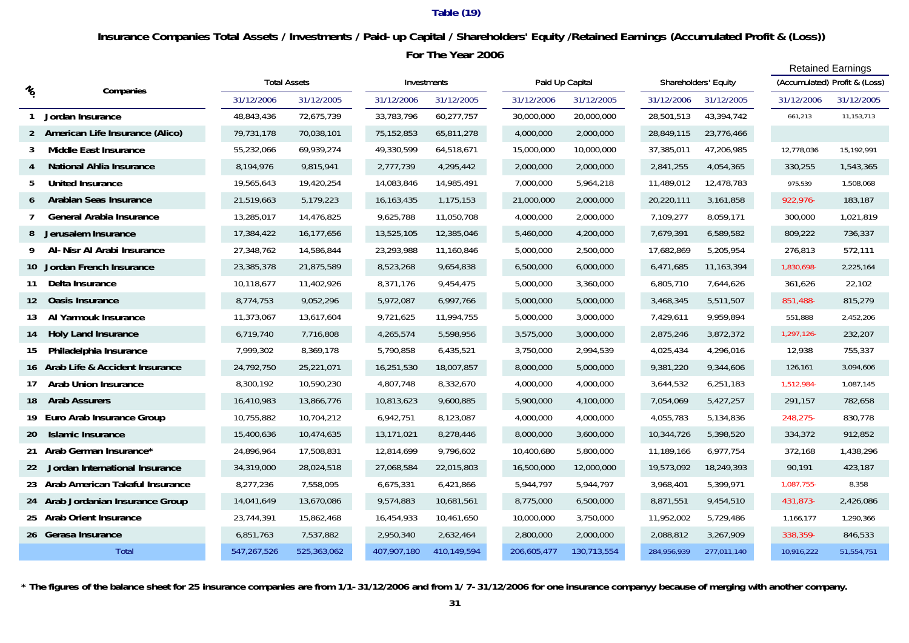**Table (19)**

**Insurance Companies Total Assets / Investments / Paid- up Capital / Shareholders' Equity /Retained Earnings (Accumulated Profit & (Loss))**

**For The Year 2006**

| No. | Companies | Total Assets | | Investments | | Paid Up Capital | | Shareholders' Equity | | Retained Earnings (Accumulated) Profit & (Loss) | |
|---|---|---|---|---|---|---|---|---|---|---|---|
| | | 31/12/2006 | 31/12/2005 | 31/12/2006 | 31/12/2005 | 31/12/2006 | 31/12/2005 | 31/12/2006 | 31/12/2005 | 31/12/2006 | 31/12/2005 |
| 1 | Jordan Insurance | 48,843,436 | 72,675,739 | 33,783,796 | 60,277,757 | 30,000,000 | 20,000,000 | 28,501,513 | 43,394,742 | 661,213 | 11,153,713 |
| 2 | American Life Insurance (Alico) | 79,731,178 | 70,038,101 | 75,152,853 | 65,811,278 | 4,000,000 | 2,000,000 | 28,849,115 | 23,776,466 | | |
| 3 | Middle East Insurance | 55,232,066 | 69,939,274 | 49,330,599 | 64,518,671 | 15,000,000 | 10,000,000 | 37,385,011 | 47,206,985 | 12,778,036 | 15,192,991 |
| 4 | National Ahlia Insurance | 8,194,976 | 9,815,941 | 2,777,739 | 4,295,442 | 2,000,000 | 2,000,000 | 2,841,255 | 4,054,365 | 330,255 | 1,543,365 |
| 5 | United Insurance | 19,565,643 | 19,420,254 | 14,083,846 | 14,985,491 | 7,000,000 | 5,964,218 | 11,489,012 | 12,478,783 | 975,539 | 1,508,068 |
| 6 | Arabian Seas Insurance | 21,519,663 | 5,179,223 | 16,163,435 | 1,175,153 | 21,000,000 | 2,000,000 | 20,220,111 | 3,161,858 | 922,976- | 183,187 |
| 7 | General Arabia Insurance | 13,285,017 | 14,476,825 | 9,625,788 | 11,050,708 | 4,000,000 | 2,000,000 | 7,109,277 | 8,059,171 | 300,000 | 1,021,819 |
| 8 | Jerusalem Insurance | 17,384,422 | 16,177,656 | 13,525,105 | 12,385,046 | 5,460,000 | 4,200,000 | 7,679,391 | 6,589,582 | 809,222 | 736,337 |
| 9 | Al- Nisr Al Arabi Insurance | 27,348,762 | 14,586,844 | 23,293,988 | 11,160,846 | 5,000,000 | 2,500,000 | 17,682,869 | 5,205,954 | 276,813 | 572,111 |
| 10 | Jordan French Insurance | 23,385,378 | 21,875,589 | 8,523,268 | 9,654,838 | 6,500,000 | 6,000,000 | 6,471,685 | 11,163,394 | 1,830,698- | 2,225,164 |
| 11 | Delta Insurance | 10,118,677 | 11,402,926 | 8,371,176 | 9,454,475 | 5,000,000 | 3,360,000 | 6,805,710 | 7,644,626 | 361,626 | 22,102 |
| 12 | Oasis Insurance | 8,774,753 | 9,052,296 | 5,972,087 | 6,997,766 | 5,000,000 | 5,000,000 | 3,468,345 | 5,511,507 | 851,488- | 815,279 |
| 13 | Al Yarmouk Insurance | 11,373,067 | 13,617,604 | 9,721,625 | 11,994,755 | 5,000,000 | 3,000,000 | 7,429,611 | 9,959,894 | 551,888 | 2,452,206 |
| 14 | Holy Land Insurance | 6,719,740 | 7,716,808 | 4,265,574 | 5,598,956 | 3,575,000 | 3,000,000 | 2,875,246 | 3,872,372 | 1,297,126- | 232,207 |
| 15 | Philadelphia Insurance | 7,999,302 | 8,369,178 | 5,790,858 | 6,435,521 | 3,750,000 | 2,994,539 | 4,025,434 | 4,296,016 | 12,938 | 755,337 |
| 16 | Arab Life & Accident Insurance | 24,792,750 | 25,221,071 | 16,251,530 | 18,007,857 | 8,000,000 | 5,000,000 | 9,381,220 | 9,344,606 | 126,161 | 3,094,606 |
| 17 | Arab Union Insurance | 8,300,192 | 10,590,230 | 4,807,748 | 8,332,670 | 4,000,000 | 4,000,000 | 3,644,532 | 6,251,183 | 1,512,984- | 1,087,145 |
| 18 | Arab Assurers | 16,410,983 | 13,866,776 | 10,813,623 | 9,600,885 | 5,900,000 | 4,100,000 | 7,054,069 | 5,427,257 | 291,157 | 782,658 |
| 19 | Euro Arab Insurance Group | 10,755,882 | 10,704,212 | 6,942,751 | 8,123,087 | 4,000,000 | 4,000,000 | 4,055,783 | 5,134,836 | 248,275- | 830,778 |
| 20 | Islamic Insurance | 15,400,636 | 10,474,635 | 13,171,021 | 8,278,446 | 8,000,000 | 3,600,000 | 10,344,726 | 5,398,520 | 334,372 | 912,852 |
| 21 | Arab German Insurance* | 24,896,964 | 17,508,831 | 12,814,699 | 9,796,602 | 10,400,680 | 5,800,000 | 11,189,166 | 6,977,754 | 372,168 | 1,438,296 |
| 22 | Jordan International Insurance | 34,319,000 | 28,024,518 | 27,068,584 | 22,015,803 | 16,500,000 | 12,000,000 | 19,573,092 | 18,249,393 | 90,191 | 423,187 |
| 23 | Arab American Takaful Insurance | 8,277,236 | 7,558,095 | 6,675,331 | 6,421,866 | 5,944,797 | 5,944,797 | 3,968,401 | 5,399,971 | 1,087,755- | 8,358 |
| 24 | Arab Jordanian Insurance Group | 14,041,649 | 13,670,086 | 9,574,883 | 10,681,561 | 8,775,000 | 6,500,000 | 8,871,551 | 9,454,510 | 431,873- | 2,426,086 |
| 25 | Arab Orient Insurance | 23,744,391 | 15,862,468 | 16,454,933 | 10,461,650 | 10,000,000 | 3,750,000 | 11,952,002 | 5,729,486 | 1,166,177 | 1,290,366 |
| 26 | Gerasa Insurance | 6,851,763 | 7,537,882 | 2,950,340 | 2,632,464 | 2,800,000 | 2,000,000 | 2,088,812 | 3,267,909 | 338,359- | 846,533 |
| | Total | 547,267,526 | 525,363,062 | 407,907,180 | 410,149,594 | 206,605,477 | 130,713,554 | 284,956,939 | 277,011,140 | 10,916,222 | 51,554,751 |

**\* The figures of the balance sheet for 25 insurance companies are from 1/1- 31/12/2006 and from 1/ 7- 31/12/2006 for one insurance companyy because of merging with another company.**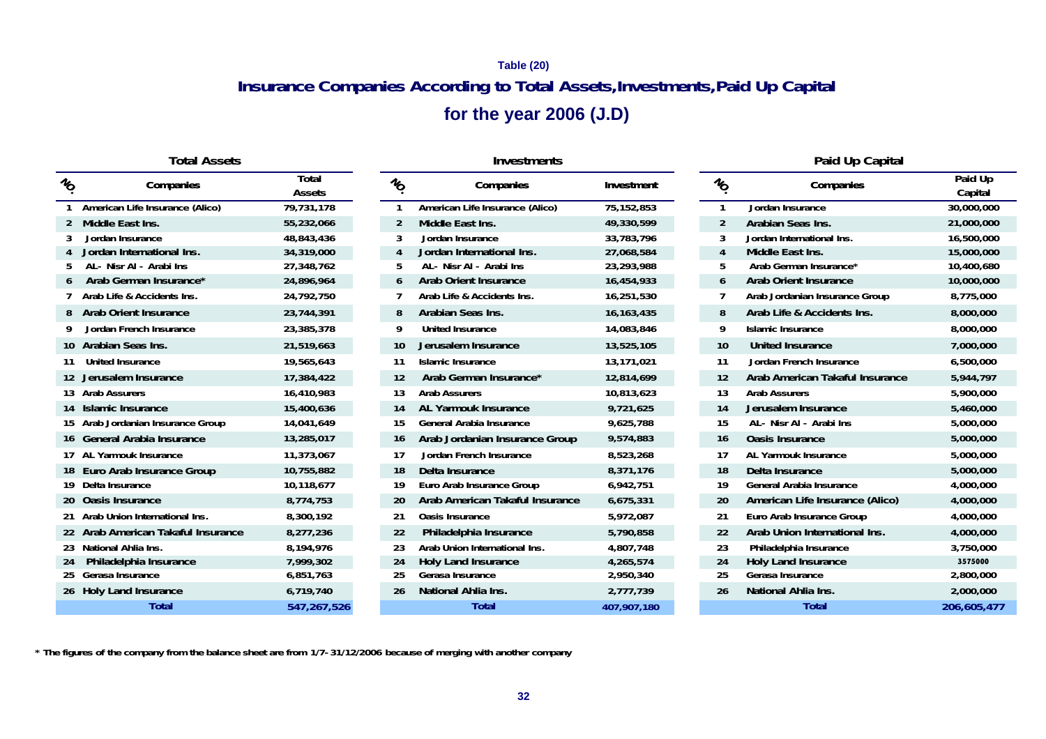Table (20)

# Insurance Companies According to Total Assets,Investments,Paid Up Capital

## for the year 2006 (J.D)

### Total Assets

| No. | Companies | Total Assets |
|---|---|---|
| 1 | American Life Insurance (Alico) | 79,731,178 |
| 2 | Middle East Ins. | 55,232,066 |
| 3 | Jordan Insurance | 48,843,436 |
| 4 | Jordan International Ins. | 34,319,000 |
| 5 | AL- Nisr Al - Arabi Ins | 27,348,762 |
| 6 | Arab German Insurance* | 24,896,964 |
| 7 | Arab Life & Accidents Ins. | 24,792,750 |
| 8 | Arab Orient Insurance | 23,744,391 |
| 9 | Jordan French Insurance | 23,385,378 |
| 10 | Arabian Seas Ins. | 21,519,663 |
| 11 | United Insurance | 19,565,643 |
| 12 | Jerusalem Insurance | 17,384,422 |
| 13 | Arab Assurers | 16,410,983 |
| 14 | Islamic Insurance | 15,400,636 |
| 15 | Arab Jordanian Insurance Group | 14,041,649 |
| 16 | General Arabia Insurance | 13,285,017 |
| 17 | AL Yarmouk Insurance | 11,373,067 |
| 18 | Euro Arab Insurance Group | 10,755,882 |
| 19 | Delta Insurance | 10,118,677 |
| 20 | Oasis Insurance | 8,774,753 |
| 21 | Arab Union International Ins. | 8,300,192 |
| 22 | Arab American Takaful Insurance | 8,277,236 |
| 23 | National Ahlia Ins. | 8,194,976 |
| 24 | Philadelphia Insurance | 7,999,302 |
| 25 | Gerasa Insurance | 6,851,763 |
| 26 | Holy Land Insurance | 6,719,740 |
| | Total | 547,267,526 |

### Investments

| No. | Companies | Investment |
|---|---|---|
| 1 | American Life Insurance (Alico) | 75,152,853 |
| 2 | Middle East Ins. | 49,330,599 |
| 3 | Jordan Insurance | 33,783,796 |
| 4 | Jordan International Ins. | 27,068,584 |
| 5 | AL- Nisr Al - Arabi Ins | 23,293,988 |
| 6 | Arab Orient Insurance | 16,454,933 |
| 7 | Arab Life & Accidents Ins. | 16,251,530 |
| 8 | Arabian Seas Ins. | 16,163,435 |
| 9 | United Insurance | 14,083,846 |
| 10 | Jerusalem Insurance | 13,525,105 |
| 11 | Islamic Insurance | 13,171,021 |
| 12 | Arab German Insurance* | 12,814,699 |
| 13 | Arab Assurers | 10,813,623 |
| 14 | AL Yarmouk Insurance | 9,721,625 |
| 15 | General Arabia Insurance | 9,625,788 |
| 16 | Arab Jordanian Insurance Group | 9,574,883 |
| 17 | Jordan French Insurance | 8,523,268 |
| 18 | Delta Insurance | 8,371,176 |
| 19 | Euro Arab Insurance Group | 6,942,751 |
| 20 | Arab American Takaful Insurance | 6,675,331 |
| 21 | Oasis Insurance | 5,972,087 |
| 22 | Philadelphia Insurance | 5,790,858 |
| 23 | Arab Union International Ins. | 4,807,748 |
| 24 | Holy Land Insurance | 4,265,574 |
| 25 | Gerasa Insurance | 2,950,340 |
| 26 | National Ahlia Ins. | 2,777,739 |
| | Total | 407,907,180 |

### Paid Up Capital

| No. | Companies | Paid Up Capital |
|---|---|---|
| 1 | Jordan Insurance | 30,000,000 |
| 2 | Arabian Seas Ins. | 21,000,000 |
| 3 | Jordan International Ins. | 16,500,000 |
| 4 | Middle East Ins. | 15,000,000 |
| 5 | Arab German Insurance* | 10,400,680 |
| 6 | Arab Orient Insurance | 10,000,000 |
| 7 | Arab Jordanian Insurance Group | 8,775,000 |
| 8 | Arab Life & Accidents Ins. | 8,000,000 |
| 9 | Islamic Insurance | 8,000,000 |
| 10 | United Insurance | 7,000,000 |
| 11 | Jordan French Insurance | 6,500,000 |
| 12 | Arab American Takaful Insurance | 5,944,797 |
| 13 | Arab Assurers | 5,900,000 |
| 14 | Jerusalem Insurance | 5,460,000 |
| 15 | AL- Nisr Al - Arabi Ins | 5,000,000 |
| 16 | Oasis Insurance | 5,000,000 |
| 17 | AL Yarmouk Insurance | 5,000,000 |
| 18 | Delta Insurance | 5,000,000 |
| 19 | General Arabia Insurance | 4,000,000 |
| 20 | American Life Insurance (Alico) | 4,000,000 |
| 21 | Euro Arab Insurance Group | 4,000,000 |
| 22 | Arab Union International Ins. | 4,000,000 |
| 23 | Philadelphia Insurance | 3,750,000 |
| 24 | Holy Land Insurance | 3575000 |
| 25 | Gerasa Insurance | 2,800,000 |
| 26 | National Ahlia Ins. | 2,000,000 |
| | Total | 206,605,477 |

* The figures of the company from the balance sheet are from 1/7- 31/12/2006 because of merging with another company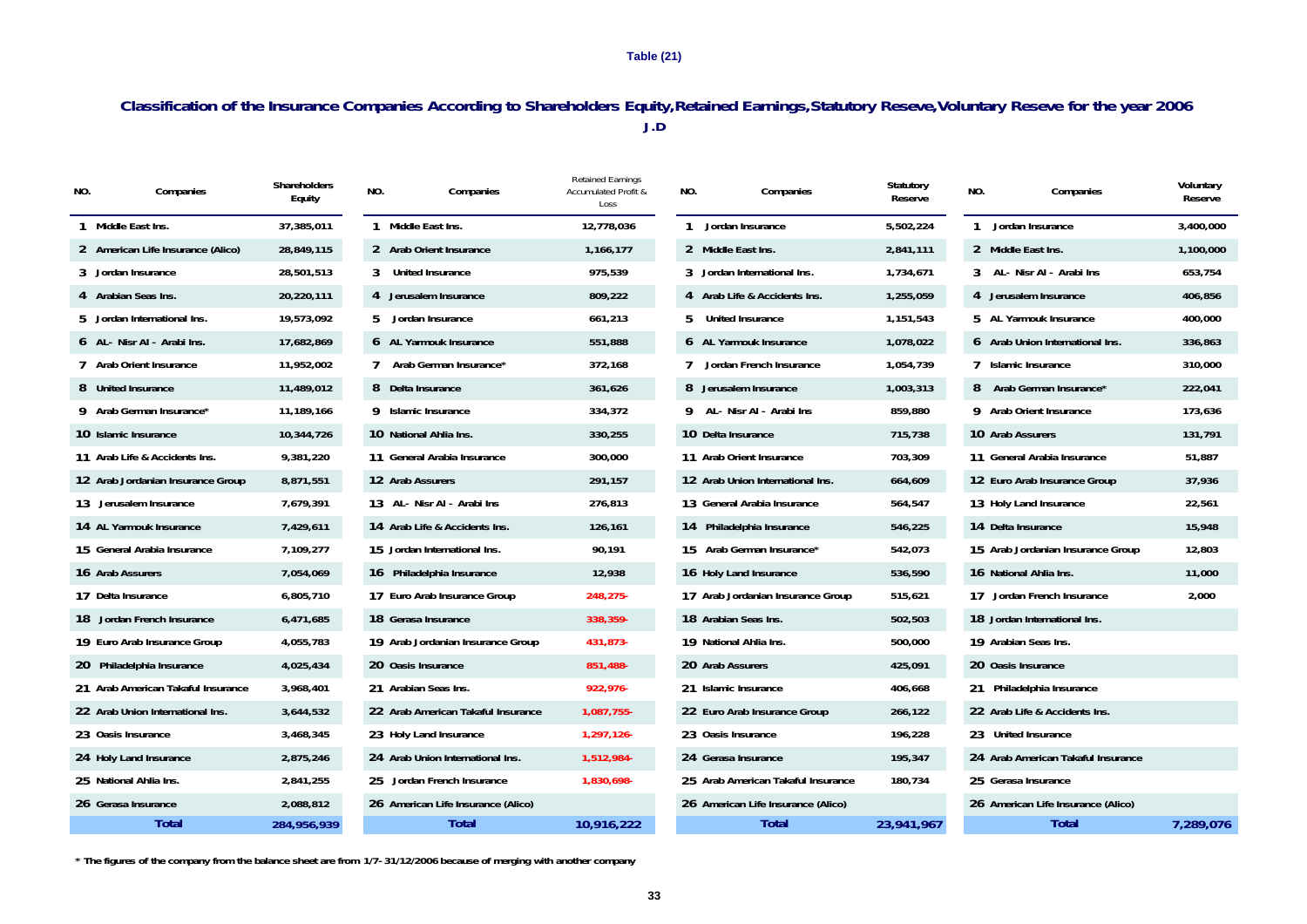**Table (21)**

## Classification of the Insurance Companies According to Shareholders Equity,Retained Earnings,Statutory Reseve,Voluntary Reseve for the year 2006

**J.D**

| NO. | Companies | Shareholders Equity | NO. | Companies | Retained Earnings Accumulated Profit & Loss | NO. | Companies | Statutory Reserve | NO. | Companies | Voluntary Reserve |
|---|---|---|---|---|---|---|---|---|---|---|---|
| 1 | Middle East Ins. | 37,385,011 | 1 | Middle East Ins. | 12,778,036 | 1 | Jordan Insurance | 5,502,224 | 1 | Jordan Insurance | 3,400,000 |
| 2 | American Life Insurance (Alico) | 28,849,115 | 2 | Arab Orient Insurance | 1,166,177 | 2 | Middle East Ins. | 2,841,111 | 2 | Middle East Ins. | 1,100,000 |
| 3 | Jordan Insurance | 28,501,513 | 3 | United Insurance | 975,539 | 3 | Jordan International Ins. | 1,734,671 | 3 | AL- Nisr Al - Arabi Ins | 653,754 |
| 4 | Arabian Seas Ins. | 20,220,111 | 4 | Jerusalem Insurance | 809,222 | 4 | Arab Life & Accidents Ins. | 1,255,059 | 4 | Jerusalem Insurance | 406,856 |
| 5 | Jordan International Ins. | 19,573,092 | 5 | Jordan Insurance | 661,213 | 5 | United Insurance | 1,151,543 | 5 | AL Yarmouk Insurance | 400,000 |
| 6 | AL- Nisr Al - Arabi Ins. | 17,682,869 | 6 | AL Yarmouk Insurance | 551,888 | 6 | AL Yarmouk Insurance | 1,078,022 | 6 | Arab Union International Ins. | 336,863 |
| 7 | Arab Orient Insurance | 11,952,002 | 7 | Arab German Insurance* | 372,168 | 7 | Jordan French Insurance | 1,054,739 | 7 | Islamic Insurance | 310,000 |
| 8 | United Insurance | 11,489,012 | 8 | Delta Insurance | 361,626 | 8 | Jerusalem Insurance | 1,003,313 | 8 | Arab German Insurance* | 222,041 |
| 9 | Arab German Insurance* | 11,189,166 | 9 | Islamic Insurance | 334,372 | 9 | AL- Nisr Al - Arabi Ins | 859,880 | 9 | Arab Orient Insurance | 173,636 |
| 10 | Islamic Insurance | 10,344,726 | 10 | National Ahlia Ins. | 330,255 | 10 | Delta Insurance | 715,738 | 10 | Arab Assurers | 131,791 |
| 11 | Arab Life & Accidents Ins. | 9,381,220 | 11 | General Arabia Insurance | 300,000 | 11 | Arab Orient Insurance | 703,309 | 11 | General Arabia Insurance | 51,887 |
| 12 | Arab Jordanian Insurance Group | 8,871,551 | 12 | Arab Assurers | 291,157 | 12 | Arab Union International Ins. | 664,609 | 12 | Euro Arab Insurance Group | 37,936 |
| 13 | Jerusalem Insurance | 7,679,391 | 13 | AL- Nisr Al - Arabi Ins | 276,813 | 13 | General Arabia Insurance | 564,547 | 13 | Holy Land Insurance | 22,561 |
| 14 | AL Yarmouk Insurance | 7,429,611 | 14 | Arab Life & Accidents Ins. | 126,161 | 14 | Philadelphia Insurance | 546,225 | 14 | Delta Insurance | 15,948 |
| 15 | General Arabia Insurance | 7,109,277 | 15 | Jordan International Ins. | 90,191 | 15 | Arab German Insurance* | 542,073 | 15 | Arab Jordanian Insurance Group | 12,803 |
| 16 | Arab Assurers | 7,054,069 | 16 | Philadelphia Insurance | 12,938 | 16 | Holy Land Insurance | 536,590 | 16 | National Ahlia Ins. | 11,000 |
| 17 | Delta Insurance | 6,805,710 | 17 | Euro Arab Insurance Group | 248,275- | 17 | Arab Jordanian Insurance Group | 515,621 | 17 | Jordan French Insurance | 2,000 |
| 18 | Jordan French Insurance | 6,471,685 | 18 | Gerasa Insurance | 338,359- | 18 | Arabian Seas Ins. | 502,503 | 18 | Jordan International Ins. | |
| 19 | Euro Arab Insurance Group | 4,055,783 | 19 | Arab Jordanian Insurance Group | 431,873- | 19 | National Ahlia Ins. | 500,000 | 19 | Arabian Seas Ins. | |
| 20 | Philadelphia Insurance | 4,025,434 | 20 | Oasis Insurance | 851,488- | 20 | Arab Assurers | 425,091 | 20 | Oasis Insurance | |
| 21 | Arab American Takaful Insurance | 3,968,401 | 21 | Arabian Seas Ins. | 922,976- | 21 | Islamic Insurance | 406,668 | 21 | Philadelphia Insurance | |
| 22 | Arab Union International Ins. | 3,644,532 | 22 | Arab American Takaful Insurance | 1,087,755- | 22 | Euro Arab Insurance Group | 266,122 | 22 | Arab Life & Accidents Ins. | |
| 23 | Oasis Insurance | 3,468,345 | 23 | Holy Land Insurance | 1,297,126- | 23 | Oasis Insurance | 196,228 | 23 | United Insurance | |
| 24 | Holy Land Insurance | 2,875,246 | 24 | Arab Union International Ins. | 1,512,984- | 24 | Gerasa Insurance | 195,347 | 24 | Arab American Takaful Insurance | |
| 25 | National Ahlia Ins. | 2,841,255 | 25 | Jordan French Insurance | 1,830,698- | 25 | Arab American Takaful Insurance | 180,734 | 25 | Gerasa Insurance | |
| 26 | Gerasa Insurance | 2,088,812 | 26 | American Life Insurance (Alico) | | 26 | American Life Insurance (Alico) | | 26 | American Life Insurance (Alico) | |
| | **Total** | **284,956,939** | | **Total** | **10,916,222** | | **Total** | **23,941,967** | | **Total** | **7,289,076** |

* The figures of the company from the balance sheet are from 1/7- 31/12/2006 because of merging with another company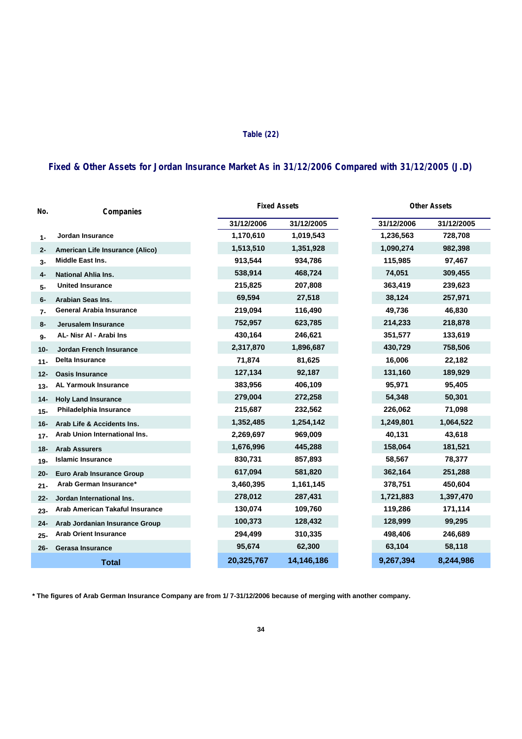**Table (22)**

## Fixed & Other Assets for Jordan Insurance Market As in 31/12/2006 Compared with 31/12/2005 (J.D)

| No. | Companies | Fixed Assets | | Other Assets | |
|---|---|---|---|---|---|
| | | 31/12/2006 | 31/12/2005 | 31/12/2006 | 31/12/2005 |
| 1- | Jordan Insurance | 1,170,610 | 1,019,543 | 1,236,563 | 728,708 |
| 2- | American Life Insurance (Alico) | 1,513,510 | 1,351,928 | 1,090,274 | 982,398 |
| 3- | Middle East Ins. | 913,544 | 934,786 | 115,985 | 97,467 |
| 4- | National Ahlia Ins. | 538,914 | 468,724 | 74,051 | 309,455 |
| 5- | United Insurance | 215,825 | 207,808 | 363,419 | 239,623 |
| 6- | Arabian Seas Ins. | 69,594 | 27,518 | 38,124 | 257,971 |
| 7- | General Arabia Insurance | 219,094 | 116,490 | 49,736 | 46,830 |
| 8- | Jerusalem Insurance | 752,957 | 623,785 | 214,233 | 218,878 |
| 9- | AL- Nisr Al - Arabi Ins | 430,164 | 246,621 | 351,577 | 133,619 |
| 10- | Jordan French Insurance | 2,317,870 | 1,896,687 | 430,729 | 758,506 |
| 11- | Delta Insurance | 71,874 | 81,625 | 16,006 | 22,182 |
| 12- | Oasis Insurance | 127,134 | 92,187 | 131,160 | 189,929 |
| 13- | AL Yarmouk Insurance | 383,956 | 406,109 | 95,971 | 95,405 |
| 14- | Holy Land Insurance | 279,004 | 272,258 | 54,348 | 50,301 |
| 15- | Philadelphia Insurance | 215,687 | 232,562 | 226,062 | 71,098 |
| 16- | Arab Life & Accidents Ins. | 1,352,485 | 1,254,142 | 1,249,801 | 1,064,522 |
| 17- | Arab Union International Ins. | 2,269,697 | 969,009 | 40,131 | 43,618 |
| 18- | Arab Assurers | 1,676,996 | 445,288 | 158,064 | 181,521 |
| 19- | Islamic Insurance | 830,731 | 857,893 | 58,567 | 78,377 |
| 20- | Euro Arab Insurance Group | 617,094 | 581,820 | 362,164 | 251,288 |
| 21- | Arab German Insurance* | 3,460,395 | 1,161,145 | 378,751 | 450,604 |
| 22- | Jordan International Ins. | 278,012 | 287,431 | 1,721,883 | 1,397,470 |
| 23- | Arab American Takaful Insurance | 130,074 | 109,760 | 119,286 | 171,114 |
| 24- | Arab Jordanian Insurance Group | 100,373 | 128,432 | 128,999 | 99,295 |
| 25- | Arab Orient Insurance | 294,499 | 310,335 | 498,406 | 246,689 |
| 26- | Gerasa Insurance | 95,674 | 62,300 | 63,104 | 58,118 |
| | **Total** | **20,325,767** | **14,146,186** | **9,267,394** | **8,244,986** |

**\* The figures of Arab German Insurance Company are from 1/ 7-31/12/2006 because of merging with another company.**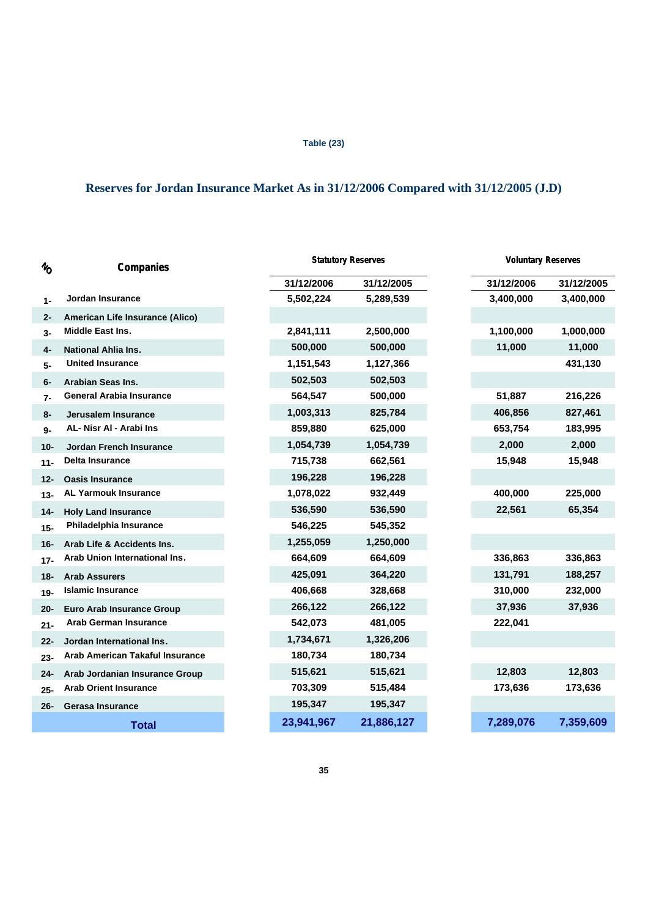Table (23)

## Reserves for Jordan Insurance Market As in 31/12/2006 Compared with 31/12/2005 (J.D)

| No | Companies | Statutory Reserves | | Voluntary Reserves | |
|---|---|---|---|---|---|
| | | 31/12/2006 | 31/12/2005 | 31/12/2006 | 31/12/2005 |
| 1- | Jordan Insurance | 5,502,224 | 5,289,539 | 3,400,000 | 3,400,000 |
| 2- | American Life Insurance (Alico) | | | | |
| 3- | Middle East Ins. | 2,841,111 | 2,500,000 | 1,100,000 | 1,000,000 |
| 4- | National Ahlia Ins. | 500,000 | 500,000 | 11,000 | 11,000 |
| 5- | United Insurance | 1,151,543 | 1,127,366 | | 431,130 |
| 6- | Arabian Seas Ins. | 502,503 | 502,503 | | |
| 7- | General Arabia Insurance | 564,547 | 500,000 | 51,887 | 216,226 |
| 8- | Jerusalem Insurance | 1,003,313 | 825,784 | 406,856 | 827,461 |
| 9- | AL- Nisr Al - Arabi Ins | 859,880 | 625,000 | 653,754 | 183,995 |
| 10- | Jordan French Insurance | 1,054,739 | 1,054,739 | 2,000 | 2,000 |
| 11- | Delta Insurance | 715,738 | 662,561 | 15,948 | 15,948 |
| 12- | Oasis Insurance | 196,228 | 196,228 | | |
| 13- | AL Yarmouk Insurance | 1,078,022 | 932,449 | 400,000 | 225,000 |
| 14- | Holy Land Insurance | 536,590 | 536,590 | 22,561 | 65,354 |
| 15- | Philadelphia Insurance | 546,225 | 545,352 | | |
| 16- | Arab Life & Accidents Ins. | 1,255,059 | 1,250,000 | | |
| 17- | Arab Union International Ins. | 664,609 | 664,609 | 336,863 | 336,863 |
| 18- | Arab Assurers | 425,091 | 364,220 | 131,791 | 188,257 |
| 19- | Islamic Insurance | 406,668 | 328,668 | 310,000 | 232,000 |
| 20- | Euro Arab Insurance Group | 266,122 | 266,122 | 37,936 | 37,936 |
| 21- | Arab German Insurance | 542,073 | 481,005 | 222,041 | |
| 22- | Jordan International Ins. | 1,734,671 | 1,326,206 | | |
| 23- | Arab American Takaful Insurance | 180,734 | 180,734 | | |
| 24- | Arab Jordanian Insurance Group | 515,621 | 515,621 | 12,803 | 12,803 |
| 25- | Arab Orient Insurance | 703,309 | 515,484 | 173,636 | 173,636 |
| 26- | Gerasa Insurance | 195,347 | 195,347 | | |
| | **Total** | **23,941,967** | **21,886,127** | **7,289,076** | **7,359,609** |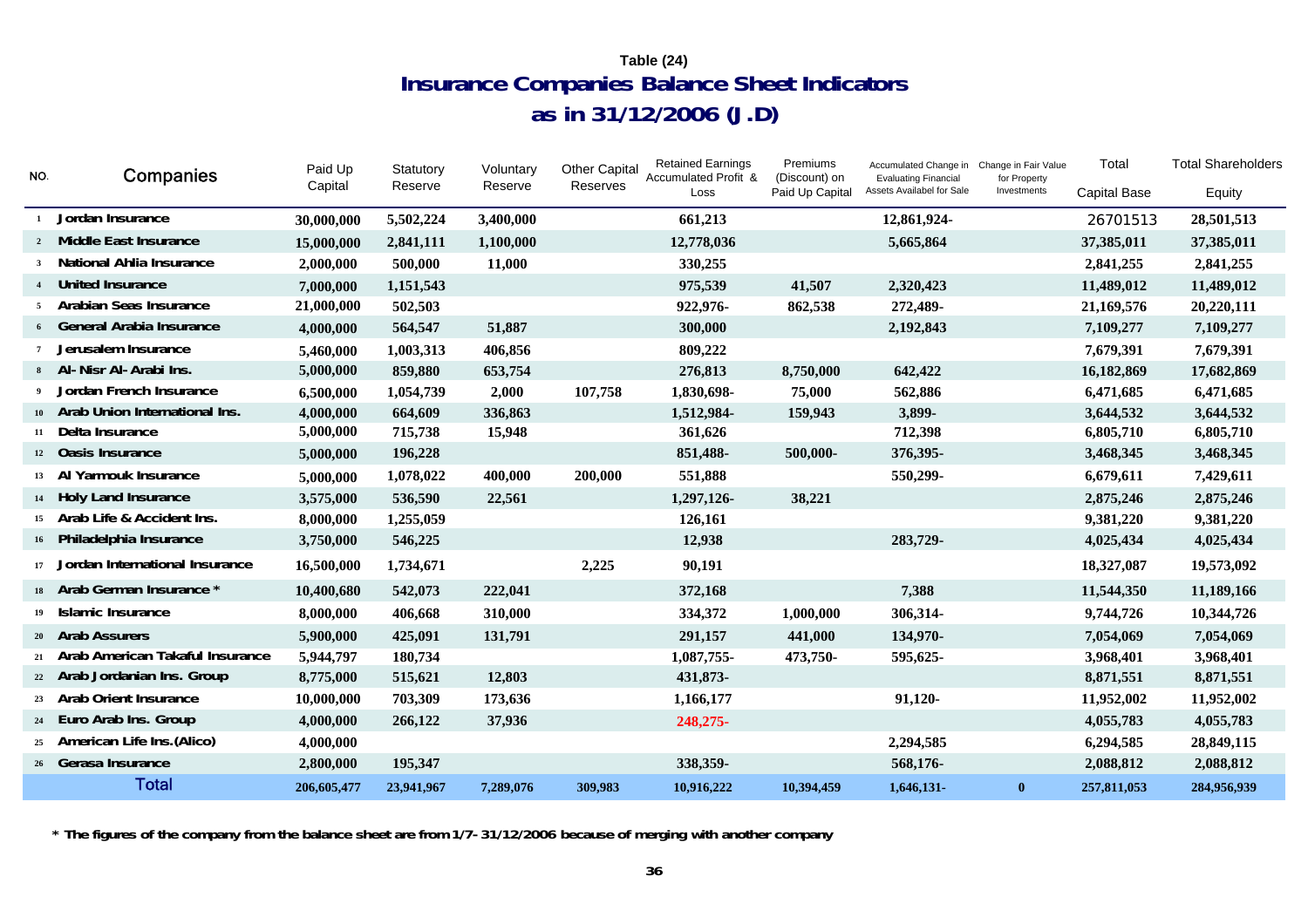Table (24)

# Insurance Companies Balance Sheet Indicators

## as in 31/12/2006 (J.D)

| NO. | Companies | Paid Up Capital | Statutory Reserve | Voluntary Reserve | Other Capital Reserves | Retained Earnings Accumulated Profit & Loss | Premiums (Discount) on Paid Up Capital | Accumulated Change in Evaluating Financial Assets Availabel for Sale | Change in Fair Value for Property Investments | Total Capital Base | Total Shareholders Equity |
|---|---|---|---|---|---|---|---|---|---|---|---|
| 1 | Jordan Insurance | 30,000,000 | 5,502,224 | 3,400,000 | | 661,213 | | 12,861,924- | | 26701513 | 28,501,513 |
| 2 | Middle East Insurance | 15,000,000 | 2,841,111 | 1,100,000 | | 12,778,036 | | 5,665,864 | | 37,385,011 | 37,385,011 |
| 3 | National Ahlia Insurance | 2,000,000 | 500,000 | 11,000 | | 330,255 | | | | 2,841,255 | 2,841,255 |
| 4 | United Insurance | 7,000,000 | 1,151,543 | | | 975,539 | 41,507 | 2,320,423 | | 11,489,012 | 11,489,012 |
| 5 | Arabian Seas Insurance | 21,000,000 | 502,503 | | | 922,976- | 862,538 | 272,489- | | 21,169,576 | 20,220,111 |
| 6 | General Arabia Insurance | 4,000,000 | 564,547 | 51,887 | | 300,000 | | 2,192,843 | | 7,109,277 | 7,109,277 |
| 7 | Jerusalem Insurance | 5,460,000 | 1,003,313 | 406,856 | | 809,222 | | | | 7,679,391 | 7,679,391 |
| 8 | Al- Nisr Al- Arabi Ins. | 5,000,000 | 859,880 | 653,754 | | 276,813 | 8,750,000 | 642,422 | | 16,182,869 | 17,682,869 |
| 9 | Jordan French Insurance | 6,500,000 | 1,054,739 | 2,000 | 107,758 | 1,830,698- | 75,000 | 562,886 | | 6,471,685 | 6,471,685 |
| 10 | Arab Union International Ins. | 4,000,000 | 664,609 | 336,863 | | 1,512,984- | 159,943 | 3,899- | | 3,644,532 | 3,644,532 |
| 11 | Delta Insurance | 5,000,000 | 715,738 | 15,948 | | 361,626 | | 712,398 | | 6,805,710 | 6,805,710 |
| 12 | Oasis Insurance | 5,000,000 | 196,228 | | | 851,488- | 500,000- | 376,395- | | 3,468,345 | 3,468,345 |
| 13 | Al Yarmouk Insurance | 5,000,000 | 1,078,022 | 400,000 | 200,000 | 551,888 | | 550,299- | | 6,679,611 | 7,429,611 |
| 14 | Holy Land Insurance | 3,575,000 | 536,590 | 22,561 | | 1,297,126- | 38,221 | | | 2,875,246 | 2,875,246 |
| 15 | Arab Life & Accident Ins. | 8,000,000 | 1,255,059 | | | 126,161 | | | | 9,381,220 | 9,381,220 |
| 16 | Philadelphia Insurance | 3,750,000 | 546,225 | | | 12,938 | | 283,729- | | 4,025,434 | 4,025,434 |
| 17 | Jordan International Insurance | 16,500,000 | 1,734,671 | | 2,225 | 90,191 | | | | 18,327,087 | 19,573,092 |
| 18 | Arab German Insurance * | 10,400,680 | 542,073 | 222,041 | | 372,168 | | 7,388 | | 11,544,350 | 11,189,166 |
| 19 | Islamic Insurance | 8,000,000 | 406,668 | 310,000 | | 334,372 | 1,000,000 | 306,314- | | 9,744,726 | 10,344,726 |
| 20 | Arab Assurers | 5,900,000 | 425,091 | 131,791 | | 291,157 | 441,000 | 134,970- | | 7,054,069 | 7,054,069 |
| 21 | Arab American Takaful Insurance | 5,944,797 | 180,734 | | | 1,087,755- | 473,750- | 595,625- | | 3,968,401 | 3,968,401 |
| 22 | Arab Jordanian Ins. Group | 8,775,000 | 515,621 | 12,803 | | 431,873- | | | | 8,871,551 | 8,871,551 |
| 23 | Arab Orient Insurance | 10,000,000 | 703,309 | 173,636 | | 1,166,177 | | 91,120- | | 11,952,002 | 11,952,002 |
| 24 | Euro Arab Ins. Group | 4,000,000 | 266,122 | 37,936 | | 248,275- | | | | 4,055,783 | 4,055,783 |
| 25 | American Life Ins.(Alico) | 4,000,000 | | | | | | 2,294,585 | | 6,294,585 | 28,849,115 |
| 26 | Gerasa Insurance | 2,800,000 | 195,347 | | | 338,359- | | 568,176- | | 2,088,812 | 2,088,812 |
| | Total | 206,605,477 | 23,941,967 | 7,289,076 | 309,983 | 10,916,222 | 10,394,459 | 1,646,131- | 0 | 257,811,053 | 284,956,939 |

* The figures of the company from the balance sheet are from 1/7- 31/12/2006 because of merging with another company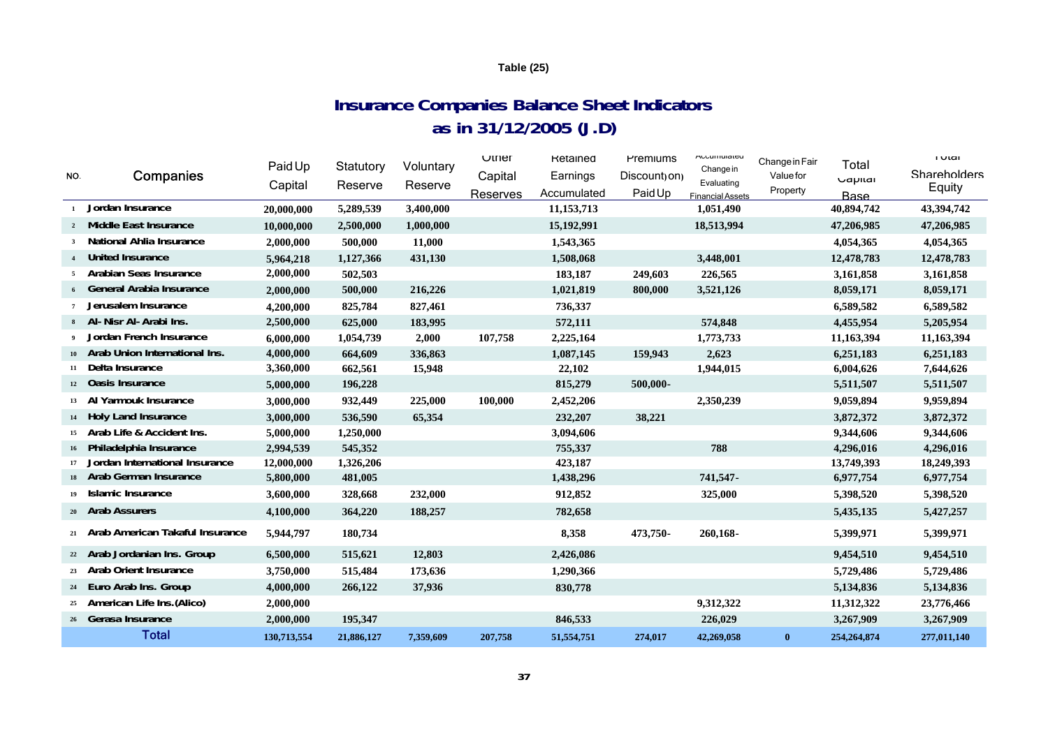Table (25)

## Insurance Companies Balance Sheet Indicators
## as in 31/12/2005 (J.D)

| NO. | Companies | Paid Up Capital | Statutory Reserve | Voluntary Reserve | Other Capital Reserves | Retained Earnings Accumulated | Premiums Discount) on) Paid Up | Accumulated Change in Evaluating Financial Assets | Change in Fair Value for Property | Total Capital Base | Total Shareholders Equity |
|---|---|---|---|---|---|---|---|---|---|---|---|
| 1 | Jordan Insurance | 20,000,000 | 5,289,539 | 3,400,000 | | 11,153,713 | | 1,051,490 | | 40,894,742 | 43,394,742 |
| 2 | Middle East Insurance | 10,000,000 | 2,500,000 | 1,000,000 | | 15,192,991 | | 18,513,994 | | 47,206,985 | 47,206,985 |
| 3 | National Ahlia Insurance | 2,000,000 | 500,000 | 11,000 | | 1,543,365 | | | | 4,054,365 | 4,054,365 |
| 4 | United Insurance | 5,964,218 | 1,127,366 | 431,130 | | 1,508,068 | | 3,448,001 | | 12,478,783 | 12,478,783 |
| 5 | Arabian Seas Insurance | 2,000,000 | 502,503 | | | 183,187 | 249,603 | 226,565 | | 3,161,858 | 3,161,858 |
| 6 | General Arabia Insurance | 2,000,000 | 500,000 | 216,226 | | 1,021,819 | 800,000 | 3,521,126 | | 8,059,171 | 8,059,171 |
| 7 | Jerusalem Insurance | 4,200,000 | 825,784 | 827,461 | | 736,337 | | | | 6,589,582 | 6,589,582 |
| 8 | Al- Nisr Al- Arabi Ins. | 2,500,000 | 625,000 | 183,995 | | 572,111 | | 574,848 | | 4,455,954 | 5,205,954 |
| 9 | Jordan French Insurance | 6,000,000 | 1,054,739 | 2,000 | 107,758 | 2,225,164 | | 1,773,733 | | 11,163,394 | 11,163,394 |
| 10 | Arab Union International Ins. | 4,000,000 | 664,609 | 336,863 | | 1,087,145 | 159,943 | 2,623 | | 6,251,183 | 6,251,183 |
| 11 | Delta Insurance | 3,360,000 | 662,561 | 15,948 | | 22,102 | | 1,944,015 | | 6,004,626 | 7,644,626 |
| 12 | Oasis Insurance | 5,000,000 | 196,228 | | | 815,279 | 500,000- | | | 5,511,507 | 5,511,507 |
| 13 | Al Yarmouk Insurance | 3,000,000 | 932,449 | 225,000 | 100,000 | 2,452,206 | | 2,350,239 | | 9,059,894 | 9,959,894 |
| 14 | Holy Land Insurance | 3,000,000 | 536,590 | 65,354 | | 232,207 | 38,221 | | | 3,872,372 | 3,872,372 |
| 15 | Arab Life & Accident Ins. | 5,000,000 | 1,250,000 | | | 3,094,606 | | | | 9,344,606 | 9,344,606 |
| 16 | Philadelphia Insurance | 2,994,539 | 545,352 | | | 755,337 | | 788 | | 4,296,016 | 4,296,016 |
| 17 | Jordan International Insurance | 12,000,000 | 1,326,206 | | | 423,187 | | | | 13,749,393 | 18,249,393 |
| 18 | Arab German Insurance | 5,800,000 | 481,005 | | | 1,438,296 | | 741,547- | | 6,977,754 | 6,977,754 |
| 19 | Islamic Insurance | 3,600,000 | 328,668 | 232,000 | | 912,852 | | 325,000 | | 5,398,520 | 5,398,520 |
| 20 | Arab Assurers | 4,100,000 | 364,220 | 188,257 | | 782,658 | | | | 5,435,135 | 5,427,257 |
| 21 | Arab American Takaful Insurance | 5,944,797 | 180,734 | | | 8,358 | 473,750- | 260,168- | | 5,399,971 | 5,399,971 |
| 22 | Arab Jordanian Ins. Group | 6,500,000 | 515,621 | 12,803 | | 2,426,086 | | | | 9,454,510 | 9,454,510 |
| 23 | Arab Orient Insurance | 3,750,000 | 515,484 | 173,636 | | 1,290,366 | | | | 5,729,486 | 5,729,486 |
| 24 | Euro Arab Ins. Group | 4,000,000 | 266,122 | 37,936 | | 830,778 | | | | 5,134,836 | 5,134,836 |
| 25 | American Life Ins.(Alico) | 2,000,000 | | | | | | 9,312,322 | | 11,312,322 | 23,776,466 |
| 26 | Gerasa Insurance | 2,000,000 | 195,347 | | | 846,533 | | 226,029 | | 3,267,909 | 3,267,909 |
| | **Total** | 130,713,554 | 21,886,127 | 7,359,609 | 207,758 | 51,554,751 | 274,017 | 42,269,058 | 0 | 254,264,874 | 277,011,140 |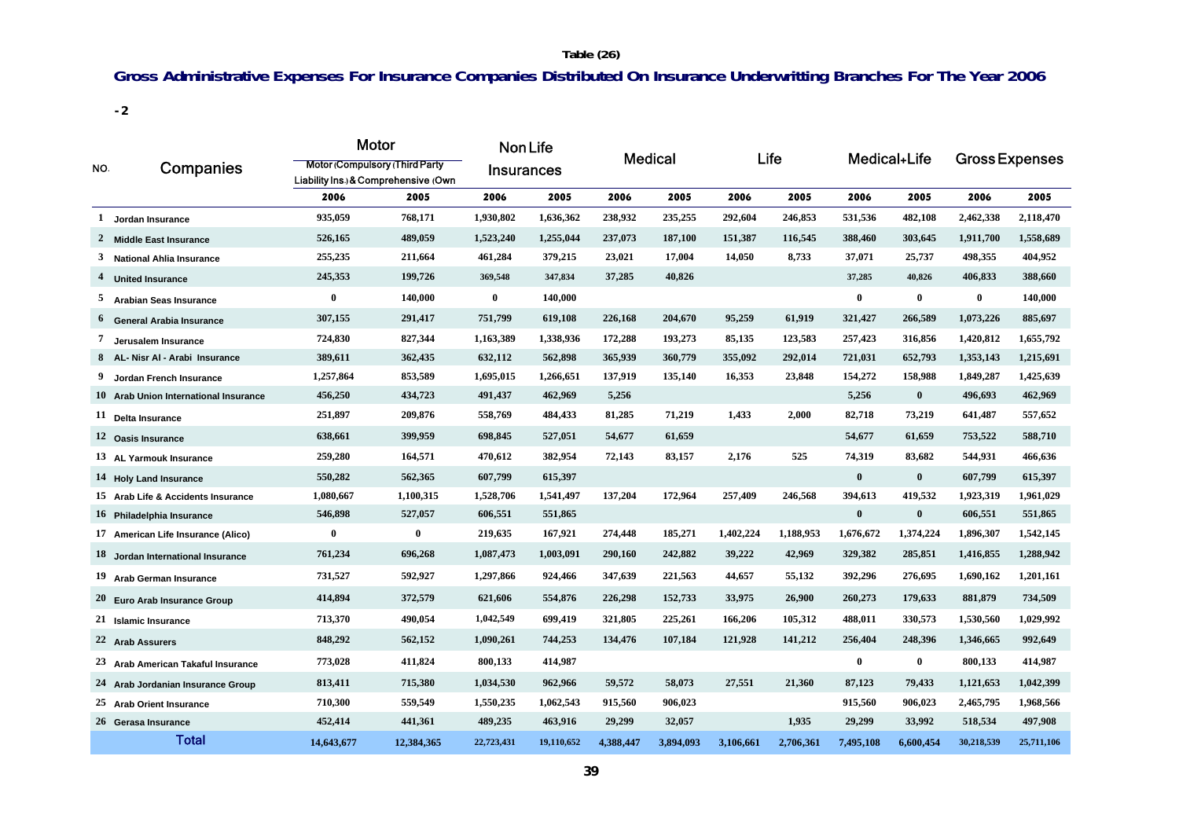Table (26)

## Gross Administrative Expenses For Insurance Companies Distributed On Insurance Underwritting Branches For The Year 2006

- 2

| NO. | Companies | Motor Motor (Compulsory (Third Party Liability Ins.) & Comprehensive (Own | | Non Life Insurances | | Medical | | Life | | Medical+Life | | Gross Expenses | |
|---|---|---|---|---|---|---|---|---|---|---|---|---|---|
| | | 2006 | 2005 | 2006 | 2005 | 2006 | 2005 | 2006 | 2005 | 2006 | 2005 | 2006 | 2005 |
| 1 | Jordan Insurance | 935,059 | 768,171 | 1,930,802 | 1,636,362 | 238,932 | 235,255 | 292,604 | 246,853 | 531,536 | 482,108 | 2,462,338 | 2,118,470 |
| 2 | Middle East Insurance | 526,165 | 489,059 | 1,523,240 | 1,255,044 | 237,073 | 187,100 | 151,387 | 116,545 | 388,460 | 303,645 | 1,911,700 | 1,558,689 |
| 3 | National Ahlia Insurance | 255,235 | 211,664 | 461,284 | 379,215 | 23,021 | 17,004 | 14,050 | 8,733 | 37,071 | 25,737 | 498,355 | 404,952 |
| 4 | United Insurance | 245,353 | 199,726 | 369,548 | 347,834 | 37,285 | 40,826 | | | 37,285 | 40,826 | 406,833 | 388,660 |
| 5 | Arabian Seas Insurance | 0 | 140,000 | 0 | 140,000 | | | | | 0 | 0 | 0 | 140,000 |
| 6 | General Arabia Insurance | 307,155 | 291,417 | 751,799 | 619,108 | 226,168 | 204,670 | 95,259 | 61,919 | 321,427 | 266,589 | 1,073,226 | 885,697 |
| 7 | Jerusalem Insurance | 724,830 | 827,344 | 1,163,389 | 1,338,936 | 172,288 | 193,273 | 85,135 | 123,583 | 257,423 | 316,856 | 1,420,812 | 1,655,792 |
| 8 | AL- Nisr Al - Arabi Insurance | 389,611 | 362,435 | 632,112 | 562,898 | 365,939 | 360,779 | 355,092 | 292,014 | 721,031 | 652,793 | 1,353,143 | 1,215,691 |
| 9 | Jordan French Insurance | 1,257,864 | 853,589 | 1,695,015 | 1,266,651 | 137,919 | 135,140 | 16,353 | 23,848 | 154,272 | 158,988 | 1,849,287 | 1,425,639 |
| 10 | Arab Union International Insurance | 456,250 | 434,723 | 491,437 | 462,969 | 5,256 | | | | 5,256 | 0 | 496,693 | 462,969 |
| 11 | Delta Insurance | 251,897 | 209,876 | 558,769 | 484,433 | 81,285 | 71,219 | 1,433 | 2,000 | 82,718 | 73,219 | 641,487 | 557,652 |
| 12 | Oasis Insurance | 638,661 | 399,959 | 698,845 | 527,051 | 54,677 | 61,659 | | | 54,677 | 61,659 | 753,522 | 588,710 |
| 13 | AL Yarmouk Insurance | 259,280 | 164,571 | 470,612 | 382,954 | 72,143 | 83,157 | 2,176 | 525 | 74,319 | 83,682 | 544,931 | 466,636 |
| 14 | Holy Land Insurance | 550,282 | 562,365 | 607,799 | 615,397 | | | | | 0 | 0 | 607,799 | 615,397 |
| 15 | Arab Life & Accidents Insurance | 1,080,667 | 1,100,315 | 1,528,706 | 1,541,497 | 137,204 | 172,964 | 257,409 | 246,568 | 394,613 | 419,532 | 1,923,319 | 1,961,029 |
| 16 | Philadelphia Insurance | 546,898 | 527,057 | 606,551 | 551,865 | | | | | 0 | 0 | 606,551 | 551,865 |
| 17 | American Life Insurance (Alico) | 0 | 0 | 219,635 | 167,921 | 274,448 | 185,271 | 1,402,224 | 1,188,953 | 1,676,672 | 1,374,224 | 1,896,307 | 1,542,145 |
| 18 | Jordan International Insurance | 761,234 | 696,268 | 1,087,473 | 1,003,091 | 290,160 | 242,882 | 39,222 | 42,969 | 329,382 | 285,851 | 1,416,855 | 1,288,942 |
| 19 | Arab German Insurance | 731,527 | 592,927 | 1,297,866 | 924,466 | 347,639 | 221,563 | 44,657 | 55,132 | 392,296 | 276,695 | 1,690,162 | 1,201,161 |
| 20 | Euro Arab Insurance Group | 414,894 | 372,579 | 621,606 | 554,876 | 226,298 | 152,733 | 33,975 | 26,900 | 260,273 | 179,633 | 881,879 | 734,509 |
| 21 | Islamic Insurance | 713,370 | 490,054 | 1,042,549 | 699,419 | 321,805 | 225,261 | 166,206 | 105,312 | 488,011 | 330,573 | 1,530,560 | 1,029,992 |
| 22 | Arab Assurers | 848,292 | 562,152 | 1,090,261 | 744,253 | 134,476 | 107,184 | 121,928 | 141,212 | 256,404 | 248,396 | 1,346,665 | 992,649 |
| 23 | Arab American Takaful Insurance | 773,028 | 411,824 | 800,133 | 414,987 | | | | | 0 | 0 | 800,133 | 414,987 |
| 24 | Arab Jordanian Insurance Group | 813,411 | 715,380 | 1,034,530 | 962,966 | 59,572 | 58,073 | 27,551 | 21,360 | 87,123 | 79,433 | 1,121,653 | 1,042,399 |
| 25 | Arab Orient Insurance | 710,300 | 559,549 | 1,550,235 | 1,062,543 | 915,560 | 906,023 | | | 915,560 | 906,023 | 2,465,795 | 1,968,566 |
| 26 | Gerasa Insurance | 452,414 | 441,361 | 489,235 | 463,916 | 29,299 | 32,057 | | 1,935 | 29,299 | 33,992 | 518,534 | 497,908 |
| | **Total** | 14,643,677 | 12,384,365 | 22,723,431 | 19,110,652 | 4,388,447 | 3,894,093 | 3,106,661 | 2,706,361 | 7,495,108 | 6,600,454 | 30,218,539 | 25,711,106 |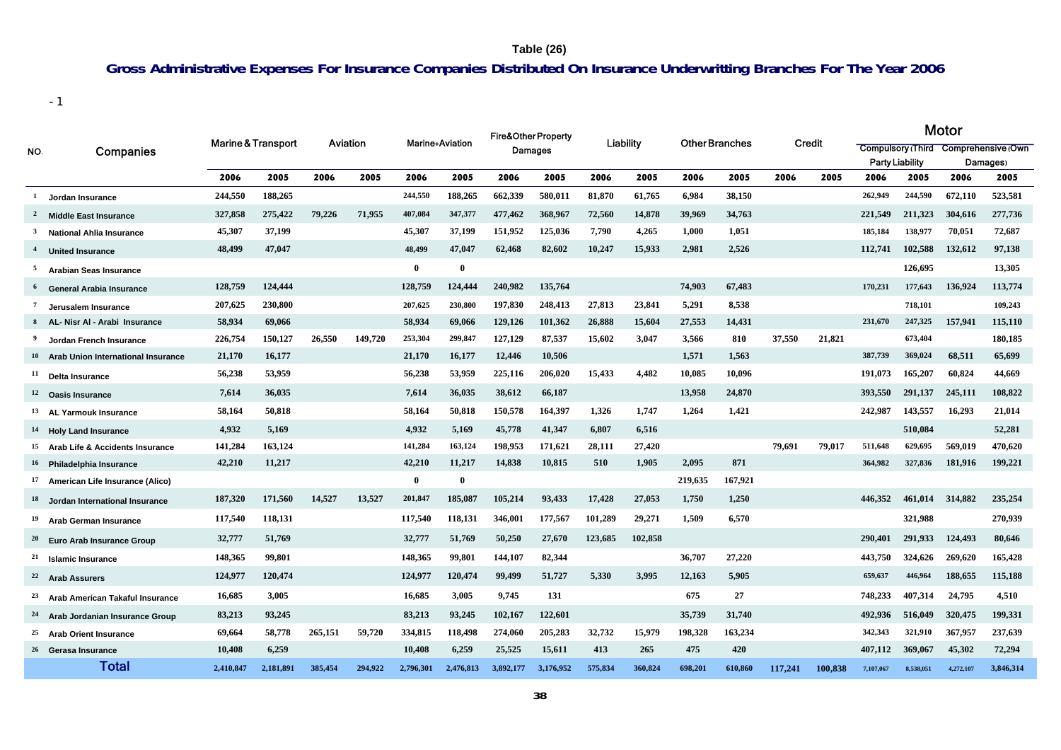**Table (26)**

## Gross Administrative Expenses For Insurance Companies Distributed On Insurance Underwritting Branches For The Year 2006

- 1

| NO. | Companies | Marine & Transport | | Aviation | | Marine+Aviation | | Fire&Other Property Damages | | Liability | | Other Branches | | Credit | | Motor | | | |
|---|---|---|---|---|---|---|---|---|---|---|---|---|---|---|---|---|---|---|---|
| | | | | | | | | | | | | | | | | Compulsory (Third Party Liability | | Comprehensive (Own Damages) | |
| | | 2006 | 2005 | 2006 | 2005 | 2006 | 2005 | 2006 | 2005 | 2006 | 2005 | 2006 | 2005 | 2006 | 2005 | 2006 | 2005 | 2006 | 2005 |
| 1 | Jordan Insurance | 244,550 | 188,265 | | | 244,550 | 188,265 | 662,339 | 580,011 | 81,870 | 61,765 | 6,984 | 38,150 | | | 262,949 | 244,590 | 672,110 | 523,581 |
| 2 | Middle East Insurance | 327,858 | 275,422 | 79,226 | 71,955 | 407,084 | 347,377 | 477,462 | 368,967 | 72,560 | 14,878 | 39,969 | 34,763 | | | 221,549 | 211,323 | 304,616 | 277,736 |
| 3 | National Ahlia Insurance | 45,307 | 37,199 | | | 45,307 | 37,199 | 151,952 | 125,036 | 7,790 | 4,265 | 1,000 | 1,051 | | | 185,184 | 138,977 | 70,051 | 72,687 |
| 4 | United Insurance | 48,499 | 47,047 | | | 48,499 | 47,047 | 62,468 | 82,602 | 10,247 | 15,933 | 2,981 | 2,526 | | | 112,741 | 102,588 | 132,612 | 97,138 |
| 5 | Arabian Seas Insurance | | | | | 0 | 0 | | | | | | | | | | 126,695 | | 13,305 |
| 6 | General Arabia Insurance | 128,759 | 124,444 | | | 128,759 | 124,444 | 240,982 | 135,764 | | | 74,903 | 67,483 | | | 170,231 | 177,643 | 136,924 | 113,774 |
| 7 | Jerusalem Insurance | 207,625 | 230,800 | | | 207,625 | 230,800 | 197,830 | 248,413 | 27,813 | 23,841 | 5,291 | 8,538 | | | | 718,101 | | 109,243 |
| 8 | AL- Nisr Al - Arabi Insurance | 58,934 | 69,066 | | | 58,934 | 69,066 | 129,126 | 101,362 | 26,888 | 15,604 | 27,553 | 14,431 | | | 231,670 | 247,325 | 157,941 | 115,110 |
| 9 | Jordan French Insurance | 226,754 | 150,127 | 26,550 | 149,720 | 253,304 | 299,847 | 127,129 | 87,537 | 15,602 | 3,047 | 3,566 | 810 | 37,550 | 21,821 | | 673,404 | | 180,185 |
| 10 | Arab Union International Insurance | 21,170 | 16,177 | | | 21,170 | 16,177 | 12,446 | 10,506 | | | 1,571 | 1,563 | | | 387,739 | 369,024 | 68,511 | 65,699 |
| 11 | Delta Insurance | 56,238 | 53,959 | | | 56,238 | 53,959 | 225,116 | 206,020 | 15,433 | 4,482 | 10,085 | 10,096 | | | 191,073 | 165,207 | 60,824 | 44,669 |
| 12 | Oasis Insurance | 7,614 | 36,035 | | | 7,614 | 36,035 | 38,612 | 66,187 | | | 13,958 | 24,870 | | | 393,550 | 291,137 | 245,111 | 108,822 |
| 13 | AL Yarmouk Insurance | 58,164 | 50,818 | | | 58,164 | 50,818 | 150,578 | 164,397 | 1,326 | 1,747 | 1,264 | 1,421 | | | 242,987 | 143,557 | 16,293 | 21,014 |
| 14 | Holy Land Insurance | 4,932 | 5,169 | | | 4,932 | 5,169 | 45,778 | 41,347 | 6,807 | 6,516 | | | | | | 510,084 | | 52,281 |
| 15 | Arab Life & Accidents Insurance | 141,284 | 163,124 | | | 141,284 | 163,124 | 198,953 | 171,621 | 28,111 | 27,420 | | | 79,691 | 79,017 | 511,648 | 629,695 | 569,019 | 470,620 |
| 16 | Philadelphia Insurance | 42,210 | 11,217 | | | 42,210 | 11,217 | 14,838 | 10,815 | 510 | 1,905 | 2,095 | 871 | | | 364,982 | 327,836 | 181,916 | 199,221 |
| 17 | American Life Insurance (Alico) | | | | | 0 | 0 | | | | | 219,635 | 167,921 | | | | | | |
| 18 | Jordan International Insurance | 187,320 | 171,560 | 14,527 | 13,527 | 201,847 | 185,087 | 105,214 | 93,433 | 17,428 | 27,053 | 1,750 | 1,250 | | | 446,352 | 461,014 | 314,882 | 235,254 |
| 19 | Arab German Insurance | 117,540 | 118,131 | | | 117,540 | 118,131 | 346,001 | 177,567 | 101,289 | 29,271 | 1,509 | 6,570 | | | | 321,988 | | 270,939 |
| 20 | Euro Arab Insurance Group | 32,777 | 51,769 | | | 32,777 | 51,769 | 50,250 | 27,670 | 123,685 | 102,858 | | | | | 290,401 | 291,933 | 124,493 | 80,646 |
| 21 | Islamic Insurance | 148,365 | 99,801 | | | 148,365 | 99,801 | 144,107 | 82,344 | | | 36,707 | 27,220 | | | 443,750 | 324,626 | 269,620 | 165,428 |
| 22 | Arab Assurers | 124,977 | 120,474 | | | 124,977 | 120,474 | 99,499 | 51,727 | 5,330 | 3,995 | 12,163 | 5,905 | | | 659,637 | 446,964 | 188,655 | 115,188 |
| 23 | Arab American Takaful Insurance | 16,685 | 3,005 | | | 16,685 | 3,005 | 9,745 | 131 | | | 675 | 27 | | | 748,233 | 407,314 | 24,795 | 4,510 |
| 24 | Arab Jordanian Insurance Group | 83,213 | 93,245 | | | 83,213 | 93,245 | 102,167 | 122,601 | | | 35,739 | 31,740 | | | 492,936 | 516,049 | 320,475 | 199,331 |
| 25 | Arab Orient Insurance | 69,664 | 58,778 | 265,151 | 59,720 | 334,815 | 118,498 | 274,060 | 205,283 | 32,732 | 15,979 | 198,328 | 163,234 | | | 342,343 | 321,910 | 367,957 | 237,639 |
| 26 | Gerasa Insurance | 10,408 | 6,259 | | | 10,408 | 6,259 | 25,525 | 15,611 | 413 | 265 | 475 | 420 | | | 407,112 | 369,067 | 45,302 | 72,294 |
| | **Total** | 2,410,847 | 2,181,891 | 385,454 | 294,922 | 2,796,301 | 2,476,813 | 3,892,177 | 3,176,952 | 575,834 | 360,824 | 698,201 | 610,860 | 117,241 | 100,838 | 7,107,067 | 8,538,051 | 4,272,107 | 3,846,314 |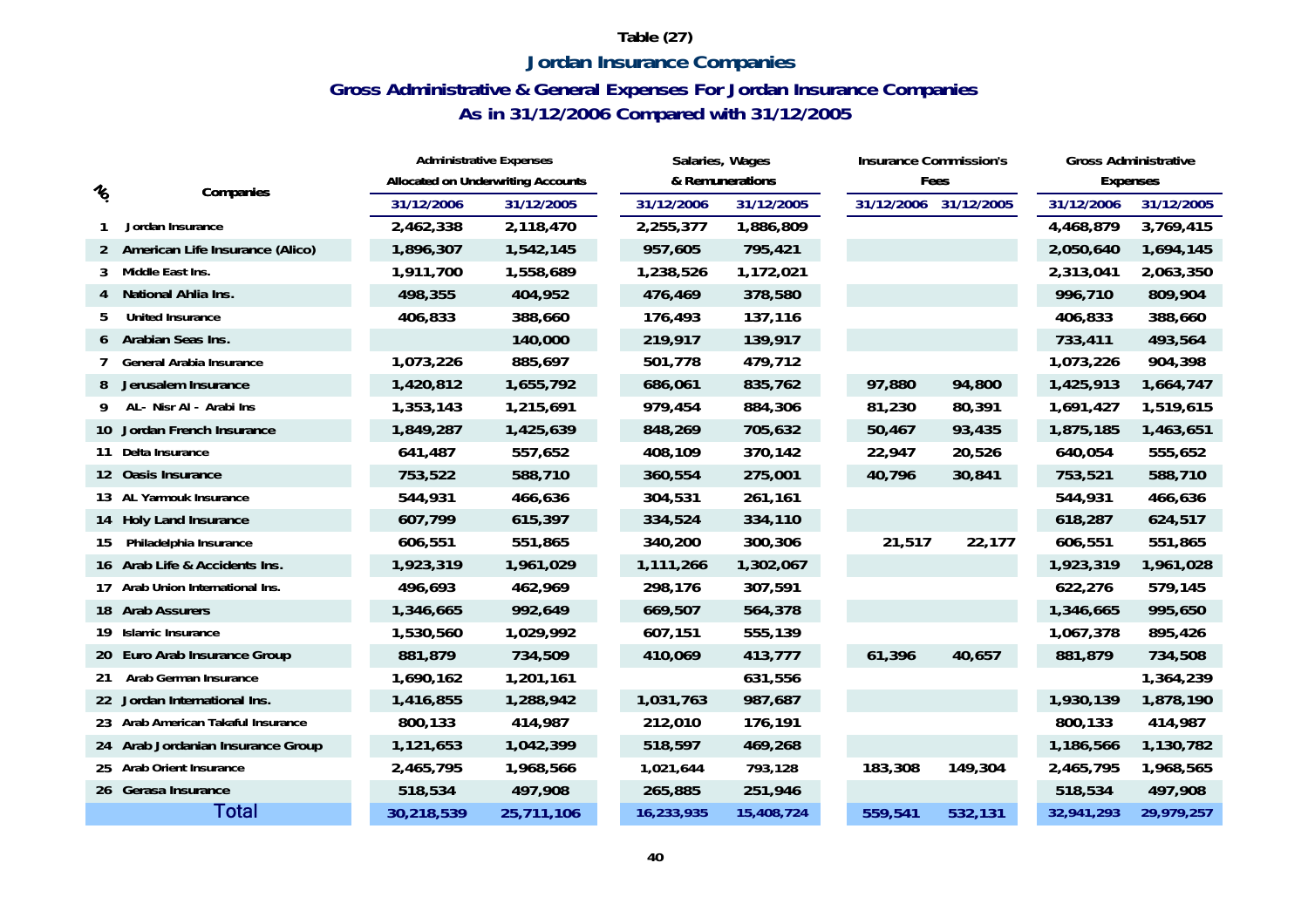Table (27)

## Jordan Insurance Companies

### Gross Administrative & General Expenses For Jordan Insurance Companies

### As in 31/12/2006 Compared with 31/12/2005

| No. | Companies | Administrative Expenses Allocated on Underwriting Accounts | | Salaries, Wages & Remunerations | | Insurance Commission's Fees | | Gross Administrative Expenses | |
|---|---|---|---|---|---|---|---|---|---|
| | | 31/12/2006 | 31/12/2005 | 31/12/2006 | 31/12/2005 | 31/12/2006 | 31/12/2005 | 31/12/2006 | 31/12/2005 |
| 1 | Jordan Insurance | 2,462,338 | 2,118,470 | 2,255,377 | 1,886,809 | | | 4,468,879 | 3,769,415 |
| 2 | American Life Insurance (Alico) | 1,896,307 | 1,542,145 | 957,605 | 795,421 | | | 2,050,640 | 1,694,145 |
| 3 | Middle East Ins. | 1,911,700 | 1,558,689 | 1,238,526 | 1,172,021 | | | 2,313,041 | 2,063,350 |
| 4 | National Ahlia Ins. | 498,355 | 404,952 | 476,469 | 378,580 | | | 996,710 | 809,904 |
| 5 | United Insurance | 406,833 | 388,660 | 176,493 | 137,116 | | | 406,833 | 388,660 |
| 6 | Arabian Seas Ins. | | 140,000 | 219,917 | 139,917 | | | 733,411 | 493,564 |
| 7 | General Arabia Insurance | 1,073,226 | 885,697 | 501,778 | 479,712 | | | 1,073,226 | 904,398 |
| 8 | Jerusalem Insurance | 1,420,812 | 1,655,792 | 686,061 | 835,762 | 97,880 | 94,800 | 1,425,913 | 1,664,747 |
| 9 | AL- Nisr Al - Arabi Ins | 1,353,143 | 1,215,691 | 979,454 | 884,306 | 81,230 | 80,391 | 1,691,427 | 1,519,615 |
| 10 | Jordan French Insurance | 1,849,287 | 1,425,639 | 848,269 | 705,632 | 50,467 | 93,435 | 1,875,185 | 1,463,651 |
| 11 | Delta Insurance | 641,487 | 557,652 | 408,109 | 370,142 | 22,947 | 20,526 | 640,054 | 555,652 |
| 12 | Oasis Insurance | 753,522 | 588,710 | 360,554 | 275,001 | 40,796 | 30,841 | 753,521 | 588,710 |
| 13 | AL Yarmouk Insurance | 544,931 | 466,636 | 304,531 | 261,161 | | | 544,931 | 466,636 |
| 14 | Holy Land Insurance | 607,799 | 615,397 | 334,524 | 334,110 | | | 618,287 | 624,517 |
| 15 | Philadelphia Insurance | 606,551 | 551,865 | 340,200 | 300,306 | 21,517 | 22,177 | 606,551 | 551,865 |
| 16 | Arab Life & Accidents Ins. | 1,923,319 | 1,961,029 | 1,111,266 | 1,302,067 | | | 1,923,319 | 1,961,028 |
| 17 | Arab Union International Ins. | 496,693 | 462,969 | 298,176 | 307,591 | | | 622,276 | 579,145 |
| 18 | Arab Assurers | 1,346,665 | 992,649 | 669,507 | 564,378 | | | 1,346,665 | 995,650 |
| 19 | Islamic Insurance | 1,530,560 | 1,029,992 | 607,151 | 555,139 | | | 1,067,378 | 895,426 |
| 20 | Euro Arab Insurance Group | 881,879 | 734,509 | 410,069 | 413,777 | 61,396 | 40,657 | 881,879 | 734,508 |
| 21 | Arab German Insurance | 1,690,162 | 1,201,161 | | 631,556 | | | | 1,364,239 |
| 22 | Jordan International Ins. | 1,416,855 | 1,288,942 | 1,031,763 | 987,687 | | | 1,930,139 | 1,878,190 |
| 23 | Arab American Takaful Insurance | 800,133 | 414,987 | 212,010 | 176,191 | | | 800,133 | 414,987 |
| 24 | Arab Jordanian Insurance Group | 1,121,653 | 1,042,399 | 518,597 | 469,268 | | | 1,186,566 | 1,130,782 |
| 25 | Arab Orient Insurance | 2,465,795 | 1,968,566 | 1,021,644 | 793,128 | 183,308 | 149,304 | 2,465,795 | 1,968,565 |
| 26 | Gerasa Insurance | 518,534 | 497,908 | 265,885 | 251,946 | | | 518,534 | 497,908 |
| | Total | 30,218,539 | 25,711,106 | 16,233,935 | 15,408,724 | 559,541 | 532,131 | 32,941,293 | 29,979,257 |